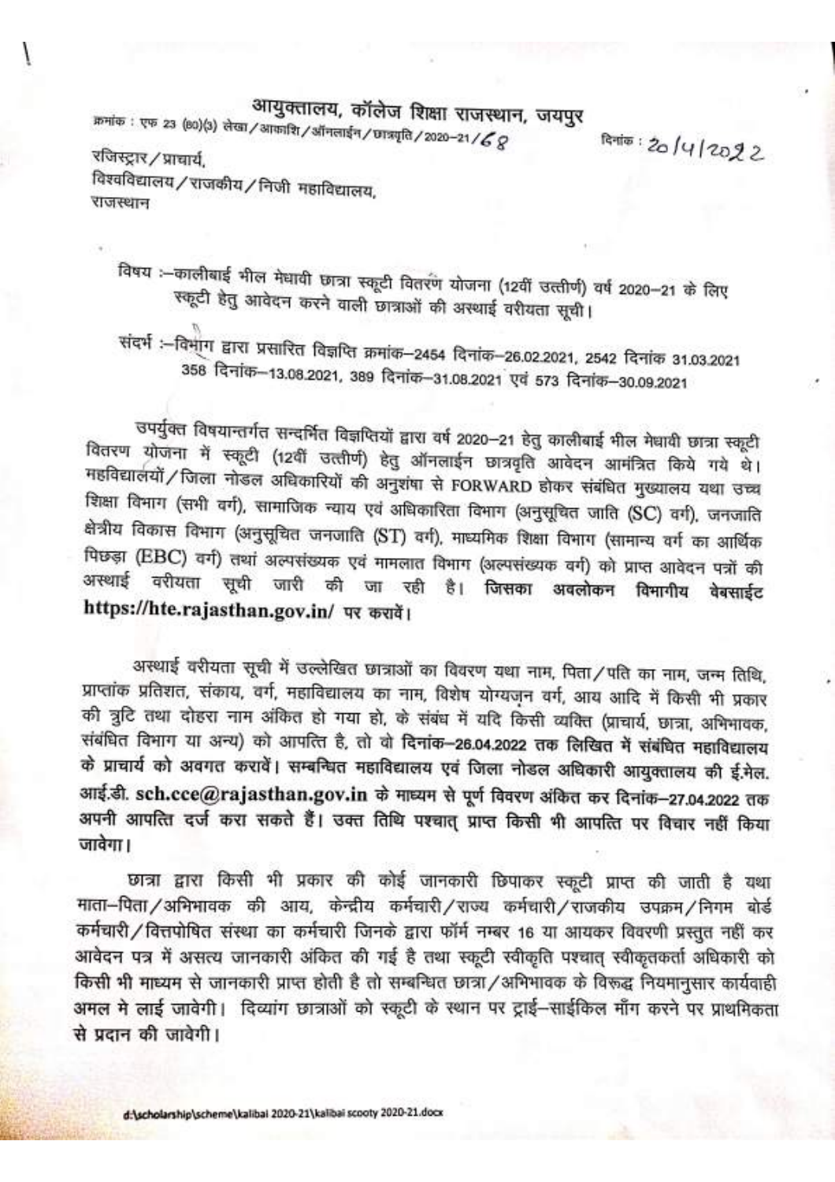# आयुक्तालय, कॉलेज शिक्षा राजस्थान, जयपुर

क्रमांक : एफ 23 (80)(3) लेखा/आकाशि/ऑनलाईन/छात्रवृति/2020-21/68 दिनांक : 20/4/2022

रजिस्ट्रार/प्राचार्य,
विश्वविद्यालय/राजकीय/निजी महाविद्यालय,
राजस्थान

विषय :-कालीबाई भील मेधावी छात्रा स्कूटी वितरण योजना (12वीं उत्तीर्ण) वर्ष 2020-21 के लिए स्कूटी हेतु आवेदन करने वाली छात्राओं की अस्थाई वरीयता सूची।

संदर्भ :-विभाग द्वारा प्रसारित विज्ञप्ति क्रमांक-2454 दिनांक-26.02.2021, 2542 दिनांक 31.03.2021 358 दिनांक-13.08.2021, 389 दिनांक-31.08.2021 एवं 573 दिनांक-30.09.2021

उपर्युक्त विषयान्तर्गत सन्दर्भित विज्ञप्तियों द्वारा वर्ष 2020-21 हेतु कालीबाई भील मेधावी छात्रा स्कूटी वितरण योजना में स्कूटी (12वीं उत्तीर्ण) हेतु ऑनलाईन छात्रवृति आवेदन आमंत्रित किये गये थे। महविद्यालयों/जिला नोडल अधिकारियों की अनुशंषा से FORWARD होकर संबंधित मुख्यालय यथा उच्च शिक्षा विभाग (सभी वर्ग), सामाजिक न्याय एवं अधिकारिता विभाग (अनुसूचित जाति (SC) वर्ग), जनजाति क्षेत्रीय विकास विभाग (अनुसूचित जनजाति (ST) वर्ग), माध्यमिक शिक्षा विभाग (सामान्य वर्ग का आर्थिक पिछड़ा (EBC) वर्ग) तथां अल्पसंख्यक एवं मामलात विभाग (अल्पसंख्यक वर्ग) को प्राप्त आवेदन पत्रों की अस्थाई वरीयता सूची जारी की जा रही है। **जिसका अवलोकन विभागीय वेबसाईट https://hte.rajasthan.gov.in/ पर करावें।**

अस्थाई वरीयता सूची में उल्लेखित छात्राओं का विवरण यथा नाम, पिता/पति का नाम, जन्म तिथि, प्राप्तांक प्रतिशत, संकाय, वर्ग, महाविद्यालय का नाम, विशेष योग्यजन वर्ग, आय आदि में किसी भी प्रकार की त्रुटि तथा दोहरा नाम अंकित हो गया हो, के संबंध में यदि किसी व्यक्ति (प्राचार्य, छात्रा, अभिभावक, संबंधित विभाग या अन्य) को आपत्ति है, तो वो **दिनांक-26.04.2022 तक लिखित में संबंधित महाविद्यालय के प्राचार्य को अवगत करावें। सम्बन्धित महाविद्यालय एवं जिला नोडल अधिकारी आयुक्तालय की ई.मेल. आई.डी. sch.cce@rajasthan.gov.in के माध्यम से पूर्ण विवरण अंकित कर दिनांक-27.04.2022 तक अपनी आपत्ति दर्ज करा सकते हैं। उक्त तिथि पश्चात् प्राप्त किसी भी आपत्ति पर विचार नहीं किया जावेगा।**

छात्रा द्वारा किसी भी प्रकार की कोई जानकारी छिपाकर स्कूटी प्राप्त की जाती है यथा माता-पिता/अभिभावक की आय, केन्द्रीय कर्मचारी/राज्य कर्मचारी/राजकीय उपक्रम/निगम बोर्ड कर्मचारी/वित्तपोषित संस्था का कर्मचारी जिनके द्वारा फॉर्म नम्बर 16 या आयकर विवरणी प्रस्तुत नहीं कर आवेदन पत्र में असत्य जानकारी अंकित की गई है तथा स्कूटी स्वीकृति पश्चात् स्वीकृतकर्ता अधिकारी को किसी भी माध्यम से जानकारी प्राप्त होती है तो सम्बन्धित छात्रा/अभिभावक के विरूद्ध नियमानुसार कार्यवाही अमल मे लाई जावेगी। दिव्यांग छात्राओं को स्कूटी के स्थान पर ट्राई-साईकिल माँग करने पर प्राथमिकता से प्रदान की जावेगी।

d:\scholarship\scheme\kalibai 2020-21\kalibai scooty 2020-21.docx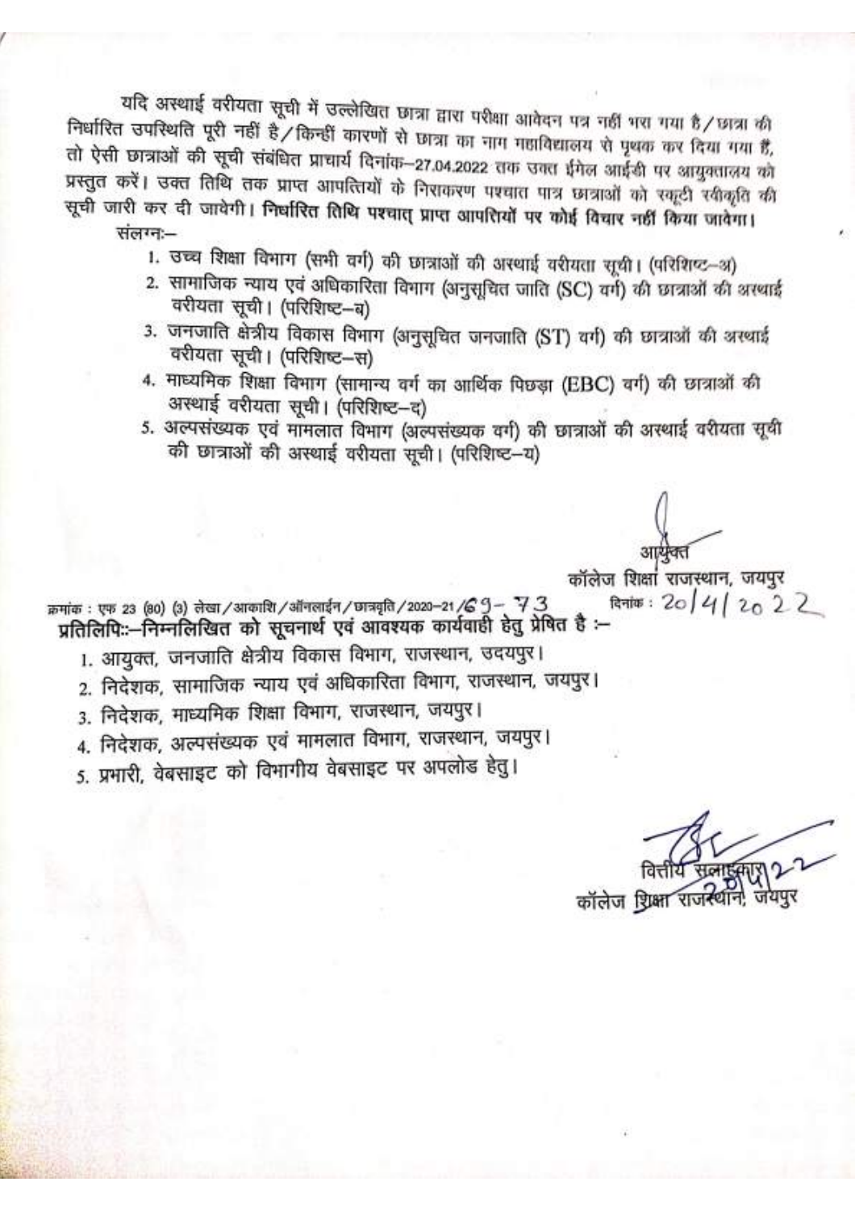यदि अस्थाई वरीयता सूची में उल्लेखित छात्रा द्वारा परीक्षा आवेदन पत्र नहीं भरा गया है/छात्रा की निर्धारित उपस्थिति पूरी नहीं है/किन्हीं कारणों से छात्रा का नाम महाविद्यालय से पृथक कर दिया गया हैं, तो ऐसी छात्राओं की सूची संबंधित प्राचार्य दिनांक-27.04.2022 तक उक्त ईमेल आईडी पर आयुक्तालय को प्रस्तुत करें। उक्त तिथि तक प्राप्त आपत्तियों के निराकरण पश्चात पात्र छात्राओं को स्कूटी स्वीकृति की सूची जारी कर दी जावेगी। **निर्धारित तिथि पश्चात् प्राप्त आपत्तियों पर कोई विचार नहीं किया जावेगा।**

संलग्नः—

1. उच्च शिक्षा विभाग (सभी वर्ग) की छात्राओं की अस्थाई वरीयता सूची। (परिशिष्ट—अ)
2. सामाजिक न्याय एवं अधिकारिता विभाग (अनुसूचित जाति (SC) वर्ग) की छात्राओं की अस्थाई वरीयता सूची। (परिशिष्ट—ब)
3. जनजाति क्षेत्रीय विकास विभाग (अनुसूचित जनजाति (ST) वर्ग) की छात्राओं की अस्थाई वरीयता सूची। (परिशिष्ट—स)
4. माध्यमिक शिक्षा विभाग (सामान्य वर्ग का आर्थिक पिछड़ा (EBC) वर्ग) की छात्राओं की अस्थाई वरीयता सूची। (परिशिष्ट—द)
5. अल्पसंख्यक एवं मामलात विभाग (अल्पसंख्यक वर्ग) की छात्राओं की अस्थाई वरीयता सूची की छात्राओं की अस्थाई वरीयता सूची। (परिशिष्ट—य)

आयुक्त
कॉलेज शिक्षा राजस्थान, जयपुर

क्रमांक : एफ 23 (80) (3) लेखा/आकाशि/ऑनलाईन/छात्रवृति/2020-21/69-73 दिनांक : 20/4/2022

**प्रतिलिपिः—निम्नलिखित को सूचनार्थ एवं आवश्यक कार्यवाही हेतु प्रेषित है :—**

1. आयुक्त, जनजाति क्षेत्रीय विकास विभाग, राजस्थान, उदयपुर।
2. निदेशक, सामाजिक न्याय एवं अधिकारिता विभाग, राजस्थान, जयपुर।
3. निदेशक, माध्यमिक शिक्षा विभाग, राजस्थान, जयपुर।
4. निदेशक, अल्पसंख्यक एवं मामलात विभाग, राजस्थान, जयपुर।
5. प्रभारी, वेबसाइट को विभागीय वेबसाइट पर अपलोड हेतु।

वित्तीय सलाहकार
कॉलेज शिक्षा राजस्थान, जयपुर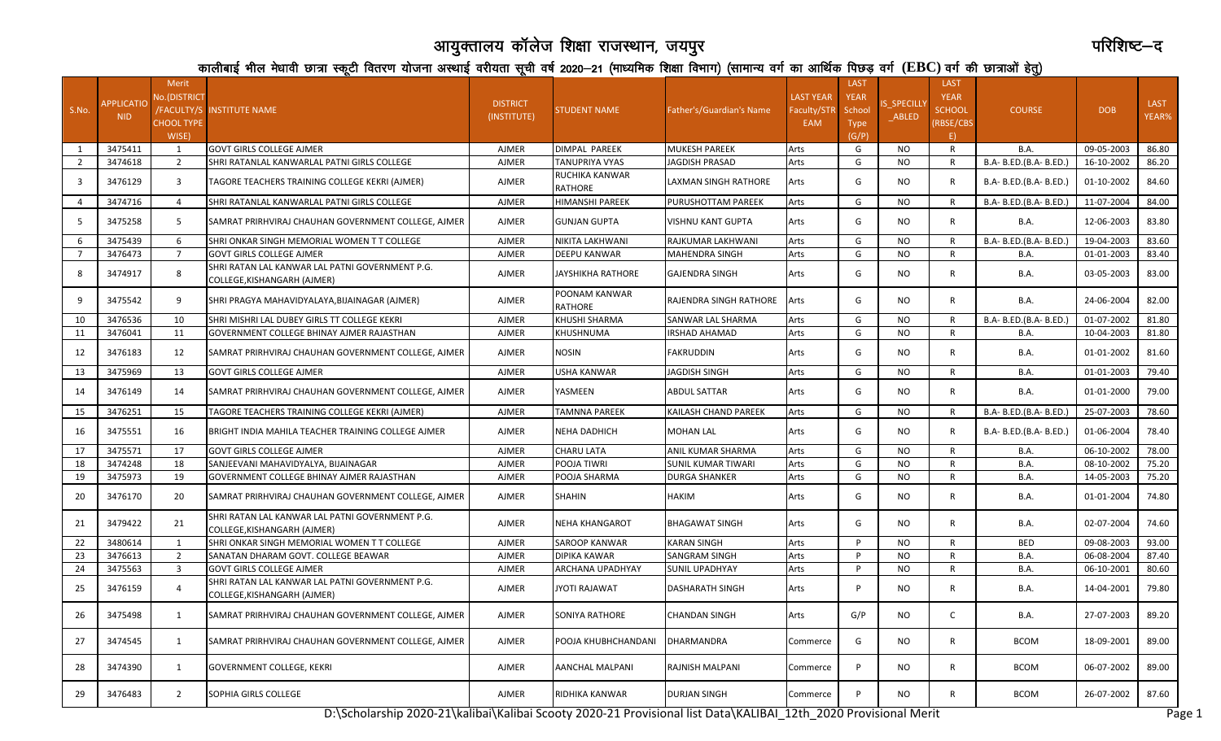# आयुक्तालय कॉलेज शिक्षा राजस्थान, जयपुर

परिशिष्ट–द

## कालीबाई भील मेधावी छात्रा स्कूटी वितरण योजना अस्थाई वरीयता सूची वर्ष 2020–21 (माध्यमिक शिक्षा विभाग) (सामान्य वर्ग का आर्थिक पिछड़ वर्ग (EBC) वर्ग की छात्राओं हेतु)

| S.No. | APPLICATIONID | Merit No.(DISTRICT/FACULTY/SCHOOL TYPE WISE) | INSTITUTE NAME | DISTRICT (INSTITUTE) | STUDENT NAME | Father's/Guardian's Name | LAST YEAR Faculty/STREAM | LAST YEAR School Type (G/P) | IS_SPECILLY_ABLED | LAST YEAR SCHOOL (RBSE/CBSE) | COURSE | DOB | LAST YEAR% |
|---|---|---|---|---|---|---|---|---|---|---|---|---|---|
| 1 | 3475411 | 1 | GOVT GIRLS COLLEGE AJMER | AJMER | DIMPAL PAREEK | MUKESH PAREEK | Arts | G | NO | R | B.A. | 09-05-2003 | 86.80 |
| 2 | 3474618 | 2 | SHRI RATANLAL KANWARLAL PATNI GIRLS COLLEGE | AJMER | TANUPRIYA VYAS | JAGDISH PRASAD | Arts | G | NO | R | B.A- B.ED.(B.A- B.ED.) | 16-10-2002 | 86.20 |
| 3 | 3476129 | 3 | TAGORE TEACHERS TRAINING COLLEGE KEKRI (AJMER) | AJMER | RUCHIKA KANWAR RATHORE | LAXMAN SINGH RATHORE | Arts | G | NO | R | B.A- B.ED.(B.A- B.ED.) | 01-10-2002 | 84.60 |
| 4 | 3474716 | 4 | SHRI RATANLAL KANWARLAL PATNI GIRLS COLLEGE | AJMER | HIMANSHI PAREEK | PURUSHOTTAM PAREEK | Arts | G | NO | R | B.A- B.ED.(B.A- B.ED.) | 11-07-2004 | 84.00 |
| 5 | 3475258 | 5 | SAMRAT PRIRHVIRAJ CHAUHAN GOVERNMENT COLLEGE, AJMER | AJMER | GUNJAN GUPTA | VISHNU KANT GUPTA | Arts | G | NO | R | B.A. | 12-06-2003 | 83.80 |
| 6 | 3475439 | 6 | SHRI ONKAR SINGH MEMORIAL WOMEN T T COLLEGE | AJMER | NIKITA LAKHWANI | RAJKUMAR LAKHWANI | Arts | G | NO | R | B.A- B.ED.(B.A- B.ED.) | 19-04-2003 | 83.60 |
| 7 | 3476473 | 7 | GOVT GIRLS COLLEGE AJMER | AJMER | DEEPU KANWAR | MAHENDRA SINGH | Arts | G | NO | R | B.A. | 01-01-2003 | 83.40 |
| 8 | 3474917 | 8 | SHRI RATAN LAL KANWAR LAL PATNI GOVERNMENT P.G. COLLEGE,KISHANGARH (AJMER) | AJMER | JAYSHIKHA RATHORE | GAJENDRA SINGH | Arts | G | NO | R | B.A. | 03-05-2003 | 83.00 |
| 9 | 3475542 | 9 | SHRI PRAGYA MAHAVIDYALAYA,BIJAINAGAR (AJMER) | AJMER | POONAM KANWAR RATHORE | RAJENDRA SINGH RATHORE | Arts | G | NO | R | B.A. | 24-06-2004 | 82.00 |
| 10 | 3476536 | 10 | SHRI MISHRI LAL DUBEY GIRLS TT COLLEGE KEKRI | AJMER | KHUSHI SHARMA | SANWAR LAL SHARMA | Arts | G | NO | R | B.A- B.ED.(B.A- B.ED.) | 01-07-2002 | 81.80 |
| 11 | 3476041 | 11 | GOVERNMENT COLLEGE BHINAY AJMER RAJASTHAN | AJMER | KHUSHNUMA | IRSHAD AHAMAD | Arts | G | NO | R | B.A. | 10-04-2003 | 81.80 |
| 12 | 3476183 | 12 | SAMRAT PRIRHVIRAJ CHAUHAN GOVERNMENT COLLEGE, AJMER | AJMER | NOSIN | FAKRUDDIN | Arts | G | NO | R | B.A. | 01-01-2002 | 81.60 |
| 13 | 3475969 | 13 | GOVT GIRLS COLLEGE AJMER | AJMER | USHA KANWAR | JAGDISH SINGH | Arts | G | NO | R | B.A. | 01-01-2003 | 79.40 |
| 14 | 3476149 | 14 | SAMRAT PRIRHVIRAJ CHAUHAN GOVERNMENT COLLEGE, AJMER | AJMER | YASMEEN | ABDUL SATTAR | Arts | G | NO | R | B.A. | 01-01-2000 | 79.00 |
| 15 | 3476251 | 15 | TAGORE TEACHERS TRAINING COLLEGE KEKRI (AJMER) | AJMER | TAMNNA PAREEK | KAILASH CHAND PAREEK | Arts | G | NO | R | B.A- B.ED.(B.A- B.ED.) | 25-07-2003 | 78.60 |
| 16 | 3475551 | 16 | BRIGHT INDIA MAHILA TEACHER TRAINING COLLEGE AJMER | AJMER | NEHA DADHICH | MOHAN LAL | Arts | G | NO | R | B.A- B.ED.(B.A- B.ED.) | 01-06-2004 | 78.40 |
| 17 | 3475571 | 17 | GOVT GIRLS COLLEGE AJMER | AJMER | CHARU LATA | ANIL KUMAR SHARMA | Arts | G | NO | R | B.A. | 06-10-2002 | 78.00 |
| 18 | 3474248 | 18 | SANJEEVANI MAHAVIDYALYA, BIJAINAGAR | AJMER | POOJA TIWRI | SUNIL KUMAR TIWARI | Arts | G | NO | R | B.A. | 08-10-2002 | 75.20 |
| 19 | 3475973 | 19 | GOVERNMENT COLLEGE BHINAY AJMER RAJASTHAN | AJMER | POOJA SHARMA | DURGA SHANKER | Arts | G | NO | R | B.A. | 14-05-2003 | 75.20 |
| 20 | 3476170 | 20 | SAMRAT PRIRHVIRAJ CHAUHAN GOVERNMENT COLLEGE, AJMER | AJMER | SHAHIN | HAKIM | Arts | G | NO | R | B.A. | 01-01-2004 | 74.80 |
| 21 | 3479422 | 21 | SHRI RATAN LAL KANWAR LAL PATNI GOVERNMENT P.G. COLLEGE,KISHANGARH (AJMER) | AJMER | NEHA KHANGAROT | BHAGAWAT SINGH | Arts | G | NO | R | B.A. | 02-07-2004 | 74.60 |
| 22 | 3480614 | 1 | SHRI ONKAR SINGH MEMORIAL WOMEN T T COLLEGE | AJMER | SAROOP KANWAR | KARAN SINGH | Arts | P | NO | R | BED | 09-08-2003 | 93.00 |
| 23 | 3476613 | 2 | SANATAN DHARAM GOVT. COLLEGE BEAWAR | AJMER | DIPIKA KAWAR | SANGRAM SINGH | Arts | P | NO | R | B.A. | 06-08-2004 | 87.40 |
| 24 | 3475563 | 3 | GOVT GIRLS COLLEGE AJMER | AJMER | ARCHANA UPADHYAY | SUNIL UPADHYAY | Arts | P | NO | R | B.A. | 06-10-2001 | 80.60 |
| 25 | 3476159 | 4 | SHRI RATAN LAL KANWAR LAL PATNI GOVERNMENT P.G. COLLEGE,KISHANGARH (AJMER) | AJMER | JYOTI RAJAWAT | DASHARATH SINGH | Arts | P | NO | R | B.A. | 14-04-2001 | 79.80 |
| 26 | 3475498 | 1 | SAMRAT PRIRHVIRAJ CHAUHAN GOVERNMENT COLLEGE, AJMER | AJMER | SONIYA RATHORE | CHANDAN SINGH | Arts | G/P | NO | C | B.A. | 27-07-2003 | 89.20 |
| 27 | 3474545 | 1 | SAMRAT PRIRHVIRAJ CHAUHAN GOVERNMENT COLLEGE, AJMER | AJMER | POOJA KHUBHCHANDANI | DHARMANDRA | Commerce | G | NO | R | BCOM | 18-09-2001 | 89.00 |
| 28 | 3474390 | 1 | GOVERNMENT COLLEGE, KEKRI | AJMER | AANCHAL MALPANI | RAJNISH MALPANI | Commerce | P | NO | R | BCOM | 06-07-2002 | 89.00 |
| 29 | 3476483 | 2 | SOPHIA GIRLS COLLEGE | AJMER | RIDHIKA KANWAR | DURJAN SINGH | Commerce | P | NO | R | BCOM | 26-07-2002 | 87.60 |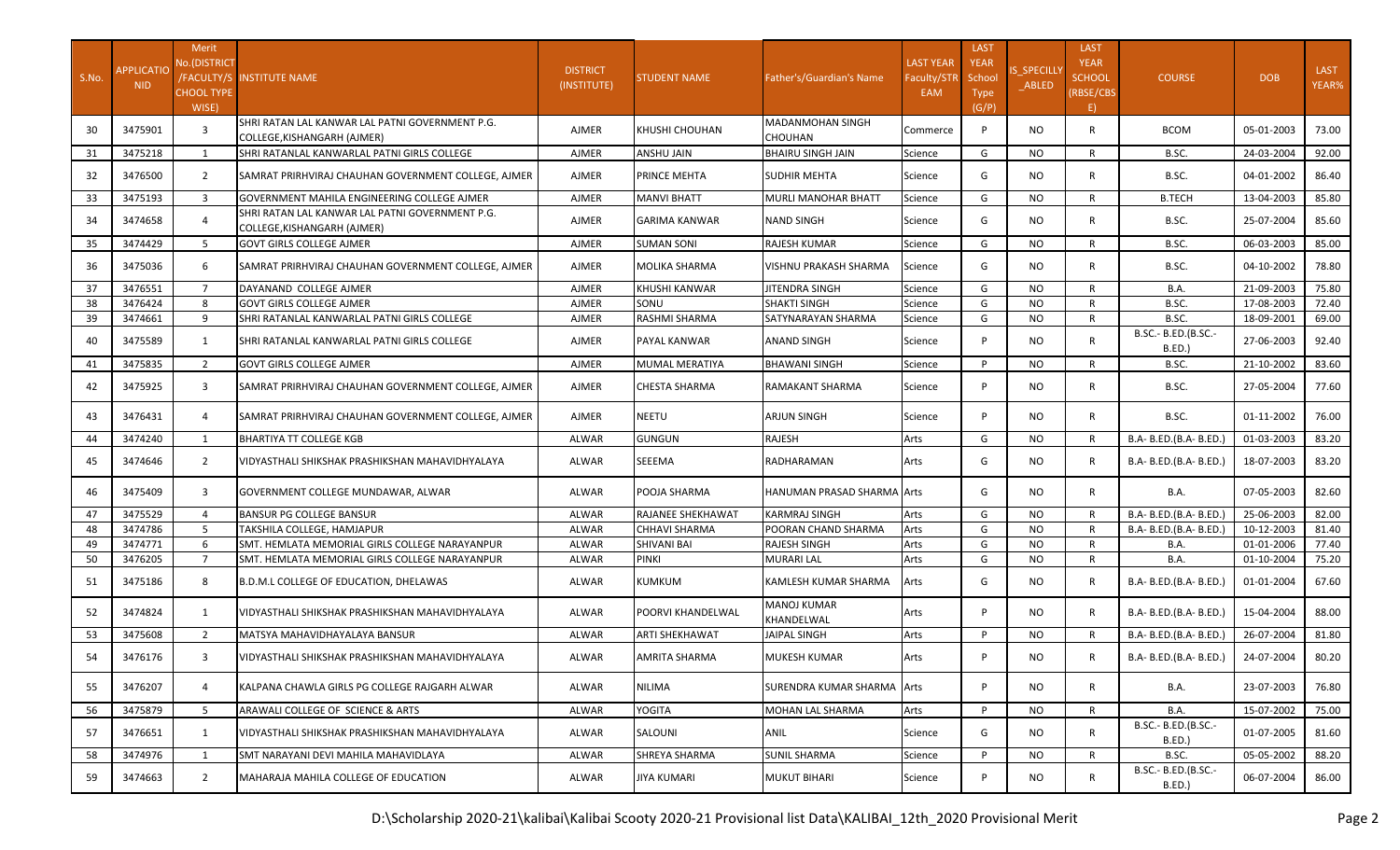| S.No. | APPLICATIONID | Merit No.(DISTRICT/FACULTY/SCHOOL TYPE WISE) | INSTITUTE NAME | DISTRICT (INSTITUTE) | STUDENT NAME | Father's/Guardian's Name | LAST YEAR Faculty/STREAM | LAST YEAR School Type (G/P) | IS_SPECILLY_ABLED | LAST YEAR SCHOOL (RBSE/CBSE) | COURSE | DOB | LAST YEAR% |
|---|---|---|---|---|---|---|---|---|---|---|---|---|---|
| 30 | 3475901 | 3 | SHRI RATAN LAL KANWAR LAL PATNI GOVERNMENT P.G. COLLEGE,KISHANGARH (AJMER) | AJMER | KHUSHI CHOUHAN | MADANMOHAN SINGH CHOUHAN | Commerce | P | NO | R | BCOM | 05-01-2003 | 73.00 |
| 31 | 3475218 | 1 | SHRI RATANLAL KANWARLAL PATNI GIRLS COLLEGE | AJMER | ANSHU JAIN | BHAIRU SINGH JAIN | Science | G | NO | R | B.SC. | 24-03-2004 | 92.00 |
| 32 | 3476500 | 2 | SAMRAT PRIRHVIRAJ CHAUHAN GOVERNMENT COLLEGE, AJMER | AJMER | PRINCE MEHTA | SUDHIR MEHTA | Science | G | NO | R | B.SC. | 04-01-2002 | 86.40 |
| 33 | 3475193 | 3 | GOVERNMENT MAHILA ENGINEERING COLLEGE AJMER | AJMER | MANVI BHATT | MURLI MANOHAR BHATT | Science | G | NO | R | B.TECH | 13-04-2003 | 85.80 |
| 34 | 3474658 | 4 | SHRI RATAN LAL KANWAR LAL PATNI GOVERNMENT P.G. COLLEGE,KISHANGARH (AJMER) | AJMER | GARIMA KANWAR | NAND SINGH | Science | G | NO | R | B.SC. | 25-07-2004 | 85.60 |
| 35 | 3474429 | 5 | GOVT GIRLS COLLEGE AJMER | AJMER | SUMAN SONI | RAJESH KUMAR | Science | G | NO | R | B.SC. | 06-03-2003 | 85.00 |
| 36 | 3475036 | 6 | SAMRAT PRIRHVIRAJ CHAUHAN GOVERNMENT COLLEGE, AJMER | AJMER | MOLIKA SHARMA | VISHNU PRAKASH SHARMA | Science | G | NO | R | B.SC. | 04-10-2002 | 78.80 |
| 37 | 3476551 | 7 | DAYANAND COLLEGE AJMER | AJMER | KHUSHI KANWAR | JITENDRA SINGH | Science | G | NO | R | B.A. | 21-09-2003 | 75.80 |
| 38 | 3476424 | 8 | GOVT GIRLS COLLEGE AJMER | AJMER | SONU | SHAKTI SINGH | Science | G | NO | R | B.SC. | 17-08-2003 | 72.40 |
| 39 | 3474661 | 9 | SHRI RATANLAL KANWARLAL PATNI GIRLS COLLEGE | AJMER | RASHMI SHARMA | SATYNARAYAN SHARMA | Science | G | NO | R | B.SC. | 18-09-2001 | 69.00 |
| 40 | 3475589 | 1 | SHRI RATANLAL KANWARLAL PATNI GIRLS COLLEGE | AJMER | PAYAL KANWAR | ANAND SINGH | Science | P | NO | R | B.SC.- B.ED.(B.SC.- B.ED.) | 27-06-2003 | 92.40 |
| 41 | 3475835 | 2 | GOVT GIRLS COLLEGE AJMER | AJMER | MUMAL MERATIYA | BHAWANI SINGH | Science | P | NO | R | B.SC. | 21-10-2002 | 83.60 |
| 42 | 3475925 | 3 | SAMRAT PRIRHVIRAJ CHAUHAN GOVERNMENT COLLEGE, AJMER | AJMER | CHESTA SHARMA | RAMAKANT SHARMA | Science | P | NO | R | B.SC. | 27-05-2004 | 77.60 |
| 43 | 3476431 | 4 | SAMRAT PRIRHVIRAJ CHAUHAN GOVERNMENT COLLEGE, AJMER | AJMER | NEETU | ARJUN SINGH | Science | P | NO | R | B.SC. | 01-11-2002 | 76.00 |
| 44 | 3474240 | 1 | BHARTIYA TT COLLEGE KGB | ALWAR | GUNGUN | RAJESH | Arts | G | NO | R | B.A- B.ED.(B.A- B.ED.) | 01-03-2003 | 83.20 |
| 45 | 3474646 | 2 | VIDYASTHALI SHIKSHAK PRASHIKSHAN MAHAVIDHYALAYA | ALWAR | SEEEMA | RADHARAMAN | Arts | G | NO | R | B.A- B.ED.(B.A- B.ED.) | 18-07-2003 | 83.20 |
| 46 | 3475409 | 3 | GOVERNMENT COLLEGE MUNDAWAR, ALWAR | ALWAR | POOJA SHARMA | HANUMAN PRASAD SHARMA | Arts | G | NO | R | B.A. | 07-05-2003 | 82.60 |
| 47 | 3475529 | 4 | BANSUR PG COLLEGE BANSUR | ALWAR | RAJANEE SHEKHAWAT | KARMRAJ SINGH | Arts | G | NO | R | B.A- B.ED.(B.A- B.ED.) | 25-06-2003 | 82.00 |
| 48 | 3474786 | 5 | TAKSHILA COLLEGE, HAMJAPUR | ALWAR | CHHAVI SHARMA | POORAN CHAND SHARMA | Arts | G | NO | R | B.A- B.ED.(B.A- B.ED.) | 10-12-2003 | 81.40 |
| 49 | 3474771 | 6 | SMT. HEMLATA MEMORIAL GIRLS COLLEGE NARAYANPUR | ALWAR | SHIVANI BAI | RAJESH SINGH | Arts | G | NO | R | B.A. | 01-01-2006 | 77.40 |
| 50 | 3476205 | 7 | SMT. HEMLATA MEMORIAL GIRLS COLLEGE NARAYANPUR | ALWAR | PINKI | MURARI LAL | Arts | G | NO | R | B.A. | 01-10-2004 | 75.20 |
| 51 | 3475186 | 8 | B.D.M.L COLLEGE OF EDUCATION, DHELAWAS | ALWAR | KUMKUM | KAMLESH KUMAR SHARMA | Arts | G | NO | R | B.A- B.ED.(B.A- B.ED.) | 01-01-2004 | 67.60 |
| 52 | 3474824 | 1 | VIDYASTHALI SHIKSHAK PRASHIKSHAN MAHAVIDHYALAYA | ALWAR | POORVI KHANDELWAL | MANOJ KUMAR KHANDELWAL | Arts | P | NO | R | B.A- B.ED.(B.A- B.ED.) | 15-04-2004 | 88.00 |
| 53 | 3475608 | 2 | MATSYA MAHAVIDHAYALAYA BANSUR | ALWAR | ARTI SHEKHAWAT | JAIPAL SINGH | Arts | P | NO | R | B.A- B.ED.(B.A- B.ED.) | 26-07-2004 | 81.80 |
| 54 | 3476176 | 3 | VIDYASTHALI SHIKSHAK PRASHIKSHAN MAHAVIDHYALAYA | ALWAR | AMRITA SHARMA | MUKESH KUMAR | Arts | P | NO | R | B.A- B.ED.(B.A- B.ED.) | 24-07-2004 | 80.20 |
| 55 | 3476207 | 4 | KALPANA CHAWLA GIRLS PG COLLEGE RAJGARH ALWAR | ALWAR | NILIMA | SURENDRA KUMAR SHARMA | Arts | P | NO | R | B.A. | 23-07-2003 | 76.80 |
| 56 | 3475879 | 5 | ARAWALI COLLEGE OF SCIENCE & ARTS | ALWAR | YOGITA | MOHAN LAL SHARMA | Arts | P | NO | R | B.A. | 15-07-2002 | 75.00 |
| 57 | 3476651 | 1 | VIDYASTHALI SHIKSHAK PRASHIKSHAN MAHAVIDHYALAYA | ALWAR | SALOUNI | ANIL | Science | G | NO | R | B.SC.- B.ED.(B.SC.- B.ED.) | 01-07-2005 | 81.60 |
| 58 | 3474976 | 1 | SMT NARAYANI DEVI MAHILA MAHAVIDLAYA | ALWAR | SHREYA SHARMA | SUNIL SHARMA | Science | P | NO | R | B.SC. | 05-05-2002 | 88.20 |
| 59 | 3474663 | 2 | MAHARAJA MAHILA COLLEGE OF EDUCATION | ALWAR | JIYA KUMARI | MUKUT BIHARI | Science | P | NO | R | B.SC.- B.ED.(B.SC.- B.ED.) | 06-07-2004 | 86.00 |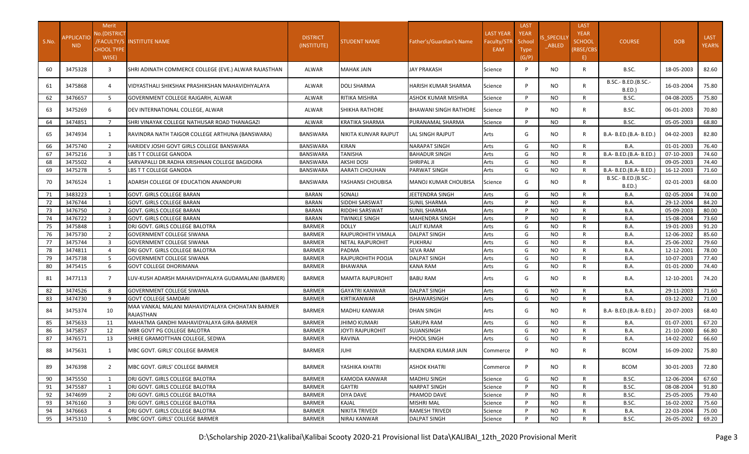| S.No. | APPLICATION NID | Merit No.(DISTRICT/FACULTY/SCHOOL TYPE WISE) | INSTITUTE NAME | DISTRICT (INSTITUTE) | STUDENT NAME | Father's/Guardian's Name | LAST YEAR Faculty/STREAM | LAST YEAR School Type (G/P) | IS_SPECILLY_ABLED | LAST YEAR SCHOOL (RBSE/CBSE) | COURSE | DOB | LAST YEAR% |
|---|---|---|---|---|---|---|---|---|---|---|---|---|---|
| 60 | 3475328 | 3 | SHRI ADINATH COMMERCE COLLEGE (EVE.) ALWAR RAJASTHAN | ALWAR | MAHAK JAIN | JAY PRAKASH | Science | P | NO | R | B.SC. | 18-05-2003 | 82.60 |
| 61 | 3475868 | 4 | VIDYASTHALI SHIKSHAK PRASHIKSHAN MAHAVIDHYALAYA | ALWAR | DOLI SHARMA | HARISH KUMAR SHARMA | Science | P | NO | R | B.SC.- B.ED.(B.SC.- B.ED.) | 16-03-2004 | 75.80 |
| 62 | 3476657 | 5 | GOVERNMENT COLLEGE RAJGARH, ALWAR | ALWAR | RITIKA MISHRA | ASHOK KUMAR MISHRA | Science | P | NO | R | B.SC. | 04-08-2005 | 75.80 |
| 63 | 3475269 | 6 | DEV INTERNATIONAL COLLEGE, ALWAR | ALWAR | SHIKHA RATHORE | BHAWANI SINGH RATHORE | Science | P | NO | R | B.SC. | 06-01-2003 | 70.80 |
| 64 | 3474851 | 7 | SHRI VINAYAK COLLEGE NATHUSAR ROAD THANAGAZI | ALWAR | KRATIKA SHARMA | PURANAMAL SHARMA | Science | P | NO | R | B.SC. | 05-05-2003 | 68.80 |
| 65 | 3474934 | 1 | RAVINDRA NATH TAIGOR COLLEGE ARTHUNA (BANSWARA) | BANSWARA | NIKITA KUNVAR RAJPUT | LAL SINGH RAJPUT | Arts | G | NO | R | B.A- B.ED.(B.A- B.ED.) | 04-02-2003 | 82.80 |
| 66 | 3475740 | 2 | HARIDEV JOSHI GOVT GIRLS COLLEGE BANSWARA | BANSWARA | KIRAN | NARAPAT SINGH | Arts | G | NO | R | B.A. | 01-01-2003 | 76.40 |
| 67 | 3475216 | 3 | LBS T T COLLEGE GANODA | BANSWARA | TANISHA | BAHADUR SINGH | Arts | G | NO | R | B.A- B.ED.(B.A- B.ED.) | 07-10-2003 | 74.60 |
| 68 | 3475502 | 4 | SARVAPALLI DR.RADHA KRISHNAN COLLEGE BAGIDORA | BANSWARA | AKSHI DOSI | SHRIPAL JI | Arts | G | NO | R | B.A. | 09-05-2003 | 74.40 |
| 69 | 3475278 | 5 | LBS T T COLLEGE GANODA | BANSWARA | AARATI CHOUHAN | PARWAT SINGH | Arts | G | NO | R | B.A- B.ED.(B.A- B.ED.) | 16-12-2003 | 71.60 |
| 70 | 3476524 | 1 | ADARSH COLLEGE OF EDUCATION ANANDPURI | BANSWARA | YASHANSI CHOUBISA | MANOJ KUMAR CHOUBISA | Science | G | NO | R | B.SC.- B.ED.(B.SC.- B.ED.) | 02-01-2003 | 68.00 |
| 71 | 3483223 | 1 | GOVT. GIRLS COLLEGE BARAN | BARAN | SONALI | JEETENDRA SINGH | Arts | G | NO | R | B.A. | 02-05-2004 | 74.00 |
| 72 | 3476744 | 1 | GOVT. GIRLS COLLEGE BARAN | BARAN | SIDDHI SARSWAT | SUNIL SHARMA | Arts | P | NO | R | B.A. | 29-12-2004 | 84.20 |
| 73 | 3476750 | 2 | GOVT. GIRLS COLLEGE BARAN | BARAN | RIDDHI SARSWAT | SUNIL SHARMA | Arts | P | NO | R | B.A. | 05-09-2003 | 80.00 |
| 74 | 3476722 | 3 | GOVT. GIRLS COLLEGE BARAN | BARAN | TWINKLE SINGH | MAHENDRA SINGH | Arts | P | NO | R | B.A. | 15-08-2004 | 73.60 |
| 75 | 3475848 | 1 | DRJ GOVT. GIRLS COLLEGE BALOTRA | BARMER | DOLLY | LALIT KUMAR | Arts | G | NO | R | B.A. | 19-01-2003 | 91.20 |
| 76 | 3475730 | 2 | GOVERNMENT COLLEGE SIWANA | BARMER | RAJPUROHIT VIMALA | DALPAT SINGH | Arts | G | NO | R | B.A. | 12-06-2002 | 85.60 |
| 77 | 3475744 | 3 | GOVERNMENT COLLEGE SIWANA | BARMER | NETAL RAJPUROHIT | PUKHRAJ | Arts | G | NO | R | B.A. | 25-06-2002 | 79.60 |
| 78 | 3474811 | 4 | DRJ GOVT. GIRLS COLLEGE BALOTRA | BARMER | PADMA | SEVA RAM | Arts | G | NO | R | B.A. | 12-12-2001 | 78.00 |
| 79 | 3475738 | 5 | GOVERNMENT COLLEGE SIWANA | BARMER | RAJPUROHITH POOJA | DALPAT SINGH | Arts | G | NO | R | B.A. | 10-07-2003 | 77.40 |
| 80 | 3475415 | 6 | GOVT COLLEGE DHORIMANA | BARMER | BHAWANA | KANA RAM | Arts | G | NO | R | B.A. | 01-01-2000 | 74.40 |
| 81 | 3477113 | 7 | LUV-KUSH ADARSH MAHAVIDHYALAYA GUDAMALANI (BARMER) | BARMER | MAMTA RAJPUROHIT | BABU RAM | Arts | G | NO | R | B.A. | 12-10-2001 | 74.20 |
| 82 | 3474526 | 8 | GOVERNMENT COLLEGE SIWANA | BARMER | GAYATRI KANWAR | DALPAT SINGH | Arts | G | NO | R | B.A. | 29-11-2003 | 71.60 |
| 83 | 3474730 | 9 | GOVT COLLEGE SAMDARI | BARMER | KIRTIKANWAR | ISHAWARSINGH | Arts | G | NO | R | B.A. | 03-12-2002 | 71.00 |
| 84 | 3475374 | 10 | MAA VANKAL MALANI MAHAVIDYALAYA CHOHATAN BARMER RAJASTHAN | BARMER | MADHU KANWAR | DHAN SINGH | Arts | G | NO | R | B.A- B.ED.(B.A- B.ED.) | 20-07-2003 | 68.40 |
| 85 | 3475633 | 11 | MAHATMA GANDHI MAHAVIDYALAYA GIRA-BARMER | BARMER | JHIMO KUMARI | SARUPA RAM | Arts | G | NO | R | B.A. | 01-07-2001 | 67.20 |
| 86 | 3475857 | 12 | MBR GOVT PG COLLEGE BALOTRA | BARMER | JOYTI RAJPUROHIT | SUJANSINGH | Arts | G | NO | R | B.A. | 21-10-2000 | 66.80 |
| 87 | 3476571 | 13 | SHREE GRAMOTTHAN COLLEGE, SEDWA | BARMER | RAVINA | PHOOL SINGH | Arts | G | NO | R | B.A. | 14-02-2002 | 66.60 |
| 88 | 3475631 | 1 | MBC GOVT. GIRLS' COLLEGE BARMER | BARMER | JUHI | RAJENDRA KUMAR JAIN | Commerce | P | NO | R | BCOM | 16-09-2002 | 75.80 |
| 89 | 3476398 | 2 | MBC GOVT. GIRLS' COLLEGE BARMER | BARMER | YASHIKA KHATRI | ASHOK KHATRI | Commerce | P | NO | R | BCOM | 30-01-2003 | 72.80 |
| 90 | 3475550 | 1 | DRJ GOVT. GIRLS COLLEGE BALOTRA | BARMER | KAMODA KANWAR | MADHU SINGH | Science | G | NO | R | B.SC. | 12-06-2004 | 67.60 |
| 91 | 3475587 | 1 | DRJ GOVT. GIRLS COLLEGE BALOTRA | BARMER | GAYTRI | NARPAT SINGH | Science | P | NO | R | B.SC. | 08-08-2004 | 91.80 |
| 92 | 3474699 | 2 | DRJ GOVT. GIRLS COLLEGE BALOTRA | BARMER | DIYA DAVE | PRAMOD DAVE | Science | P | NO | R | B.SC. | 25-05-2005 | 79.40 |
| 93 | 3476160 | 3 | DRJ GOVT. GIRLS COLLEGE BALOTRA | BARMER | KAJAL | MISHRI MAL | Science | P | NO | R | B.SC. | 16-02-2002 | 75.60 |
| 94 | 3476663 | 4 | DRJ GOVT. GIRLS COLLEGE BALOTRA | BARMER | NIKITA TRIVEDI | RAMESH TRIVEDI | Science | P | NO | R | B.A. | 22-03-2004 | 75.00 |
| 95 | 3475310 | 5 | MBC GOVT. GIRLS' COLLEGE BARMER | BARMER | NIRAJ KANWAR | DALPAT SINGH | Science | P | NO | R | B.SC. | 26-05-2002 | 69.20 |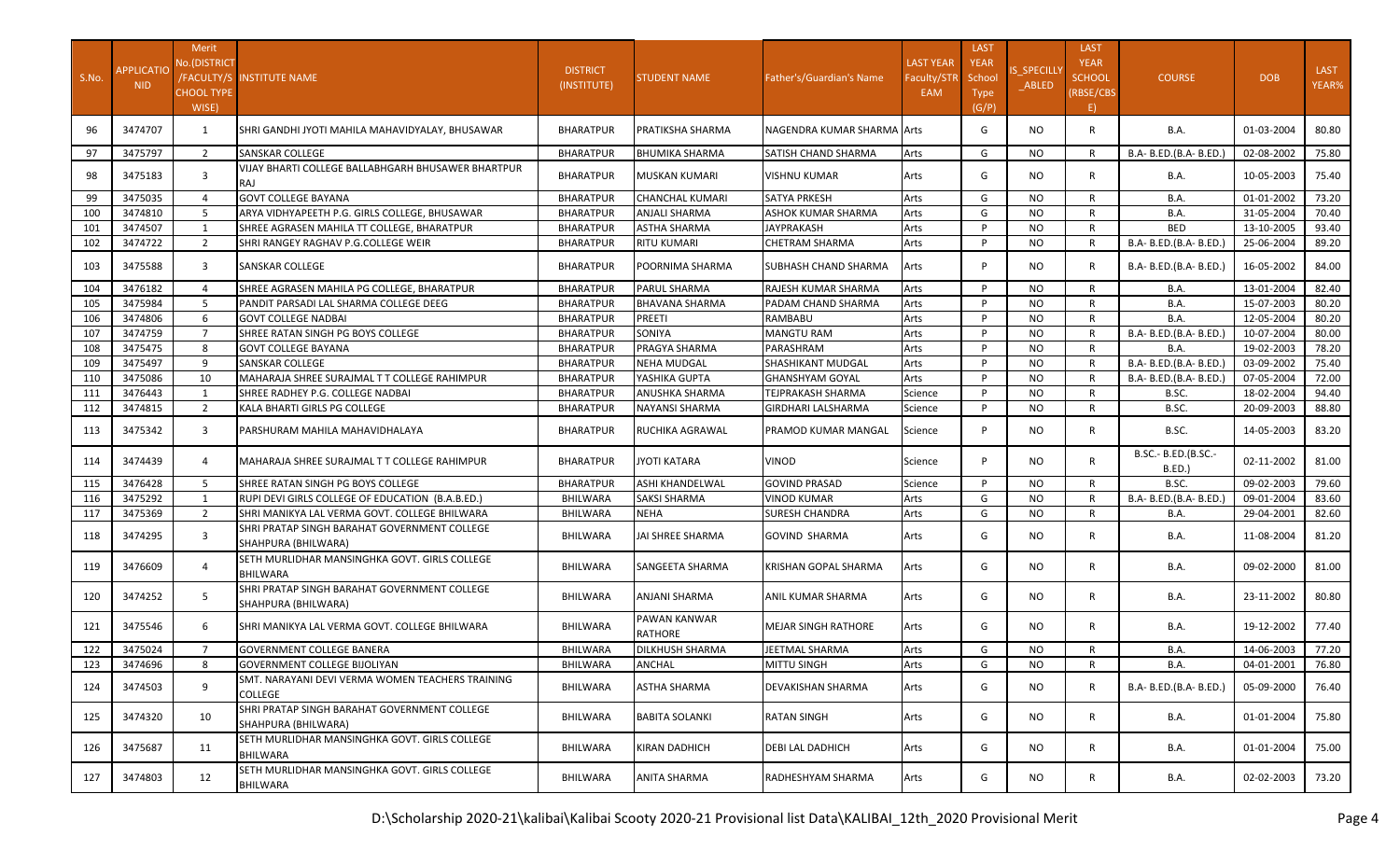| S.No. | APPLICATIONID | Merit No.(DISTRICT/FACULTY/SCHOOL TYPE WISE) | INSTITUTE NAME | DISTRICT (INSTITUTE) | STUDENT NAME | Father's/Guardian's Name | LAST YEAR Faculty/STREAM | LAST YEAR School Type (G/P) | IS_SPECILLY_ABLED | LAST YEAR SCHOOL (RBSE/CBSE) | COURSE | DOB | LAST YEAR% |
|---|---|---|---|---|---|---|---|---|---|---|---|---|---|
| 96 | 3474707 | 1 | SHRI GANDHI JYOTI MAHILA MAHAVIDYALAY, BHUSAWAR | BHARATPUR | PRATIKSHA SHARMA | NAGENDRA KUMAR SHARMA | Arts | G | NO | R | B.A. | 01-03-2004 | 80.80 |
| 97 | 3475797 | 2 | SANSKAR COLLEGE | BHARATPUR | BHUMIKA SHARMA | SATISH CHAND SHARMA | Arts | G | NO | R | B.A- B.ED.(B.A- B.ED.) | 02-08-2002 | 75.80 |
| 98 | 3475183 | 3 | VIJAY BHARTI COLLEGE BALLABHGARH BHUSAWER BHARTPUR RAJ | BHARATPUR | MUSKAN KUMARI | VISHNU KUMAR | Arts | G | NO | R | B.A. | 10-05-2003 | 75.40 |
| 99 | 3475035 | 4 | GOVT COLLEGE BAYANA | BHARATPUR | CHANCHAL KUMARI | SATYA PRKESH | Arts | G | NO | R | B.A. | 01-01-2002 | 73.20 |
| 100 | 3474810 | 5 | ARYA VIDHYAPEETH P.G. GIRLS COLLEGE, BHUSAWAR | BHARATPUR | ANJALI SHARMA | ASHOK KUMAR SHARMA | Arts | G | NO | R | B.A. | 31-05-2004 | 70.40 |
| 101 | 3474507 | 1 | SHREE AGRASEN MAHILA TT COLLEGE, BHARATPUR | BHARATPUR | ASTHA SHARMA | JAYPRAKASH | Arts | P | NO | R | BED | 13-10-2005 | 93.40 |
| 102 | 3474722 | 2 | SHRI RANGEY RAGHAV P.G.COLLEGE WEIR | BHARATPUR | RITU KUMARI | CHETRAM SHARMA | Arts | P | NO | R | B.A- B.ED.(B.A- B.ED.) | 25-06-2004 | 89.20 |
| 103 | 3475588 | 3 | SANSKAR COLLEGE | BHARATPUR | POORNIMA SHARMA | SUBHASH CHAND SHARMA | Arts | P | NO | R | B.A- B.ED.(B.A- B.ED.) | 16-05-2002 | 84.00 |
| 104 | 3476182 | 4 | SHREE AGRASEN MAHILA PG COLLEGE, BHARATPUR | BHARATPUR | PARUL SHARMA | RAJESH KUMAR SHARMA | Arts | P | NO | R | B.A. | 13-01-2004 | 82.40 |
| 105 | 3475984 | 5 | PANDIT PARSADI LAL SHARMA COLLEGE DEEG | BHARATPUR | BHAVANA SHARMA | PADAM CHAND SHARMA | Arts | P | NO | R | B.A. | 15-07-2003 | 80.20 |
| 106 | 3474806 | 6 | GOVT COLLEGE NADBAI | BHARATPUR | PREETI | RAMBABU | Arts | P | NO | R | B.A. | 12-05-2004 | 80.20 |
| 107 | 3474759 | 7 | SHREE RATAN SINGH PG BOYS COLLEGE | BHARATPUR | SONIYA | MANGTU RAM | Arts | P | NO | R | B.A- B.ED.(B.A- B.ED.) | 10-07-2004 | 80.00 |
| 108 | 3475475 | 8 | GOVT COLLEGE BAYANA | BHARATPUR | PRAGYA SHARMA | PARASHRAM | Arts | P | NO | R | B.A. | 19-02-2003 | 78.20 |
| 109 | 3475497 | 9 | SANSKAR COLLEGE | BHARATPUR | NEHA MUDGAL | SHASHIKANT MUDGAL | Arts | P | NO | R | B.A- B.ED.(B.A- B.ED.) | 03-09-2002 | 75.40 |
| 110 | 3475086 | 10 | MAHARAJA SHREE SURAJMAL T T COLLEGE RAHIMPUR | BHARATPUR | YASHIKA GUPTA | GHANSHYAM GOYAL | Arts | P | NO | R | B.A- B.ED.(B.A- B.ED.) | 07-05-2004 | 72.00 |
| 111 | 3476443 | 1 | SHREE RADHEY P.G. COLLEGE NADBAI | BHARATPUR | ANUSHKA SHARMA | TEJPRAKASH SHARMA | Science | P | NO | R | B.SC. | 18-02-2004 | 94.40 |
| 112 | 3474815 | 2 | KALA BHARTI GIRLS PG COLLEGE | BHARATPUR | NAYANSI SHARMA | GIRDHARI LALSHARMA | Science | P | NO | R | B.SC. | 20-09-2003 | 88.80 |
| 113 | 3475342 | 3 | PARSHURAM MAHILA MAHAVIDHALAYA | BHARATPUR | RUCHIKA AGRAWAL | PRAMOD KUMAR MANGAL | Science | P | NO | R | B.SC. | 14-05-2003 | 83.20 |
| 114 | 3474439 | 4 | MAHARAJA SHREE SURAJMAL T T COLLEGE RAHIMPUR | BHARATPUR | JYOTI KATARA | VINOD | Science | P | NO | R | B.SC.- B.ED.(B.SC.- B.ED.) | 02-11-2002 | 81.00 |
| 115 | 3476428 | 5 | SHREE RATAN SINGH PG BOYS COLLEGE | BHARATPUR | ASHI KHANDELWAL | GOVIND PRASAD | Science | P | NO | R | B.SC. | 09-02-2003 | 79.60 |
| 116 | 3475292 | 1 | RUPI DEVI GIRLS COLLEGE OF EDUCATION (B.A.B.ED.) | BHILWARA | SAKSI SHARMA | VINOD KUMAR | Arts | G | NO | R | B.A- B.ED.(B.A- B.ED.) | 09-01-2004 | 83.60 |
| 117 | 3475369 | 2 | SHRI MANIKYA LAL VERMA GOVT. COLLEGE BHILWARA | BHILWARA | NEHA | SURESH CHANDRA | Arts | G | NO | R | B.A. | 29-04-2001 | 82.60 |
| 118 | 3474295 | 3 | SHRI PRATAP SINGH BARAHAT GOVERNMENT COLLEGE SHAHPURA (BHILWARA) | BHILWARA | JAI SHREE SHARMA | GOVIND SHARMA | Arts | G | NO | R | B.A. | 11-08-2004 | 81.20 |
| 119 | 3476609 | 4 | SETH MURLIDHAR MANSINGHKA GOVT. GIRLS COLLEGE BHILWARA | BHILWARA | SANGEETA SHARMA | KRISHAN GOPAL SHARMA | Arts | G | NO | R | B.A. | 09-02-2000 | 81.00 |
| 120 | 3474252 | 5 | SHRI PRATAP SINGH BARAHAT GOVERNMENT COLLEGE SHAHPURA (BHILWARA) | BHILWARA | ANJANI SHARMA | ANIL KUMAR SHARMA | Arts | G | NO | R | B.A. | 23-11-2002 | 80.80 |
| 121 | 3475546 | 6 | SHRI MANIKYA LAL VERMA GOVT. COLLEGE BHILWARA | BHILWARA | PAWAN KANWAR RATHORE | MEJAR SINGH RATHORE | Arts | G | NO | R | B.A. | 19-12-2002 | 77.40 |
| 122 | 3475024 | 7 | GOVERNMENT COLLEGE BANERA | BHILWARA | DILKHUSH SHARMA | JEETMAL SHARMA | Arts | G | NO | R | B.A. | 14-06-2003 | 77.20 |
| 123 | 3474696 | 8 | GOVERNMENT COLLEGE BIJOLIYAN | BHILWARA | ANCHAL | MITTU SINGH | Arts | G | NO | R | B.A. | 04-01-2001 | 76.80 |
| 124 | 3474503 | 9 | SMT. NARAYANI DEVI VERMA WOMEN TEACHERS TRAINING COLLEGE | BHILWARA | ASTHA SHARMA | DEVAKISHAN SHARMA | Arts | G | NO | R | B.A- B.ED.(B.A- B.ED.) | 05-09-2000 | 76.40 |
| 125 | 3474320 | 10 | SHRI PRATAP SINGH BARAHAT GOVERNMENT COLLEGE SHAHPURA (BHILWARA) | BHILWARA | BABITA SOLANKI | RATAN SINGH | Arts | G | NO | R | B.A. | 01-01-2004 | 75.80 |
| 126 | 3475687 | 11 | SETH MURLIDHAR MANSINGHKA GOVT. GIRLS COLLEGE BHILWARA | BHILWARA | KIRAN DADHICH | DEBI LAL DADHICH | Arts | G | NO | R | B.A. | 01-01-2004 | 75.00 |
| 127 | 3474803 | 12 | SETH MURLIDHAR MANSINGHKA GOVT. GIRLS COLLEGE BHILWARA | BHILWARA | ANITA SHARMA | RADHESHYAM SHARMA | Arts | G | NO | R | B.A. | 02-02-2003 | 73.20 |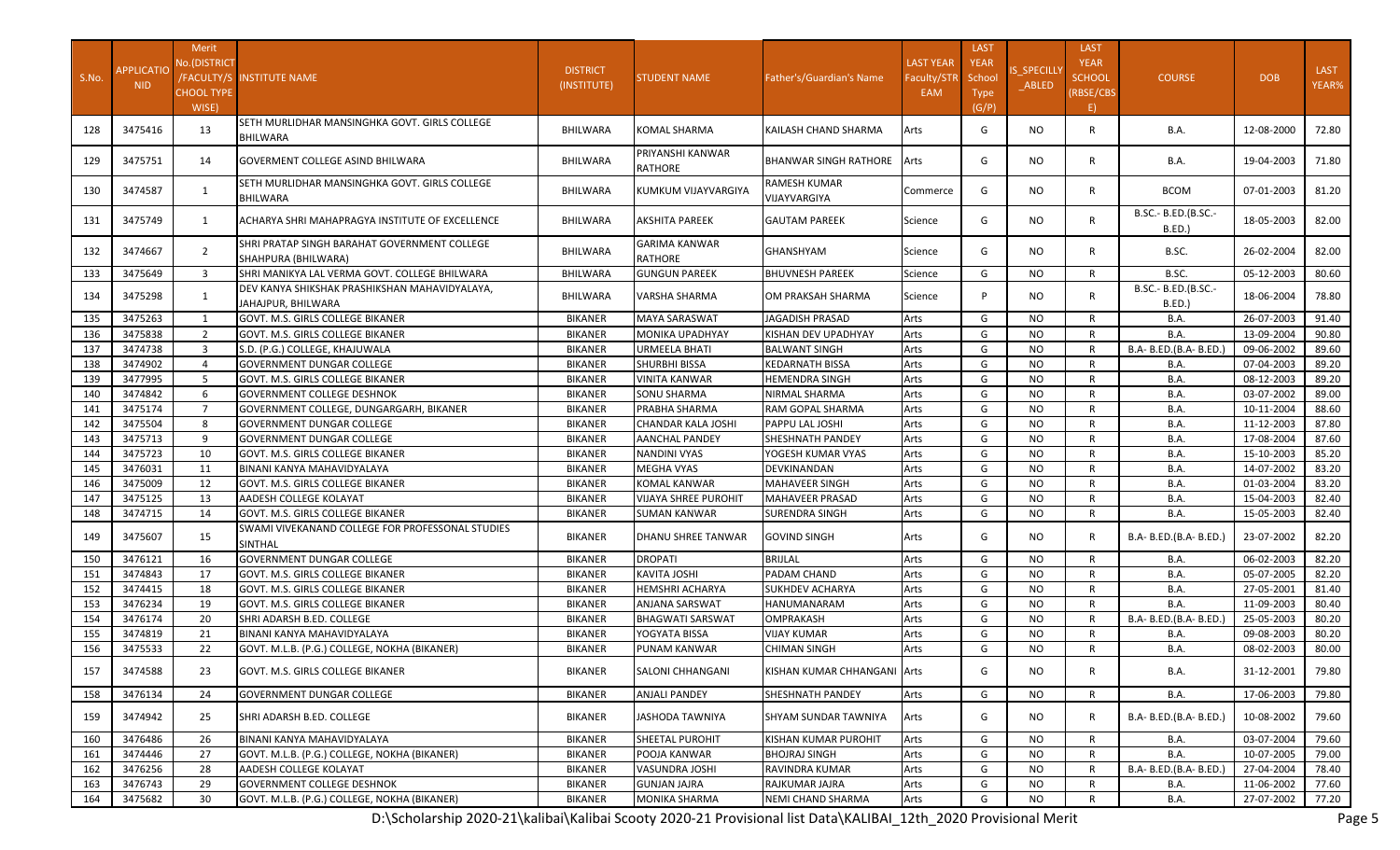| S.No. | APPLICATION NID | Merit No.(DISTRICT /FACULTY/SCHOOL TYPE WISE) | INSTITUTE NAME | DISTRICT (INSTITUTE) | STUDENT NAME | Father's/Guardian's Name | LAST YEAR Faculty/STREAM | LAST YEAR School Type (G/P) | IS_SPECILLY_ABLED | LAST YEAR SCHOOL (RBSE/CBSE) | COURSE | DOB | LAST YEAR% |
|---|---|---|---|---|---|---|---|---|---|---|---|---|---|
| 128 | 3475416 | 13 | SETH MURLIDHAR MANSINGHKA GOVT. GIRLS COLLEGE BHILWARA | BHILWARA | KOMAL SHARMA | KAILASH CHAND SHARMA | Arts | G | NO | R | B.A. | 12-08-2000 | 72.80 |
| 129 | 3475751 | 14 | GOVERMENT COLLEGE ASIND BHILWARA | BHILWARA | PRIYANSHI KANWAR RATHORE | BHANWAR SINGH RATHORE | Arts | G | NO | R | B.A. | 19-04-2003 | 71.80 |
| 130 | 3474587 | 1 | SETH MURLIDHAR MANSINGHKA GOVT. GIRLS COLLEGE BHILWARA | BHILWARA | KUMKUM VIJAYVARGIYA | RAMESH KUMAR VIJAYVARGIYA | Commerce | G | NO | R | BCOM | 07-01-2003 | 81.20 |
| 131 | 3475749 | 1 | ACHARYA SHRI MAHAPRAGYA INSTITUTE OF EXCELLENCE | BHILWARA | AKSHITA PAREEK | GAUTAM PAREEK | Science | G | NO | R | B.SC.- B.ED.(B.SC.- B.ED.) | 18-05-2003 | 82.00 |
| 132 | 3474667 | 2 | SHRI PRATAP SINGH BARAHAT GOVERNMENT COLLEGE SHAHPURA (BHILWARA) | BHILWARA | GARIMA KANWAR RATHORE | GHANSHYAM | Science | G | NO | R | B.SC. | 26-02-2004 | 82.00 |
| 133 | 3475649 | 3 | SHRI MANIKYA LAL VERMA GOVT. COLLEGE BHILWARA | BHILWARA | GUNGUN PAREEK | BHUVNESH PAREEK | Science | G | NO | R | B.SC. | 05-12-2003 | 80.60 |
| 134 | 3475298 | 1 | DEV KANYA SHIKSHAK PRASHIKSHAN MAHAVIDYALAYA, JAHAJPUR, BHILWARA | BHILWARA | VARSHA SHARMA | OM PRAKSAH SHARMA | Science | P | NO | R | B.SC.- B.ED.(B.SC.- B.ED.) | 18-06-2004 | 78.80 |
| 135 | 3475263 | 1 | GOVT. M.S. GIRLS COLLEGE BIKANER | BIKANER | MAYA SARASWAT | JAGADISH PRASAD | Arts | G | NO | R | B.A. | 26-07-2003 | 91.40 |
| 136 | 3475838 | 2 | GOVT. M.S. GIRLS COLLEGE BIKANER | BIKANER | MONIKA UPADHYAY | KISHAN DEV UPADHYAY | Arts | G | NO | R | B.A. | 13-09-2004 | 90.80 |
| 137 | 3474738 | 3 | S.D. (P.G.) COLLEGE, KHAJUWALA | BIKANER | URMEELA BHATI | BALWANT SINGH | Arts | G | NO | R | B.A- B.ED.(B.A- B.ED.) | 09-06-2002 | 89.60 |
| 138 | 3474902 | 4 | GOVERNMENT DUNGAR COLLEGE | BIKANER | SHURBHI BISSA | KEDARNATH BISSA | Arts | G | NO | R | B.A. | 07-04-2003 | 89.20 |
| 139 | 3477995 | 5 | GOVT. M.S. GIRLS COLLEGE BIKANER | BIKANER | VINITA KANWAR | HEMENDRA SINGH | Arts | G | NO | R | B.A. | 08-12-2003 | 89.20 |
| 140 | 3474842 | 6 | GOVERNMENT COLLEGE DESHNOK | BIKANER | SONU SHARMA | NIRMAL SHARMA | Arts | G | NO | R | B.A. | 03-07-2002 | 89.00 |
| 141 | 3475174 | 7 | GOVERNMENT COLLEGE, DUNGARGARH, BIKANER | BIKANER | PRABHA SHARMA | RAM GOPAL SHARMA | Arts | G | NO | R | B.A. | 10-11-2004 | 88.60 |
| 142 | 3475504 | 8 | GOVERNMENT DUNGAR COLLEGE | BIKANER | CHANDAR KALA JOSHI | PAPPU LAL JOSHI | Arts | G | NO | R | B.A. | 11-12-2003 | 87.80 |
| 143 | 3475713 | 9 | GOVERNMENT DUNGAR COLLEGE | BIKANER | AANCHAL PANDEY | SHESHNATH PANDEY | Arts | G | NO | R | B.A. | 17-08-2004 | 87.60 |
| 144 | 3475723 | 10 | GOVT. M.S. GIRLS COLLEGE BIKANER | BIKANER | NANDINI VYAS | YOGESH KUMAR VYAS | Arts | G | NO | R | B.A. | 15-10-2003 | 85.20 |
| 145 | 3476031 | 11 | BINANI KANYA MAHAVIDYALAYA | BIKANER | MEGHA VYAS | DEVKINANDAN | Arts | G | NO | R | B.A. | 14-07-2002 | 83.20 |
| 146 | 3475009 | 12 | GOVT. M.S. GIRLS COLLEGE BIKANER | BIKANER | KOMAL KANWAR | MAHAVEER SINGH | Arts | G | NO | R | B.A. | 01-03-2004 | 83.20 |
| 147 | 3475125 | 13 | AADESH COLLEGE KOLAYAT | BIKANER | VIJAYA SHREE PUROHIT | MAHAVEER PRASAD | Arts | G | NO | R | B.A. | 15-04-2003 | 82.40 |
| 148 | 3474715 | 14 | GOVT. M.S. GIRLS COLLEGE BIKANER | BIKANER | SUMAN KANWAR | SURENDRA SINGH | Arts | G | NO | R | B.A. | 15-05-2003 | 82.40 |
| 149 | 3475607 | 15 | SWAMI VIVEKANAND COLLEGE FOR PROFESSONAL STUDIES SINTHAL | BIKANER | DHANU SHREE TANWAR | GOVIND SINGH | Arts | G | NO | R | B.A- B.ED.(B.A- B.ED.) | 23-07-2002 | 82.20 |
| 150 | 3476121 | 16 | GOVERNMENT DUNGAR COLLEGE | BIKANER | DROPATI | BRIJLAL | Arts | G | NO | R | B.A. | 06-02-2003 | 82.20 |
| 151 | 3474843 | 17 | GOVT. M.S. GIRLS COLLEGE BIKANER | BIKANER | KAVITA JOSHI | PADAM CHAND | Arts | G | NO | R | B.A. | 05-07-2005 | 82.20 |
| 152 | 3474415 | 18 | GOVT. M.S. GIRLS COLLEGE BIKANER | BIKANER | HEMSHRI ACHARYA | SUKHDEV ACHARYA | Arts | G | NO | R | B.A. | 27-05-2001 | 81.40 |
| 153 | 3476234 | 19 | GOVT. M.S. GIRLS COLLEGE BIKANER | BIKANER | ANJANA SARSWAT | HANUMANARAM | Arts | G | NO | R | B.A. | 11-09-2003 | 80.40 |
| 154 | 3476174 | 20 | SHRI ADARSH B.ED. COLLEGE | BIKANER | BHAGWATI SARSWAT | OMPRAKASH | Arts | G | NO | R | B.A- B.ED.(B.A- B.ED.) | 25-05-2003 | 80.20 |
| 155 | 3474819 | 21 | BINANI KANYA MAHAVIDYALAYA | BIKANER | YOGYATA BISSA | VIJAY KUMAR | Arts | G | NO | R | B.A. | 09-08-2003 | 80.20 |
| 156 | 3475533 | 22 | GOVT. M.L.B. (P.G.) COLLEGE, NOKHA (BIKANER) | BIKANER | PUNAM KANWAR | CHIMAN SINGH | Arts | G | NO | R | B.A. | 08-02-2003 | 80.00 |
| 157 | 3474588 | 23 | GOVT. M.S. GIRLS COLLEGE BIKANER | BIKANER | SALONI CHHANGANI | KISHAN KUMAR CHHANGANI | Arts | G | NO | R | B.A. | 31-12-2001 | 79.80 |
| 158 | 3476134 | 24 | GOVERNMENT DUNGAR COLLEGE | BIKANER | ANJALI PANDEY | SHESHNATH PANDEY | Arts | G | NO | R | B.A. | 17-06-2003 | 79.80 |
| 159 | 3474942 | 25 | SHRI ADARSH B.ED. COLLEGE | BIKANER | JASHODA TAWNIYA | SHYAM SUNDAR TAWNIYA | Arts | G | NO | R | B.A- B.ED.(B.A- B.ED.) | 10-08-2002 | 79.60 |
| 160 | 3476486 | 26 | BINANI KANYA MAHAVIDYALAYA | BIKANER | SHEETAL PUROHIT | KISHAN KUMAR PUROHIT | Arts | G | NO | R | B.A. | 03-07-2004 | 79.60 |
| 161 | 3474446 | 27 | GOVT. M.L.B. (P.G.) COLLEGE, NOKHA (BIKANER) | BIKANER | POOJA KANWAR | BHOJRAJ SINGH | Arts | G | NO | R | B.A. | 10-07-2005 | 79.00 |
| 162 | 3476256 | 28 | AADESH COLLEGE KOLAYAT | BIKANER | VASUNDRA JOSHI | RAVINDRA KUMAR | Arts | G | NO | R | B.A- B.ED.(B.A- B.ED.) | 27-04-2004 | 78.40 |
| 163 | 3476743 | 29 | GOVERNMENT COLLEGE DESHNOK | BIKANER | GUNJAN JAJRA | RAJKUMAR JAJRA | Arts | G | NO | R | B.A. | 11-06-2002 | 77.60 |
| 164 | 3475682 | 30 | GOVT. M.L.B. (P.G.) COLLEGE, NOKHA (BIKANER) | BIKANER | MONIKA SHARMA | NEMI CHAND SHARMA | Arts | G | NO | R | B.A. | 27-07-2002 | 77.20 |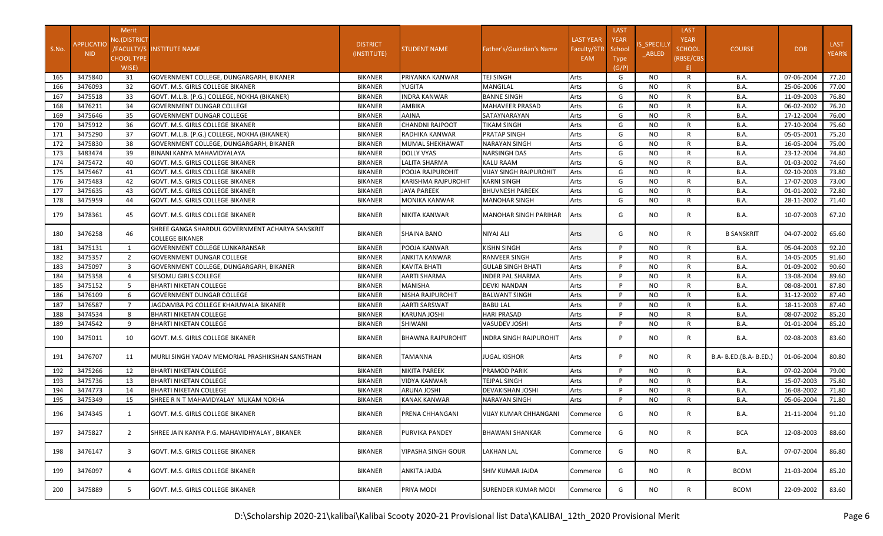| S.No. | APPLICATIONID | Merit No.(DISTRICT/FACULTY/SCHOOL TYPE WISE) | INSTITUTE NAME | DISTRICT (INSTITUTE) | STUDENT NAME | Father's/Guardian's Name | LAST YEAR Faculty/STREAM | LAST YEAR School Type (G/P) | IS_SPECIALLY_ABLED | LAST YEAR SCHOOL (RBSE/CBSE) | COURSE | DOB | LAST YEAR% |
|---|---|---|---|---|---|---|---|---|---|---|---|---|---|
| 165 | 3475840 | 31 | GOVERNMENT COLLEGE, DUNGARGARH, BIKANER | BIKANER | PRIYANKA KANWAR | TEJ SINGH | Arts | G | NO | R | B.A. | 07-06-2004 | 77.20 |
| 166 | 3476093 | 32 | GOVT. M.S. GIRLS COLLEGE BIKANER | BIKANER | YUGITA | MANGILAL | Arts | G | NO | R | B.A. | 25-06-2006 | 77.00 |
| 167 | 3475518 | 33 | GOVT. M.L.B. (P.G.) COLLEGE, NOKHA (BIKANER) | BIKANER | INDRA KANWAR | BANNE SINGH | Arts | G | NO | R | B.A. | 11-09-2003 | 76.80 |
| 168 | 3476211 | 34 | GOVERNMENT DUNGAR COLLEGE | BIKANER | AMBIKA | MAHAVEER PRASAD | Arts | G | NO | R | B.A. | 06-02-2002 | 76.20 |
| 169 | 3475646 | 35 | GOVERNMENT DUNGAR COLLEGE | BIKANER | AAINA | SATAYNARAYAN | Arts | G | NO | R | B.A. | 17-12-2004 | 76.00 |
| 170 | 3475912 | 36 | GOVT. M.S. GIRLS COLLEGE BIKANER | BIKANER | CHANDNI RAJPOOT | TIKAM SINGH | Arts | G | NO | R | B.A. | 27-10-2004 | 75.60 |
| 171 | 3475290 | 37 | GOVT. M.L.B. (P.G.) COLLEGE, NOKHA (BIKANER) | BIKANER | RADHIKA KANWAR | PRATAP SINGH | Arts | G | NO | R | B.A. | 05-05-2001 | 75.20 |
| 172 | 3475830 | 38 | GOVERNMENT COLLEGE, DUNGARGARH, BIKANER | BIKANER | MUMAL SHEKHAWAT | NARAYAN SINGH | Arts | G | NO | R | B.A. | 16-05-2004 | 75.00 |
| 173 | 3483474 | 39 | BINANI KANYA MAHAVIDYALAYA | BIKANER | DOLLY VYAS | NARSINGH DAS | Arts | G | NO | R | B.A. | 23-12-2004 | 74.80 |
| 174 | 3475472 | 40 | GOVT. M.S. GIRLS COLLEGE BIKANER | BIKANER | LALITA SHARMA | KALU RAAM | Arts | G | NO | R | B.A. | 01-03-2002 | 74.60 |
| 175 | 3475467 | 41 | GOVT. M.S. GIRLS COLLEGE BIKANER | BIKANER | POOJA RAJPUROHIT | VIJAY SINGH RAJPUROHIT | Arts | G | NO | R | B.A. | 02-10-2003 | 73.80 |
| 176 | 3475483 | 42 | GOVT. M.S. GIRLS COLLEGE BIKANER | BIKANER | KARISHMA RAJPUROHIT | KARNI SINGH | Arts | G | NO | R | B.A. | 17-07-2003 | 73.00 |
| 177 | 3475635 | 43 | GOVT. M.S. GIRLS COLLEGE BIKANER | BIKANER | JAYA PAREEK | BHUVNESH PAREEK | Arts | G | NO | R | B.A. | 01-01-2002 | 72.80 |
| 178 | 3475959 | 44 | GOVT. M.S. GIRLS COLLEGE BIKANER | BIKANER | MONIKA KANWAR | MANOHAR SINGH | Arts | G | NO | R | B.A. | 28-11-2002 | 71.40 |
| 179 | 3478361 | 45 | GOVT. M.S. GIRLS COLLEGE BIKANER | BIKANER | NIKITA KANWAR | MANOHAR SINGH PARIHAR | Arts | G | NO | R | B.A. | 10-07-2003 | 67.20 |
| 180 | 3476258 | 46 | SHREE GANGA SHARDUL GOVERNMENT ACHARYA SANSKRIT COLLEGE BIKANER | BIKANER | SHAINA BANO | NIYAJ ALI | Arts | G | NO | R | B SANSKRIT | 04-07-2002 | 65.60 |
| 181 | 3475131 | 1 | GOVERNMENT COLLEGE LUNKARANSAR | BIKANER | POOJA KANWAR | KISHN SINGH | Arts | P | NO | R | B.A. | 05-04-2003 | 92.20 |
| 182 | 3475357 | 2 | GOVERNMENT DUNGAR COLLEGE | BIKANER | ANKITA KANWAR | RANVEER SINGH | Arts | P | NO | R | B.A. | 14-05-2005 | 91.60 |
| 183 | 3475097 | 3 | GOVERNMENT COLLEGE, DUNGARGARH, BIKANER | BIKANER | KAVITA BHATI | GULAB SINGH BHATI | Arts | P | NO | R | B.A. | 01-09-2002 | 90.60 |
| 184 | 3475358 | 4 | SESOMU GIRLS COLLEGE | BIKANER | AARTI SHARMA | INDER PAL SHARMA | Arts | P | NO | R | B.A. | 13-08-2004 | 89.60 |
| 185 | 3475152 | 5 | BHARTI NIKETAN COLLEGE | BIKANER | MANISHA | DEVKI NANDAN | Arts | P | NO | R | B.A. | 08-08-2001 | 87.80 |
| 186 | 3476109 | 6 | GOVERNMENT DUNGAR COLLEGE | BIKANER | NISHA RAJPUROHIT | BALWANT SINGH | Arts | P | NO | R | B.A. | 31-12-2002 | 87.40 |
| 187 | 3476587 | 7 | JAGDAMBA PG COLLEGE KHAJUWALA BIKANER | BIKANER | AARTI SARSWAT | BABU LAL | Arts | P | NO | R | B.A. | 18-11-2003 | 87.40 |
| 188 | 3474534 | 8 | BHARTI NIKETAN COLLEGE | BIKANER | KARUNA JOSHI | HARI PRASAD | Arts | P | NO | R | B.A. | 08-07-2002 | 85.20 |
| 189 | 3474542 | 9 | BHARTI NIKETAN COLLEGE | BIKANER | SHIWANI | VASUDEV JOSHI | Arts | P | NO | R | B.A. | 01-01-2004 | 85.20 |
| 190 | 3475011 | 10 | GOVT. M.S. GIRLS COLLEGE BIKANER | BIKANER | BHAWNA RAJPUROHIT | INDRA SINGH RAJPUROHIT | Arts | P | NO | R | B.A. | 02-08-2003 | 83.60 |
| 191 | 3476707 | 11 | MURLI SINGH YADAV MEMORIAL PRASHIKSHAN SANSTHAN | BIKANER | TAMANNA | JUGAL KISHOR | Arts | P | NO | R | B.A- B.ED.(B.A- B.ED.) | 01-06-2004 | 80.80 |
| 192 | 3475266 | 12 | BHARTI NIKETAN COLLEGE | BIKANER | NIKITA PAREEK | PRAMOD PARIK | Arts | P | NO | R | B.A. | 07-02-2004 | 79.00 |
| 193 | 3475736 | 13 | BHARTI NIKETAN COLLEGE | BIKANER | VIDYA KANWAR | TEJPAL SINGH | Arts | P | NO | R | B.A. | 15-07-2003 | 75.80 |
| 194 | 3474773 | 14 | BHARTI NIKETAN COLLEGE | BIKANER | ARUNA JOSHI | DEVAKISHAN JOSHI | Arts | P | NO | R | B.A. | 16-08-2002 | 71.80 |
| 195 | 3475349 | 15 | SHREE R N T MAHAVIDYALAY MUKAM NOKHA | BIKANER | KANAK KANWAR | NARAYAN SINGH | Arts | P | NO | R | B.A. | 05-06-2004 | 71.80 |
| 196 | 3474345 | 1 | GOVT. M.S. GIRLS COLLEGE BIKANER | BIKANER | PRENA CHHANGANI | VIJAY KUMAR CHHANGANI | Commerce | G | NO | R | B.A. | 21-11-2004 | 91.20 |
| 197 | 3475827 | 2 | SHREE JAIN KANYA P.G. MAHAVIDHYALAY , BIKANER | BIKANER | PURVIKA PANDEY | BHAWANI SHANKAR | Commerce | G | NO | R | BCA | 12-08-2003 | 88.60 |
| 198 | 3476147 | 3 | GOVT. M.S. GIRLS COLLEGE BIKANER | BIKANER | VIPASHA SINGH GOUR | LAKHAN LAL | Commerce | G | NO | R | B.A. | 07-07-2004 | 86.80 |
| 199 | 3476097 | 4 | GOVT. M.S. GIRLS COLLEGE BIKANER | BIKANER | ANKITA JAJDA | SHIV KUMAR JAJDA | Commerce | G | NO | R | BCOM | 21-03-2004 | 85.20 |
| 200 | 3475889 | 5 | GOVT. M.S. GIRLS COLLEGE BIKANER | BIKANER | PRIYA MODI | SURENDER KUMAR MODI | Commerce | G | NO | R | BCOM | 22-09-2002 | 83.60 |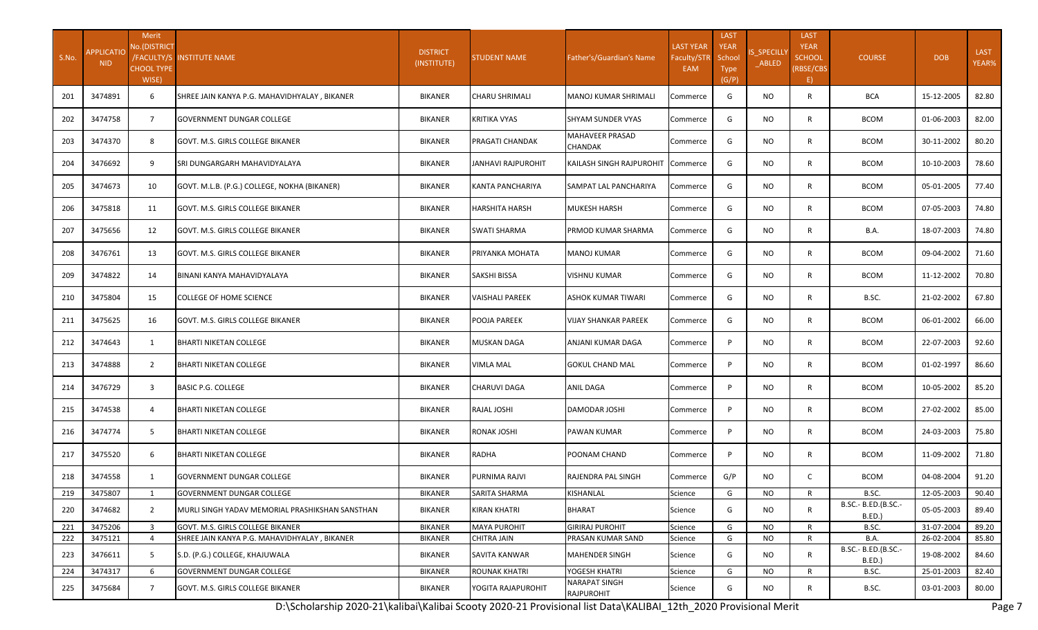| S.No. | APPLICATIONID | Merit No.(DISTRICT/FACULTY/SCHOOL TYPE WISE) | INSTITUTE NAME | DISTRICT (INSTITUTE) | STUDENT NAME | Father's/Guardian's Name | LAST YEAR Faculty/STREAM | LAST YEAR School Type (G/P) | IS_SPECILLY_ABLED | LAST YEAR SCHOOL (RBSE/CBSE) | COURSE | DOB | LAST YEAR% |
|---|---|---|---|---|---|---|---|---|---|---|---|---|---|
| 201 | 3474891 | 6 | SHREE JAIN KANYA P.G. MAHAVIDHYALAY , BIKANER | BIKANER | CHARU SHRIMALI | MANOJ KUMAR SHRIMALI | Commerce | G | NO | R | BCA | 15-12-2005 | 82.80 |
| 202 | 3474758 | 7 | GOVERNMENT DUNGAR COLLEGE | BIKANER | KRITIKA VYAS | SHYAM SUNDER VYAS | Commerce | G | NO | R | BCOM | 01-06-2003 | 82.00 |
| 203 | 3474370 | 8 | GOVT. M.S. GIRLS COLLEGE BIKANER | BIKANER | PRAGATI CHANDAK | MAHAVEER PRASAD CHANDAK | Commerce | G | NO | R | BCOM | 30-11-2002 | 80.20 |
| 204 | 3476692 | 9 | SRI DUNGARGARH MAHAVIDYALAYA | BIKANER | JANHAVI RAJPUROHIT | KAILASH SINGH RAJPUROHIT | Commerce | G | NO | R | BCOM | 10-10-2003 | 78.60 |
| 205 | 3474673 | 10 | GOVT. M.L.B. (P.G.) COLLEGE, NOKHA (BIKANER) | BIKANER | KANTA PANCHARIYA | SAMPAT LAL PANCHARIYA | Commerce | G | NO | R | BCOM | 05-01-2005 | 77.40 |
| 206 | 3475818 | 11 | GOVT. M.S. GIRLS COLLEGE BIKANER | BIKANER | HARSHITA HARSH | MUKESH HARSH | Commerce | G | NO | R | BCOM | 07-05-2003 | 74.80 |
| 207 | 3475656 | 12 | GOVT. M.S. GIRLS COLLEGE BIKANER | BIKANER | SWATI SHARMA | PRMOD KUMAR SHARMA | Commerce | G | NO | R | B.A. | 18-07-2003 | 74.80 |
| 208 | 3476761 | 13 | GOVT. M.S. GIRLS COLLEGE BIKANER | BIKANER | PRIYANKA MOHATA | MANOJ KUMAR | Commerce | G | NO | R | BCOM | 09-04-2002 | 71.60 |
| 209 | 3474822 | 14 | BINANI KANYA MAHAVIDYALAYA | BIKANER | SAKSHI BISSA | VISHNU KUMAR | Commerce | G | NO | R | BCOM | 11-12-2002 | 70.80 |
| 210 | 3475804 | 15 | COLLEGE OF HOME SCIENCE | BIKANER | VAISHALI PAREEK | ASHOK KUMAR TIWARI | Commerce | G | NO | R | B.SC. | 21-02-2002 | 67.80 |
| 211 | 3475625 | 16 | GOVT. M.S. GIRLS COLLEGE BIKANER | BIKANER | POOJA PAREEK | VIJAY SHANKAR PAREEK | Commerce | G | NO | R | BCOM | 06-01-2002 | 66.00 |
| 212 | 3474643 | 1 | BHARTI NIKETAN COLLEGE | BIKANER | MUSKAN DAGA | ANJANI KUMAR DAGA | Commerce | P | NO | R | BCOM | 22-07-2003 | 92.60 |
| 213 | 3474888 | 2 | BHARTI NIKETAN COLLEGE | BIKANER | VIMLA MAL | GOKUL CHAND MAL | Commerce | P | NO | R | BCOM | 01-02-1997 | 86.60 |
| 214 | 3476729 | 3 | BASIC P.G. COLLEGE | BIKANER | CHARUVI DAGA | ANIL DAGA | Commerce | P | NO | R | BCOM | 10-05-2002 | 85.20 |
| 215 | 3474538 | 4 | BHARTI NIKETAN COLLEGE | BIKANER | RAJAL JOSHI | DAMODAR JOSHI | Commerce | P | NO | R | BCOM | 27-02-2002 | 85.00 |
| 216 | 3474774 | 5 | BHARTI NIKETAN COLLEGE | BIKANER | RONAK JOSHI | PAWAN KUMAR | Commerce | P | NO | R | BCOM | 24-03-2003 | 75.80 |
| 217 | 3475520 | 6 | BHARTI NIKETAN COLLEGE | BIKANER | RADHA | POONAM CHAND | Commerce | P | NO | R | BCOM | 11-09-2002 | 71.80 |
| 218 | 3474558 | 1 | GOVERNMENT DUNGAR COLLEGE | BIKANER | PURNIMA RAJVI | RAJENDRA PAL SINGH | Commerce | G/P | NO | C | BCOM | 04-08-2004 | 91.20 |
| 219 | 3475807 | 1 | GOVERNMENT DUNGAR COLLEGE | BIKANER | SARITA SHARMA | KISHANLAL | Science | G | NO | R | B.SC. | 12-05-2003 | 90.40 |
| 220 | 3474682 | 2 | MURLI SINGH YADAV MEMORIAL PRASHIKSHAN SANSTHAN | BIKANER | KIRAN KHATRI | BHARAT | Science | G | NO | R | B.SC.- B.ED.(B.SC.-B.ED.) | 05-05-2003 | 89.40 |
| 221 | 3475206 | 3 | GOVT. M.S. GIRLS COLLEGE BIKANER | BIKANER | MAYA PUROHIT | GIRIRAJ PUROHIT | Science | G | NO | R | B.SC. | 31-07-2004 | 89.20 |
| 222 | 3475121 | 4 | SHREE JAIN KANYA P.G. MAHAVIDHYALAY , BIKANER | BIKANER | CHITRA JAIN | PRASAN KUMAR SAND | Science | G | NO | R | B.A. | 26-02-2004 | 85.80 |
| 223 | 3476611 | 5 | S.D. (P.G.) COLLEGE, KHAJUWALA | BIKANER | SAVITA KANWAR | MAHENDER SINGH | Science | G | NO | R | B.SC.- B.ED.(B.SC.-B.ED.) | 19-08-2002 | 84.60 |
| 224 | 3474317 | 6 | GOVERNMENT DUNGAR COLLEGE | BIKANER | ROUNAK KHATRI | YOGESH KHATRI | Science | G | NO | R | B.SC. | 25-01-2003 | 82.40 |
| 225 | 3475684 | 7 | GOVT. M.S. GIRLS COLLEGE BIKANER | BIKANER | YOGITA RAJAPUROHIT | NARAPAT SINGH RAJPUROHIT | Science | G | NO | R | B.SC. | 03-01-2003 | 80.00 |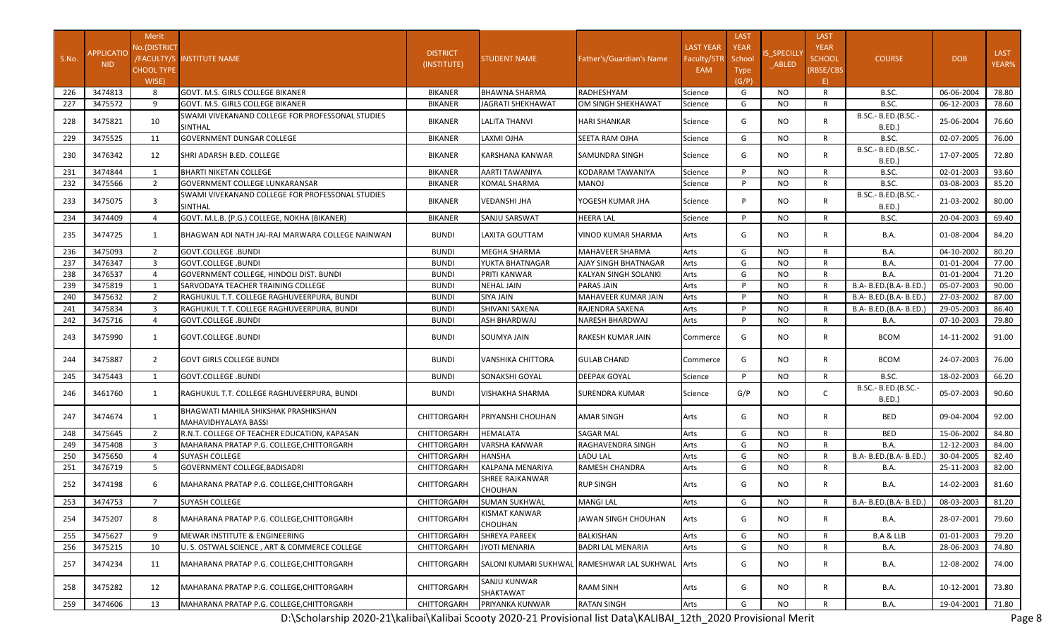| S.No. | APPLICATIONID | Merit No.(DISTRICT/FACULTY/SCHOOL TYPE WISE) | INSTITUTE NAME | DISTRICT (INSTITUTE) | STUDENT NAME | Father's/Guardian's Name | LAST YEAR Faculty/STREAM | LAST YEAR School Type (G/P) | IS_SPECILLY_ABLED | LAST YEAR SCHOOL (RBSE/CBSE) | COURSE | DOB | LAST YEAR% |
|---|---|---|---|---|---|---|---|---|---|---|---|---|---|
| 226 | 3474813 | 8 | GOVT. M.S. GIRLS COLLEGE BIKANER | BIKANER | BHAWNA SHARMA | RADHESHYAM | Science | G | NO | R | B.SC. | 06-06-2004 | 78.80 |
| 227 | 3475572 | 9 | GOVT. M.S. GIRLS COLLEGE BIKANER | BIKANER | JAGRATI SHEKHAWAT | OM SINGH SHEKHAWAT | Science | G | NO | R | B.SC. | 06-12-2003 | 78.60 |
| 228 | 3475821 | 10 | SWAMI VIVEKANAND COLLEGE FOR PROFESSONAL STUDIES SINTHAL | BIKANER | LALITA THANVI | HARI SHANKAR | Science | G | NO | R | B.SC.- B.ED.(B.SC.-B.ED.) | 25-06-2004 | 76.60 |
| 229 | 3475525 | 11 | GOVERNMENT DUNGAR COLLEGE | BIKANER | LAXMI OJHA | SEETA RAM OJHA | Science | G | NO | R | B.SC. | 02-07-2005 | 76.00 |
| 230 | 3476342 | 12 | SHRI ADARSH B.ED. COLLEGE | BIKANER | KARSHANA KANWAR | SAMUNDRA SINGH | Science | G | NO | R | B.SC.- B.ED.(B.SC.-B.ED.) | 17-07-2005 | 72.80 |
| 231 | 3474844 | 1 | BHARTI NIKETAN COLLEGE | BIKANER | AARTI TAWANIYA | KODARAM TAWANIYA | Science | P | NO | R | B.SC. | 02-01-2003 | 93.60 |
| 232 | 3475566 | 2 | GOVERNMENT COLLEGE LUNKARANSAR | BIKANER | KOMAL SHARMA | MANOJ | Science | P | NO | R | B.SC. | 03-08-2003 | 85.20 |
| 233 | 3475075 | 3 | SWAMI VIVEKANAND COLLEGE FOR PROFESSONAL STUDIES SINTHAL | BIKANER | VEDANSHI JHA | YOGESH KUMAR JHA | Science | P | NO | R | B.SC.- B.ED.(B.SC.-B.ED.) | 21-03-2002 | 80.00 |
| 234 | 3474409 | 4 | GOVT. M.L.B. (P.G.) COLLEGE, NOKHA (BIKANER) | BIKANER | SANJU SARSWAT | HEERA LAL | Science | P | NO | R | B.SC. | 20-04-2003 | 69.40 |
| 235 | 3474725 | 1 | BHAGWAN ADI NATH JAI-RAJ MARWARA COLLEGE NAINWAN | BUNDI | LAXITA GOUTTAM | VINOD KUMAR SHARMA | Arts | G | NO | R | B.A. | 01-08-2004 | 84.20 |
| 236 | 3475093 | 2 | GOVT.COLLEGE .BUNDI | BUNDI | MEGHA SHARMA | MAHAVEER SHARMA | Arts | G | NO | R | B.A. | 04-10-2002 | 80.20 |
| 237 | 3476347 | 3 | GOVT.COLLEGE .BUNDI | BUNDI | YUKTA BHATNAGAR | AJAY SINGH BHATNAGAR | Arts | G | NO | R | B.A. | 01-01-2004 | 77.00 |
| 238 | 3476537 | 4 | GOVERNMENT COLLEGE, HINDOLI DIST. BUNDI | BUNDI | PRITI KANWAR | KALYAN SINGH SOLANKI | Arts | G | NO | R | B.A. | 01-01-2004 | 71.20 |
| 239 | 3475819 | 1 | SARVODAYA TEACHER TRAINING COLLEGE | BUNDI | NEHAL JAIN | PARAS JAIN | Arts | P | NO | R | B.A- B.ED.(B.A- B.ED.) | 05-07-2003 | 90.00 |
| 240 | 3475632 | 2 | RAGHUKUL T.T. COLLEGE RAGHUVEERPURA, BUNDI | BUNDI | SIYA JAIN | MAHAVEER KUMAR JAIN | Arts | P | NO | R | B.A- B.ED.(B.A- B.ED.) | 27-03-2002 | 87.00 |
| 241 | 3475834 | 3 | RAGHUKUL T.T. COLLEGE RAGHUVEERPURA, BUNDI | BUNDI | SHIVANI SAXENA | RAJENDRA SAXENA | Arts | P | NO | R | B.A- B.ED.(B.A- B.ED.) | 29-05-2003 | 86.40 |
| 242 | 3475716 | 4 | GOVT.COLLEGE .BUNDI | BUNDI | ASH BHARDWAJ | NARESH BHARDWAJ | Arts | P | NO | R | B.A. | 07-10-2003 | 79.80 |
| 243 | 3475990 | 1 | GOVT.COLLEGE .BUNDI | BUNDI | SOUMYA JAIN | RAKESH KUMAR JAIN | Commerce | G | NO | R | BCOM | 14-11-2002 | 91.00 |
| 244 | 3475887 | 2 | GOVT GIRLS COLLEGE BUNDI | BUNDI | VANSHIKA CHITTORA | GULAB CHAND | Commerce | G | NO | R | BCOM | 24-07-2003 | 76.00 |
| 245 | 3475443 | 1 | GOVT.COLLEGE .BUNDI | BUNDI | SONAKSHI GOYAL | DEEPAK GOYAL | Science | P | NO | R | B.SC. | 18-02-2003 | 66.20 |
| 246 | 3461760 | 1 | RAGHUKUL T.T. COLLEGE RAGHUVEERPURA, BUNDI | BUNDI | VISHAKHA SHARMA | SURENDRA KUMAR | Science | G/P | NO | C | B.SC.- B.ED.(B.SC.-B.ED.) | 05-07-2003 | 90.60 |
| 247 | 3474674 | 1 | BHAGWATI MAHILA SHIKSHAK PRASHIKSHAN MAHAVIDHYALAYA BASSI | CHITTORGARH | PRIYANSHI CHOUHAN | AMAR SINGH | Arts | G | NO | R | BED | 09-04-2004 | 92.00 |
| 248 | 3475645 | 2 | R.N.T. COLLEGE OF TEACHER EDUCATION, KAPASAN | CHITTORGARH | HEMALATA | SAGAR MAL | Arts | G | NO | R | BED | 15-06-2002 | 84.80 |
| 249 | 3475408 | 3 | MAHARANA PRATAP P.G. COLLEGE,CHITTORGARH | CHITTORGARH | VARSHA KANWAR | RAGHAVENDRA SINGH | Arts | G | NO | R | B.A. | 12-12-2003 | 84.00 |
| 250 | 3475650 | 4 | SUYASH COLLEGE | CHITTORGARH | HANSHA | LADU LAL | Arts | G | NO | R | B.A- B.ED.(B.A- B.ED.) | 30-04-2005 | 82.40 |
| 251 | 3476719 | 5 | GOVERNMENT COLLEGE,BADISADRI | CHITTORGARH | KALPANA MENARIYA | RAMESH CHANDRA | Arts | G | NO | R | B.A. | 25-11-2003 | 82.00 |
| 252 | 3474198 | 6 | MAHARANA PRATAP P.G. COLLEGE,CHITTORGARH | CHITTORGARH | SHREE RAJKANWAR CHOUHAN | RUP SINGH | Arts | G | NO | R | B.A. | 14-02-2003 | 81.60 |
| 253 | 3474753 | 7 | SUYASH COLLEGE | CHITTORGARH | SUMAN SUKHWAL | MANGI LAL | Arts | G | NO | R | B.A- B.ED.(B.A- B.ED.) | 08-03-2003 | 81.20 |
| 254 | 3475207 | 8 | MAHARANA PRATAP P.G. COLLEGE,CHITTORGARH | CHITTORGARH | KISMAT KANWAR CHOUHAN | JAWAN SINGH CHOUHAN | Arts | G | NO | R | B.A. | 28-07-2001 | 79.60 |
| 255 | 3475627 | 9 | MEWAR INSTITUTE & ENGINEERING | CHITTORGARH | SHREYA PAREEK | BALKISHAN | Arts | G | NO | R | B.A & LLB | 01-01-2003 | 79.20 |
| 256 | 3475215 | 10 | U. S. OSTWAL SCIENCE , ART & COMMERCE COLLEGE | CHITTORGARH | JYOTI MENARIA | BADRI LAL MENARIA | Arts | G | NO | R | B.A. | 28-06-2003 | 74.80 |
| 257 | 3474234 | 11 | MAHARANA PRATAP P.G. COLLEGE,CHITTORGARH | CHITTORGARH | SALONI KUMARI SUKHWAL | RAMESHWAR LAL SUKHWAL | Arts | G | NO | R | B.A. | 12-08-2002 | 74.00 |
| 258 | 3475282 | 12 | MAHARANA PRATAP P.G. COLLEGE,CHITTORGARH | CHITTORGARH | SANJU KUNWAR SHAKTAWAT | RAAM SINH | Arts | G | NO | R | B.A. | 10-12-2001 | 73.80 |
| 259 | 3474606 | 13 | MAHARANA PRATAP P.G. COLLEGE,CHITTORGARH | CHITTORGARH | PRIYANKA KUNWAR | RATAN SINGH | Arts | G | NO | R | B.A. | 19-04-2001 | 71.80 |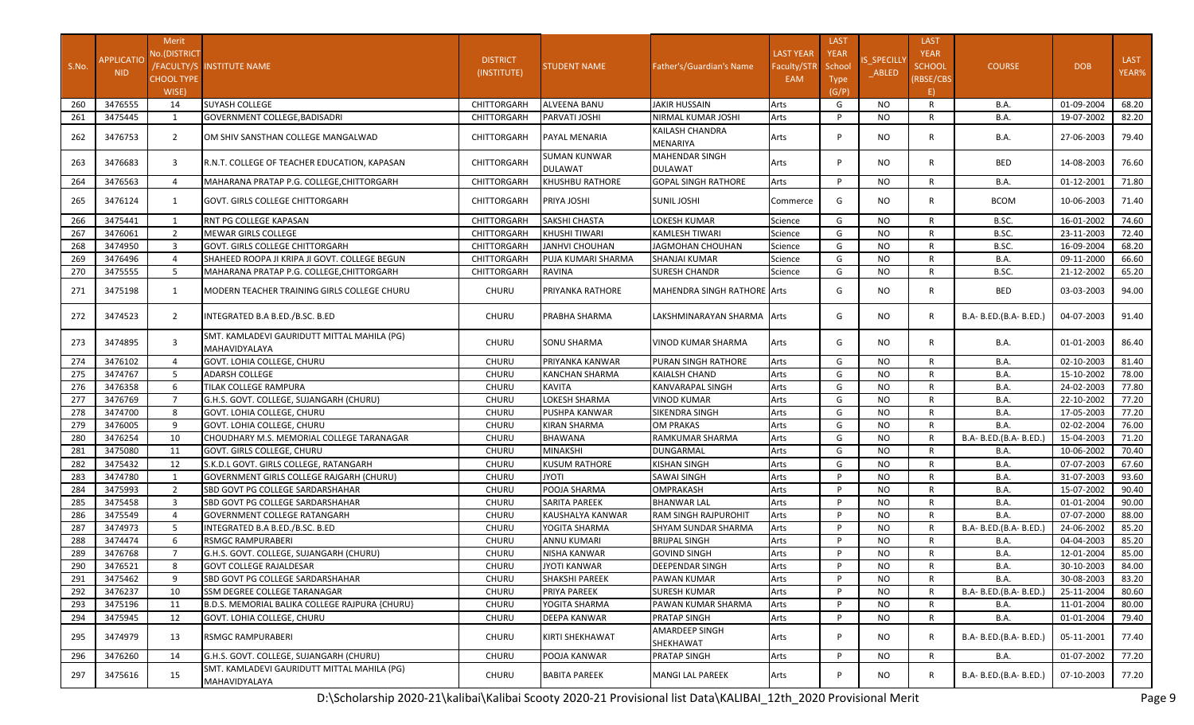| S.No. | APPLICATIO NID | Merit No.(DISTRICT /FACULTY/SCHOOL TYPE WISE) | INSTITUTE NAME | DISTRICT (INSTITUTE) | STUDENT NAME | Father's/Guardian's Name | LAST YEAR Faculty/STREAM | LAST YEAR School Type (G/P) | IS_SPECILLY_ABLED | LAST YEAR SCHOOL (RBSE/CBSE) | COURSE | DOB | LAST YEAR% |
|---|---|---|---|---|---|---|---|---|---|---|---|---|---|
| 260 | 3476555 | 14 | SUYASH COLLEGE | CHITTORGARH | ALVEENA BANU | JAKIR HUSSAIN | Arts | G | NO | R | B.A. | 01-09-2004 | 68.20 |
| 261 | 3475445 | 1 | GOVERNMENT COLLEGE,BADISADRI | CHITTORGARH | PARVATI JOSHI | NIRMAL KUMAR JOSHI | Arts | P | NO | R | B.A. | 19-07-2002 | 82.20 |
| 262 | 3476753 | 2 | OM SHIV SANSTHAN COLLEGE MANGALWAD | CHITTORGARH | PAYAL MENARIA | KAILASH CHANDRA MENARIYA | Arts | P | NO | R | B.A. | 27-06-2003 | 79.40 |
| 263 | 3476683 | 3 | R.N.T. COLLEGE OF TEACHER EDUCATION, KAPASAN | CHITTORGARH | SUMAN KUNWAR DULAWAT | MAHENDAR SINGH DULAWAT | Arts | P | NO | R | BED | 14-08-2003 | 76.60 |
| 264 | 3476563 | 4 | MAHARANA PRATAP P.G. COLLEGE,CHITTORGARH | CHITTORGARH | KHUSHBU RATHORE | GOPAL SINGH RATHORE | Arts | P | NO | R | B.A. | 01-12-2001 | 71.80 |
| 265 | 3476124 | 1 | GOVT. GIRLS COLLEGE CHITTORGARH | CHITTORGARH | PRIYA JOSHI | SUNIL JOSHI | Commerce | G | NO | R | BCOM | 10-06-2003 | 71.40 |
| 266 | 3475441 | 1 | RNT PG COLLEGE KAPASAN | CHITTORGARH | SAKSHI CHASTA | LOKESH KUMAR | Science | G | NO | R | B.SC. | 16-01-2002 | 74.60 |
| 267 | 3476061 | 2 | MEWAR GIRLS COLLEGE | CHITTORGARH | KHUSHI TIWARI | KAMLESH TIWARI | Science | G | NO | R | B.SC. | 23-11-2003 | 72.40 |
| 268 | 3474950 | 3 | GOVT. GIRLS COLLEGE CHITTORGARH | CHITTORGARH | JANHVI CHOUHAN | JAGMOHAN CHOUHAN | Science | G | NO | R | B.SC. | 16-09-2004 | 68.20 |
| 269 | 3476496 | 4 | SHAHEED ROOPA JI KRIPA JI GOVT. COLLEGE BEGUN | CHITTORGARH | PUJA KUMARI SHARMA | SHANJAI KUMAR | Science | G | NO | R | B.A. | 09-11-2000 | 66.60 |
| 270 | 3475555 | 5 | MAHARANA PRATAP P.G. COLLEGE,CHITTORGARH | CHITTORGARH | RAVINA | SURESH CHANDR | Science | G | NO | R | B.SC. | 21-12-2002 | 65.20 |
| 271 | 3475198 | 1 | MODERN TEACHER TRAINING GIRLS COLLEGE CHURU | CHURU | PRIYANKA RATHORE | MAHENDRA SINGH RATHORE | Arts | G | NO | R | BED | 03-03-2003 | 94.00 |
| 272 | 3474523 | 2 | INTEGRATED B.A B.ED./B.SC. B.ED | CHURU | PRABHA SHARMA | LAKSHMINARAYAN SHARMA | Arts | G | NO | R | B.A- B.ED.(B.A- B.ED.) | 04-07-2003 | 91.40 |
| 273 | 3474895 | 3 | SMT. KAMLADEVI GAURIDUTT MITTAL MAHILA (PG) MAHAVIDYALAYA | CHURU | SONU SHARMA | VINOD KUMAR SHARMA | Arts | G | NO | R | B.A. | 01-01-2003 | 86.40 |
| 274 | 3476102 | 4 | GOVT. LOHIA COLLEGE, CHURU | CHURU | PRIYANKA KANWAR | PURAN SINGH RATHORE | Arts | G | NO | R | B.A. | 02-10-2003 | 81.40 |
| 275 | 3474767 | 5 | ADARSH COLLEGE | CHURU | KANCHAN SHARMA | KAIALSH CHAND | Arts | G | NO | R | B.A. | 15-10-2002 | 78.00 |
| 276 | 3476358 | 6 | TILAK COLLEGE RAMPURA | CHURU | KAVITA | KANVARAPAL SINGH | Arts | G | NO | R | B.A. | 24-02-2003 | 77.80 |
| 277 | 3476769 | 7 | G.H.S. GOVT. COLLEGE, SUJANGARH (CHURU) | CHURU | LOKESH SHARMA | VINOD KUMAR | Arts | G | NO | R | B.A. | 22-10-2002 | 77.20 |
| 278 | 3474700 | 8 | GOVT. LOHIA COLLEGE, CHURU | CHURU | PUSHPA KANWAR | SIKENDRA SINGH | Arts | G | NO | R | B.A. | 17-05-2003 | 77.20 |
| 279 | 3476005 | 9 | GOVT. LOHIA COLLEGE, CHURU | CHURU | KIRAN SHARMA | OM PRAKAS | Arts | G | NO | R | B.A. | 02-02-2004 | 76.00 |
| 280 | 3476254 | 10 | CHOUDHARY M.S. MEMORIAL COLLEGE TARANAGAR | CHURU | BHAWANA | RAMKUMAR SHARMA | Arts | G | NO | R | B.A- B.ED.(B.A- B.ED.) | 15-04-2003 | 71.20 |
| 281 | 3475080 | 11 | GOVT. GIRLS COLLEGE, CHURU | CHURU | MINAKSHI | DUNGARMAL | Arts | G | NO | R | B.A. | 10-06-2002 | 70.40 |
| 282 | 3475432 | 12 | S.K.D.L GOVT. GIRLS COLLEGE, RATANGARH | CHURU | KUSUM RATHORE | KISHAN SINGH | Arts | G | NO | R | B.A. | 07-07-2003 | 67.60 |
| 283 | 3474780 | 1 | GOVERNMENT GIRLS COLLEGE RAJGARH (CHURU) | CHURU | JYOTI | SAWAI SINGH | Arts | P | NO | R | B.A. | 31-07-2003 | 93.60 |
| 284 | 3475993 | 2 | SBD GOVT PG COLLEGE SARDARSHAHAR | CHURU | POOJA SHARMA | OMPRAKASH | Arts | P | NO | R | B.A. | 15-07-2002 | 90.40 |
| 285 | 3475458 | 3 | SBD GOVT PG COLLEGE SARDARSHAHAR | CHURU | SARITA PAREEK | BHANWAR LAL | Arts | P | NO | R | B.A. | 01-01-2004 | 90.00 |
| 286 | 3475549 | 4 | GOVERNMENT COLLEGE RATANGARH | CHURU | KAUSHALYA KANWAR | RAM SINGH RAJPUROHIT | Arts | P | NO | R | B.A. | 07-07-2000 | 88.00 |
| 287 | 3474973 | 5 | INTEGRATED B.A B.ED./B.SC. B.ED | CHURU | YOGITA SHARMA | SHYAM SUNDAR SHARMA | Arts | P | NO | R | B.A- B.ED.(B.A- B.ED.) | 24-06-2002 | 85.20 |
| 288 | 3474474 | 6 | RSMGC RAMPURABERI | CHURU | ANNU KUMARI | BRIJPAL SINGH | Arts | P | NO | R | B.A. | 04-04-2003 | 85.20 |
| 289 | 3476768 | 7 | G.H.S. GOVT. COLLEGE, SUJANGARH (CHURU) | CHURU | NISHA KANWAR | GOVIND SINGH | Arts | P | NO | R | B.A. | 12-01-2004 | 85.00 |
| 290 | 3476521 | 8 | GOVT COLLEGE RAJALDESAR | CHURU | JYOTI KANWAR | DEEPENDAR SINGH | Arts | P | NO | R | B.A. | 30-10-2003 | 84.00 |
| 291 | 3475462 | 9 | SBD GOVT PG COLLEGE SARDARSHAHAR | CHURU | SHAKSHI PAREEK | PAWAN KUMAR | Arts | P | NO | R | B.A. | 30-08-2003 | 83.20 |
| 292 | 3476237 | 10 | SSM DEGREE COLLEGE TARANAGAR | CHURU | PRIYA PAREEK | SURESH KUMAR | Arts | P | NO | R | B.A- B.ED.(B.A- B.ED.) | 25-11-2004 | 80.60 |
| 293 | 3475196 | 11 | B.D.S. MEMORIAL BALIKA COLLEGE RAJPURA {CHURU} | CHURU | YOGITA SHARMA | PAWAN KUMAR SHARMA | Arts | P | NO | R | B.A. | 11-01-2004 | 80.00 |
| 294 | 3475945 | 12 | GOVT. LOHIA COLLEGE, CHURU | CHURU | DEEPA KANWAR | PRATAP SINGH | Arts | P | NO | R | B.A. | 01-01-2004 | 79.40 |
| 295 | 3474979 | 13 | RSMGC RAMPURABERI | CHURU | KIRTI SHEKHAWAT | AMARDEEP SINGH SHEKHAWAT | Arts | P | NO | R | B.A- B.ED.(B.A- B.ED.) | 05-11-2001 | 77.40 |
| 296 | 3476260 | 14 | G.H.S. GOVT. COLLEGE, SUJANGARH (CHURU) | CHURU | POOJA KANWAR | PRATAP SINGH | Arts | P | NO | R | B.A. | 01-07-2002 | 77.20 |
| 297 | 3475616 | 15 | SMT. KAMLADEVI GAURIDUTT MITTAL MAHILA (PG) MAHAVIDYALAYA | CHURU | BABITA PAREEK | MANGI LAL PAREEK | Arts | P | NO | R | B.A- B.ED.(B.A- B.ED.) | 07-10-2003 | 77.20 |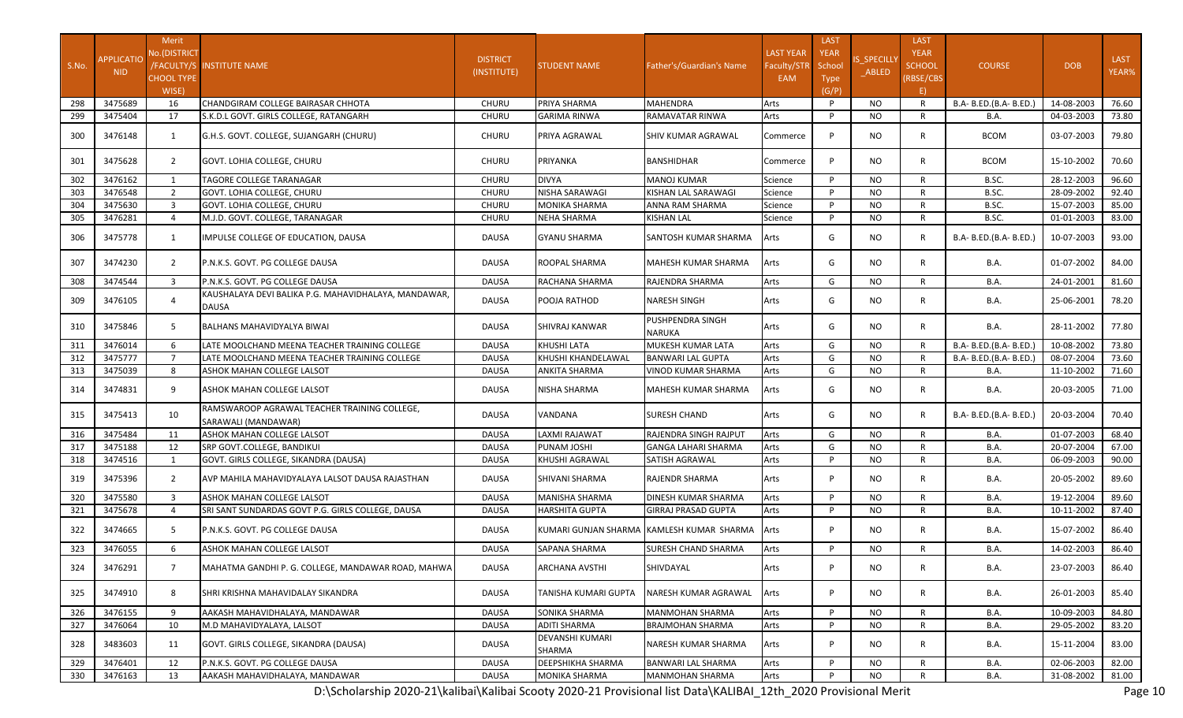| S.No. | APPLICATION NID | Merit No.(DISTRICT /FACULTY/SCHOOL TYPE WISE) | INSTITUTE NAME | DISTRICT (INSTITUTE) | STUDENT NAME | Father's/Guardian's Name | LAST YEAR Faculty/STREAM | LAST YEAR School Type (G/P) | IS_SPECILLY_ABLED | LAST YEAR SCHOOL (RBSE/CBSE) | COURSE | DOB | LAST YEAR% |
|---|---|---|---|---|---|---|---|---|---|---|---|---|---|
| 298 | 3475689 | 16 | CHANDGIRAM COLLEGE BAIRASAR CHHOTA | CHURU | PRIYA SHARMA | MAHENDRA | Arts | P | NO | R | B.A- B.ED.(B.A- B.ED.) | 14-08-2003 | 76.60 |
| 299 | 3475404 | 17 | S.K.D.L GOVT. GIRLS COLLEGE, RATANGARH | CHURU | GARIMA RINWA | RAMAVATAR RINWA | Arts | P | NO | R | B.A. | 04-03-2003 | 73.80 |
| 300 | 3476148 | 1 | G.H.S. GOVT. COLLEGE, SUJANGARH (CHURU) | CHURU | PRIYA AGRAWAL | SHIV KUMAR AGRAWAL | Commerce | P | NO | R | BCOM | 03-07-2003 | 79.80 |
| 301 | 3475628 | 2 | GOVT. LOHIA COLLEGE, CHURU | CHURU | PRIYANKA | BANSHIDHAR | Commerce | P | NO | R | BCOM | 15-10-2002 | 70.60 |
| 302 | 3476162 | 1 | TAGORE COLLEGE TARANAGAR | CHURU | DIVYA | MANOJ KUMAR | Science | P | NO | R | B.SC. | 28-12-2003 | 96.60 |
| 303 | 3476548 | 2 | GOVT. LOHIA COLLEGE, CHURU | CHURU | NISHA SARAWAGI | KISHAN LAL SARAWAGI | Science | P | NO | R | B.SC. | 28-09-2002 | 92.40 |
| 304 | 3475630 | 3 | GOVT. LOHIA COLLEGE, CHURU | CHURU | MONIKA SHARMA | ANNA RAM SHARMA | Science | P | NO | R | B.SC. | 15-07-2003 | 85.00 |
| 305 | 3476281 | 4 | M.J.D. GOVT. COLLEGE, TARANAGAR | CHURU | NEHA SHARMA | KISHAN LAL | Science | P | NO | R | B.SC. | 01-01-2003 | 83.00 |
| 306 | 3475778 | 1 | IMPULSE COLLEGE OF EDUCATION, DAUSA | DAUSA | GYANU SHARMA | SANTOSH KUMAR SHARMA | Arts | G | NO | R | B.A- B.ED.(B.A- B.ED.) | 10-07-2003 | 93.00 |
| 307 | 3474230 | 2 | P.N.K.S. GOVT. PG COLLEGE DAUSA | DAUSA | ROOPAL SHARMA | MAHESH KUMAR SHARMA | Arts | G | NO | R | B.A. | 01-07-2002 | 84.00 |
| 308 | 3474544 | 3 | P.N.K.S. GOVT. PG COLLEGE DAUSA | DAUSA | RACHANA SHARMA | RAJENDRA SHARMA | Arts | G | NO | R | B.A. | 24-01-2001 | 81.60 |
| 309 | 3476105 | 4 | KAUSHALAYA DEVI BALIKA P.G. MAHAVIDHALAYA, MANDAWAR, DAUSA | DAUSA | POOJA RATHOD | NARESH SINGH | Arts | G | NO | R | B.A. | 25-06-2001 | 78.20 |
| 310 | 3475846 | 5 | BALHANS MAHAVIDYALYA BIWAI | DAUSA | SHIVRAJ KANWAR | PUSHPENDRA SINGH NARUKA | Arts | G | NO | R | B.A. | 28-11-2002 | 77.80 |
| 311 | 3476014 | 6 | LATE MOOLCHAND MEENA TEACHER TRAINING COLLEGE | DAUSA | KHUSHI LATA | MUKESH KUMAR LATA | Arts | G | NO | R | B.A- B.ED.(B.A- B.ED.) | 10-08-2002 | 73.80 |
| 312 | 3475777 | 7 | LATE MOOLCHAND MEENA TEACHER TRAINING COLLEGE | DAUSA | KHUSHI KHANDELAWAL | BANWARI LAL GUPTA | Arts | G | NO | R | B.A- B.ED.(B.A- B.ED.) | 08-07-2004 | 73.60 |
| 313 | 3475039 | 8 | ASHOK MAHAN COLLEGE LALSOT | DAUSA | ANKITA SHARMA | VINOD KUMAR SHARMA | Arts | G | NO | R | B.A. | 11-10-2002 | 71.60 |
| 314 | 3474831 | 9 | ASHOK MAHAN COLLEGE LALSOT | DAUSA | NISHA SHARMA | MAHESH KUMAR SHARMA | Arts | G | NO | R | B.A. | 20-03-2005 | 71.00 |
| 315 | 3475413 | 10 | RAMSWAROOP AGRAWAL TEACHER TRAINING COLLEGE, SARAWALI (MANDAWAR) | DAUSA | VANDANA | SURESH CHAND | Arts | G | NO | R | B.A- B.ED.(B.A- B.ED.) | 20-03-2004 | 70.40 |
| 316 | 3475484 | 11 | ASHOK MAHAN COLLEGE LALSOT | DAUSA | LAXMI RAJAWAT | RAJENDRA SINGH RAJPUT | Arts | G | NO | R | B.A. | 01-07-2003 | 68.40 |
| 317 | 3475188 | 12 | SRP GOVT.COLLEGE, BANDIKUI | DAUSA | PUNAM JOSHI | GANGA LAHARI SHARMA | Arts | G | NO | R | B.A. | 20-07-2004 | 67.00 |
| 318 | 3474516 | 1 | GOVT. GIRLS COLLEGE, SIKANDRA (DAUSA) | DAUSA | KHUSHI AGRAWAL | SATISH AGRAWAL | Arts | P | NO | R | B.A. | 06-09-2003 | 90.00 |
| 319 | 3475396 | 2 | AVP MAHILA MAHAVIDYALAYA LALSOT DAUSA RAJASTHAN | DAUSA | SHIVANI SHARMA | RAJENDR SHARMA | Arts | P | NO | R | B.A. | 20-05-2002 | 89.60 |
| 320 | 3475580 | 3 | ASHOK MAHAN COLLEGE LALSOT | DAUSA | MANISHA SHARMA | DINESH KUMAR SHARMA | Arts | P | NO | R | B.A. | 19-12-2004 | 89.60 |
| 321 | 3475678 | 4 | SRI SANT SUNDARDAS GOVT P.G. GIRLS COLLEGE, DAUSA | DAUSA | HARSHITA GUPTA | GIRRAJ PRASAD GUPTA | Arts | P | NO | R | B.A. | 10-11-2002 | 87.40 |
| 322 | 3474665 | 5 | P.N.K.S. GOVT. PG COLLEGE DAUSA | DAUSA | KUMARI GUNJAN SHARMA | KAMLESH KUMAR SHARMA | Arts | P | NO | R | B.A. | 15-07-2002 | 86.40 |
| 323 | 3476055 | 6 | ASHOK MAHAN COLLEGE LALSOT | DAUSA | SAPANA SHARMA | SURESH CHAND SHARMA | Arts | P | NO | R | B.A. | 14-02-2003 | 86.40 |
| 324 | 3476291 | 7 | MAHATMA GANDHI P. G. COLLEGE, MANDAWAR ROAD, MAHWA | DAUSA | ARCHANA AVSTHI | SHIVDAYAL | Arts | P | NO | R | B.A. | 23-07-2003 | 86.40 |
| 325 | 3474910 | 8 | SHRI KRISHNA MAHAVIDALAY SIKANDRA | DAUSA | TANISHA KUMARI GUPTA | NARESH KUMAR AGRAWAL | Arts | P | NO | R | B.A. | 26-01-2003 | 85.40 |
| 326 | 3476155 | 9 | AAKASH MAHAVIDHALAYA, MANDAWAR | DAUSA | SONIKA SHARMA | MANMOHAN SHARMA | Arts | P | NO | R | B.A. | 10-09-2003 | 84.80 |
| 327 | 3476064 | 10 | M.D MAHAVIDYALAYA, LALSOT | DAUSA | ADITI SHARMA | BRAJMOHAN SHARMA | Arts | P | NO | R | B.A. | 29-05-2002 | 83.20 |
| 328 | 3483603 | 11 | GOVT. GIRLS COLLEGE, SIKANDRA (DAUSA) | DAUSA | DEVANSHI KUMARI SHARMA | NARESH KUMAR SHARMA | Arts | P | NO | R | B.A. | 15-11-2004 | 83.00 |
| 329 | 3476401 | 12 | P.N.K.S. GOVT. PG COLLEGE DAUSA | DAUSA | DEEPSHIKHA SHARMA | BANWARI LAL SHARMA | Arts | P | NO | R | B.A. | 02-06-2003 | 82.00 |
| 330 | 3476163 | 13 | AAKASH MAHAVIDHALAYA, MANDAWAR | DAUSA | MONIKA SHARMA | MANMOHAN SHARMA | Arts | P | NO | R | B.A. | 31-08-2002 | 81.00 |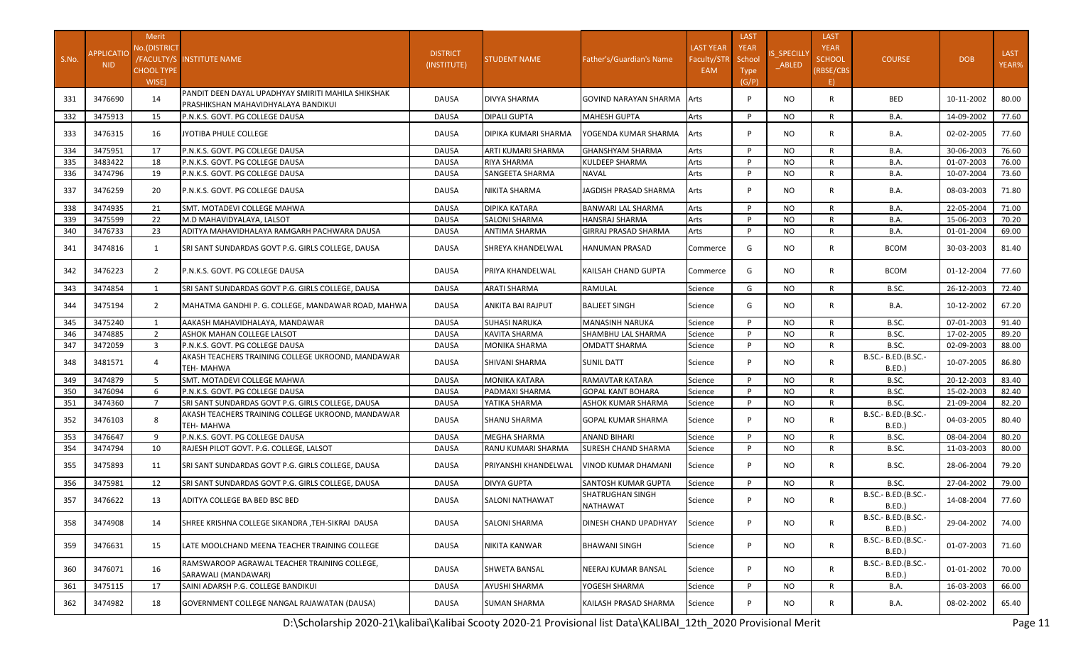| S.No. | APPLICATIO NID | Merit No.(DISTRICT /FACULTY/SCHOOL TYPE WISE) | INSTITUTE NAME | DISTRICT (INSTITUTE) | STUDENT NAME | Father's/Guardian's Name | LAST YEAR Faculty/STREAM | LAST YEAR School Type (G/P) | IS_SPECILLY_ABLED | LAST YEAR SCHOOL (RBSE/CBSE) | COURSE | DOB | LAST YEAR% |
|---|---|---|---|---|---|---|---|---|---|---|---|---|---|
| 331 | 3476690 | 14 | PANDIT DEEN DAYAL UPADHYAY SMIRITI MAHILA SHIKSHAK PRASHIKSHAN MAHAVIDHYALAYA BANDIKUI | DAUSA | DIVYA SHARMA | GOVIND NARAYAN SHARMA | Arts | P | NO | R | BED | 10-11-2002 | 80.00 |
| 332 | 3475913 | 15 | P.N.K.S. GOVT. PG COLLEGE DAUSA | DAUSA | DIPALI GUPTA | MAHESH GUPTA | Arts | P | NO | R | B.A. | 14-09-2002 | 77.60 |
| 333 | 3476315 | 16 | JYOTIBA PHULE COLLEGE | DAUSA | DIPIKA KUMARI SHARMA | YOGENDA KUMAR SHARMA | Arts | P | NO | R | B.A. | 02-02-2005 | 77.60 |
| 334 | 3475951 | 17 | P.N.K.S. GOVT. PG COLLEGE DAUSA | DAUSA | ARTI KUMARI SHARMA | GHANSHYAM SHARMA | Arts | P | NO | R | B.A. | 30-06-2003 | 76.60 |
| 335 | 3483422 | 18 | P.N.K.S. GOVT. PG COLLEGE DAUSA | DAUSA | RIYA SHARMA | KULDEEP SHARMA | Arts | P | NO | R | B.A. | 01-07-2003 | 76.00 |
| 336 | 3474796 | 19 | P.N.K.S. GOVT. PG COLLEGE DAUSA | DAUSA | SANGEETA SHARMA | NAVAL | Arts | P | NO | R | B.A. | 10-07-2004 | 73.60 |
| 337 | 3476259 | 20 | P.N.K.S. GOVT. PG COLLEGE DAUSA | DAUSA | NIKITA SHARMA | JAGDISH PRASAD SHARMA | Arts | P | NO | R | B.A. | 08-03-2003 | 71.80 |
| 338 | 3474935 | 21 | SMT. MOTADEVI COLLEGE MAHWA | DAUSA | DIPIKA KATARA | BANWARI LAL SHARMA | Arts | P | NO | R | B.A. | 22-05-2004 | 71.00 |
| 339 | 3475599 | 22 | M.D MAHAVIDYALAYA, LALSOT | DAUSA | SALONI SHARMA | HANSRAJ SHARMA | Arts | P | NO | R | B.A. | 15-06-2003 | 70.20 |
| 340 | 3476733 | 23 | ADITYA MAHAVIDHALAYA RAMGARH PACHWARA DAUSA | DAUSA | ANTIMA SHARMA | GIRRAJ PRASAD SHARMA | Arts | P | NO | R | B.A. | 01-01-2004 | 69.00 |
| 341 | 3474816 | 1 | SRI SANT SUNDARDAS GOVT P.G. GIRLS COLLEGE, DAUSA | DAUSA | SHREYA KHANDELWAL | HANUMAN PRASAD | Commerce | G | NO | R | BCOM | 30-03-2003 | 81.40 |
| 342 | 3476223 | 2 | P.N.K.S. GOVT. PG COLLEGE DAUSA | DAUSA | PRIYA KHANDELWAL | KAILSAH CHAND GUPTA | Commerce | G | NO | R | BCOM | 01-12-2004 | 77.60 |
| 343 | 3474854 | 1 | SRI SANT SUNDARDAS GOVT P.G. GIRLS COLLEGE, DAUSA | DAUSA | ARATI SHARMA | RAMULAL | Science | G | NO | R | B.SC. | 26-12-2003 | 72.40 |
| 344 | 3475194 | 2 | MAHATMA GANDHI P. G. COLLEGE, MANDAWAR ROAD, MAHWA | DAUSA | ANKITA BAI RAJPUT | BALJEET SINGH | Science | G | NO | R | B.A. | 10-12-2002 | 67.20 |
| 345 | 3475240 | 1 | AAKASH MAHAVIDHALAYA, MANDAWAR | DAUSA | SUHASI NARUKA | MANASINH NARUKA | Science | P | NO | R | B.SC. | 07-01-2003 | 91.40 |
| 346 | 3474885 | 2 | ASHOK MAHAN COLLEGE LALSOT | DAUSA | KAVITA SHARMA | SHAMBHU LAL SHARMA | Science | P | NO | R | B.SC. | 17-02-2005 | 89.20 |
| 347 | 3472059 | 3 | P.N.K.S. GOVT. PG COLLEGE DAUSA | DAUSA | MONIKA SHARMA | OMDATT SHARMA | Science | P | NO | R | B.SC. | 02-09-2003 | 88.00 |
| 348 | 3481571 | 4 | AKASH TEACHERS TRAINING COLLEGE UKROOND, MANDAWAR TEH- MAHWA | DAUSA | SHIVANI SHARMA | SUNIL DATT | Science | P | NO | R | B.SC.- B.ED.(B.SC.- B.ED.) | 10-07-2005 | 86.80 |
| 349 | 3474879 | 5 | SMT. MOTADEVI COLLEGE MAHWA | DAUSA | MONIKA KATARA | RAMAVTAR KATARA | Science | P | NO | R | B.SC. | 20-12-2003 | 83.40 |
| 350 | 3476094 | 6 | P.N.K.S. GOVT. PG COLLEGE DAUSA | DAUSA | PADMAXI SHARMA | GOPAL KANT BOHARA | Science | P | NO | R | B.SC. | 15-02-2003 | 82.40 |
| 351 | 3474360 | 7 | SRI SANT SUNDARDAS GOVT P.G. GIRLS COLLEGE, DAUSA | DAUSA | YATIKA SHARMA | ASHOK KUMAR SHARMA | Science | P | NO | R | B.SC. | 21-09-2004 | 82.20 |
| 352 | 3476103 | 8 | AKASH TEACHERS TRAINING COLLEGE UKROOND, MANDAWAR TEH- MAHWA | DAUSA | SHANU SHARMA | GOPAL KUMAR SHARMA | Science | P | NO | R | B.SC.- B.ED.(B.SC.- B.ED.) | 04-03-2005 | 80.40 |
| 353 | 3476647 | 9 | P.N.K.S. GOVT. PG COLLEGE DAUSA | DAUSA | MEGHA SHARMA | ANAND BIHARI | Science | P | NO | R | B.SC. | 08-04-2004 | 80.20 |
| 354 | 3474794 | 10 | RAJESH PILOT GOVT. P.G. COLLEGE, LALSOT | DAUSA | RANU KUMARI SHARMA | SURESH CHAND SHARMA | Science | P | NO | R | B.SC. | 11-03-2003 | 80.00 |
| 355 | 3475893 | 11 | SRI SANT SUNDARDAS GOVT P.G. GIRLS COLLEGE, DAUSA | DAUSA | PRIYANSHI KHANDELWAL | VINOD KUMAR DHAMANI | Science | P | NO | R | B.SC. | 28-06-2004 | 79.20 |
| 356 | 3475981 | 12 | SRI SANT SUNDARDAS GOVT P.G. GIRLS COLLEGE, DAUSA | DAUSA | DIVYA GUPTA | SANTOSH KUMAR GUPTA | Science | P | NO | R | B.SC. | 27-04-2002 | 79.00 |
| 357 | 3476622 | 13 | ADITYA COLLEGE BA BED BSC BED | DAUSA | SALONI NATHAWAT | SHATRUGHAN SINGH NATHAWAT | Science | P | NO | R | B.SC.- B.ED.(B.SC.- B.ED.) | 14-08-2004 | 77.60 |
| 358 | 3474908 | 14 | SHREE KRISHNA COLLEGE SIKANDRA ,TEH-SIKRAI DAUSA | DAUSA | SALONI SHARMA | DINESH CHAND UPADHYAY | Science | P | NO | R | B.SC.- B.ED.(B.SC.- B.ED.) | 29-04-2002 | 74.00 |
| 359 | 3476631 | 15 | LATE MOOLCHAND MEENA TEACHER TRAINING COLLEGE | DAUSA | NIKITA KANWAR | BHAWANI SINGH | Science | P | NO | R | B.SC.- B.ED.(B.SC.- B.ED.) | 01-07-2003 | 71.60 |
| 360 | 3476071 | 16 | RAMSWAROOP AGRAWAL TEACHER TRAINING COLLEGE, SARAWALI (MANDAWAR) | DAUSA | SHWETA BANSAL | NEERAJ KUMAR BANSAL | Science | P | NO | R | B.SC.- B.ED.(B.SC.- B.ED.) | 01-01-2002 | 70.00 |
| 361 | 3475115 | 17 | SAINI ADARSH P.G. COLLEGE BANDIKUI | DAUSA | AYUSHI SHARMA | YOGESH SHARMA | Science | P | NO | R | B.A. | 16-03-2003 | 66.00 |
| 362 | 3474982 | 18 | GOVERNMENT COLLEGE NANGAL RAJAWATAN (DAUSA) | DAUSA | SUMAN SHARMA | KAILASH PRASAD SHARMA | Science | P | NO | R | B.A. | 08-02-2002 | 65.40 |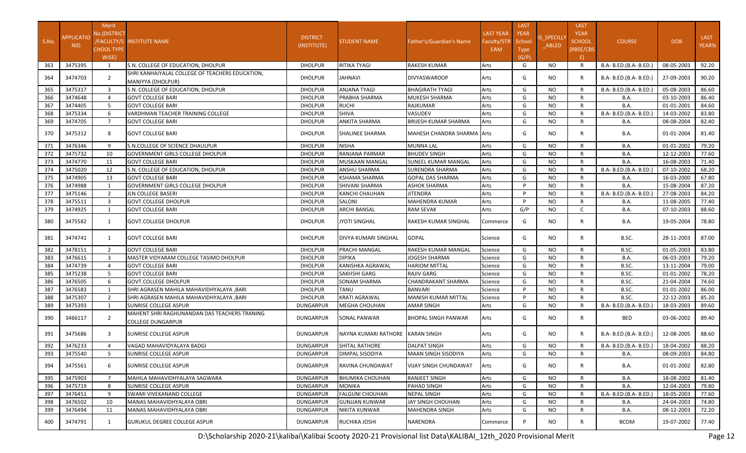| S.No. | APPLICATIO NID | Merit No.(DISTRICT /FACULTY/S CHOOL TYPE WISE) | INSTITUTE NAME | DISTRICT (INSTITUTE) | STUDENT NAME | Father's/Guardian's Name | LAST YEAR Faculty/STR EAM | LAST YEAR School Type (G/P) | IS_SPECILLY_ABLED | LAST YEAR SCHOOL (RBSE/CBSE) | COURSE | DOB | LAST YEAR% |
|---|---|---|---|---|---|---|---|---|---|---|---|---|---|
| 363 | 3475395 | 1 | S.N. COLLEGE OF EDUCATION, DHOLPUR | DHOLPUR | RITIKA TYAGI | RAKESH KUMAR | Arts | G | NO | R | B.A- B.ED.(B.A- B.ED.) | 08-05-2003 | 92.20 |
| 364 | 3474703 | 2 | SHRI KANHAIYALAL COLLEGE OF TEACHERS EDUCATION, MANIYYA (DHOLPUR) | DHOLPUR | JAHNAVI | DIVYASWAROOP | Arts | G | NO | R | B.A- B.ED.(B.A- B.ED.) | 27-09-2003 | 90.20 |
| 365 | 3475317 | 3 | S.N. COLLEGE OF EDUCATION, DHOLPUR | DHOLPUR | ANJANA TYAGI | BHAGIRATH TYAGI | Arts | G | NO | R | B.A- B.ED.(B.A- B.ED.) | 05-08-2003 | 86.60 |
| 366 | 3474648 | 4 | GOVT COLLEGE BARI | DHOLPUR | PRABHA SHARMA | MUKESH SHARMA | Arts | G | NO | R | B.A. | 03-10-2003 | 86.40 |
| 367 | 3474405 | 5 | GOVT COLLEGE BARI | DHOLPUR | RUCHI | RAJKUMAR | Arts | G | NO | R | B.A. | 01-01-2001 | 84.60 |
| 368 | 3475334 | 6 | VARDHMAN TEACHER TRAINING COLLEGE | DHOLPUR | SHIVA | VASUDEV | Arts | G | NO | R | B.A- B.ED.(B.A- B.ED.) | 14-03-2002 | 83.80 |
| 369 | 3474705 | 7 | GOVT COLLEGE BARI | DHOLPUR | ANKITA SHARMA | BRIJESH KUMAR SHARMA | Arts | G | NO | R | B.A. | 08-08-2004 | 82.40 |
| 370 | 3475312 | 8 | GOVT COLLEGE BARI | DHOLPUR | SHALINEE SHARMA | MAHESH CHANDRA SHARMA | Arts | G | NO | R | B.A. | 01-01-2004 | 81.40 |
| 371 | 3476346 | 9 | S.N.COLLEGE OF SCIENCE DHAULPUR | DHOLPUR | NISHA | MUNNA LAL | Arts | G | NO | R | B.A. | 01-01-2002 | 79.20 |
| 372 | 3475732 | 10 | GOVERNMENT GIRLS COLLEGE DHOLPUR | DHOLPUR | RANJANA PARMAR | BHUDEV SINGH | Arts | G | NO | R | B.A. | 12-12-2003 | 77.60 |
| 373 | 3474770 | 11 | GOVT COLLEGE BARI | DHOLPUR | MUSKAAN MANGAL | SUNEEL KUMAR MANGAL | Arts | G | NO | R | B.A. | 16-08-2003 | 71.40 |
| 374 | 3475020 | 12 | S.N. COLLEGE OF EDUCATION, DHOLPUR | DHOLPUR | ANSHU SHARMA | SURENDRA SHARMA | Arts | G | NO | R | B.A- B.ED.(B.A- B.ED.) | 07-10-2002 | 68.20 |
| 375 | 3474905 | 13 | GOVT COLLEGE BARI | DHOLPUR | KSHAMA SHARMA | GOPAL DAS SHARMA | Arts | G | NO | R | B.A. | 16-03-2000 | 67.80 |
| 376 | 3474988 | 1 | GOVERNMENT GIRLS COLLEGE DHOLPUR | DHOLPUR | SHIVANI SHARMA | ASHOK SHARMA | Arts | P | NO | R | B.A. | 15-08-2004 | 87.20 |
| 377 | 3475146 | 2 | JLN COLLEGE BASERI | DHOLPUR | KANCHI CHAUHAN | JITENDRA | Arts | P | NO | R | B.A- B.ED.(B.A- B.ED.) | 27-08-2003 | 84.20 |
| 378 | 3475511 | 3 | GOVT.COLLEGE DHOLPUR | DHOLPUR | SALONI | MAHENDRA KUMAR | Arts | P | NO | R | B.A. | 11-08-2005 | 77.40 |
| 379 | 3474925 | 1 | GOVT COLLEGE BARI | DHOLPUR | ARCHI BANSAL | RAM SEVAK | Arts | G/P | NO | C | B.A. | 07-10-2003 | 88.60 |
| 380 | 3475582 | 1 | GOVT.COLLEGE DHOLPUR | DHOLPUR | JYOTI SINGHAL | RAKESH KUMAR SINGHAL | Commerce | G | NO | R | B.A. | 19-05-2004 | 78.80 |
| 381 | 3474741 | 1 | GOVT COLLEGE BARI | DHOLPUR | DIVYA KUMARI SINGHAL | GOPAL | Science | G | NO | R | B.SC. | 28-11-2003 | 87.00 |
| 382 | 3478151 | 2 | GOVT COLLEGE BARI | DHOLPUR | PRACHI MANGAL | RAKESH KUMAR MANGAL | Science | G | NO | R | B.SC. | 01-05-2003 | 83.80 |
| 383 | 3476615 | 3 | MASTER VIDYARAM COLLEGE TASIMO DHOLPUR | DHOLPUR | DIPIKA | JOGESH SHARMA | Science | G | NO | R | B.A. | 06-03-2003 | 79.20 |
| 384 | 3474739 | 4 | GOVT COLLEGE BARI | DHOLPUR | KANISHKA AGRAWAL | HARIOM MITTAL | Science | G | NO | R | B.SC. | 13-11-2004 | 79.00 |
| 385 | 3475238 | 5 | GOVT COLLEGE BARI | DHOLPUR | SAKHSHI GARG | RAJIV GARG | Science | G | NO | R | B.SC. | 01-01-2002 | 78.20 |
| 386 | 3476505 | 6 | GOVT.COLLEGE DHOLPUR | DHOLPUR | SONAM SHARMA | CHANDRAKANT SHARMA | Science | G | NO | R | B.SC. | 21-04-2004 | 74.60 |
| 387 | 3476583 | 1 | SHRI AGRASEN MAHILA MAHAVIDHYALAYA ,BARI | DHOLPUR | TANU | BANVARI | Science | P | NO | R | B.SC. | 01-01-2002 | 86.00 |
| 388 | 3475307 | 2 | SHRI AGRASEN MAHILA MAHAVIDHYALAYA ,BARI | DHOLPUR | KRATI AGRAWAL | MANISH KUMAR MITTAL | Science | P | NO | R | B.SC. | 22-12-2003 | 85.20 |
| 389 | 3475393 | 1 | SUNRISE COLLEGE ASPUR | DUNGARPUR | MEGHA CHOUHAN | AMAR SINGH | Arts | G | NO | R | B.A- B.ED.(B.A- B.ED.) | 18-03-2003 | 89.60 |
| 390 | 3466117 | 2 | MAHENT SHRI RAGHUNANDAN DAS TEACHERS TRANING COLLEGE DUNGARPUR | DUNGARPUR | SONAL PANWAR | BHOPAL SINGH PANWAR | Arts | G | NO | R | BED | 03-06-2002 | 89.40 |
| 391 | 3475686 | 3 | SUNRISE COLLEGE ASPUR | DUNGARPUR | NAYNA KUMARI RATHORE | KARAN SINGH | Arts | G | NO | R | B.A- B.ED.(B.A- B.ED.) | 12-08-2005 | 88.60 |
| 392 | 3476233 | 4 | VAGAD MAHAVIDYALAYA BADGI | DUNGARPUR | SHITAL RATHORE | DALPAT SINGH | Arts | G | NO | R | B.A- B.ED.(B.A- B.ED.) | 18-04-2002 | 88.20 |
| 393 | 3475540 | 5 | SUNRISE COLLEGE ASPUR | DUNGARPUR | DIMPAL SISODIYA | MAAN SINGH SISODIYA | Arts | G | NO | R | B.A. | 08-09-2003 | 84.80 |
| 394 | 3475561 | 6 | SUNRISE COLLEGE ASPUR | DUNGARPUR | RAVINA CHUNDAWAT | VIJAY SINGH CHUNDAWAT | Arts | G | NO | R | B.A. | 01-01-2002 | 82.80 |
| 395 | 3475903 | 7 | MAHILA MAHAVIDHYALAYA SAGWARA | DUNGARPUR | BHUMIKA CHOUHAN | RANJEET SINGH | Arts | G | NO | R | B.A. | 18-08-2002 | 81.40 |
| 396 | 3475719 | 8 | SUNRISE COLLEGE ASPUR | DUNGARPUR | MONIKA | PAHAD SINGH | Arts | G | NO | R | B.A. | 12-04-2003 | 79.80 |
| 397 | 3476451 | 9 | SWAMI VIVEKANAND COLLEGE | DUNGARPUR | FALGUNI CHOUHAN | NEPAL SINGH | Arts | G | NO | R | B.A- B.ED.(B.A- B.ED.) | 18-05-2003 | 77.60 |
| 398 | 3476502 | 10 | MANAS MAHAVIDHYALAYA OBRI | DUNGARPUR | GUNJAN KUNWAR | JAY SINGH CHOUHAN | Arts | G | NO | R | B.A. | 24-04-2003 | 74.80 |
| 399 | 3476494 | 11 | MANAS MAHAVIDHYALAYA OBRI | DUNGARPUR | NIKITA KUNWAR | MAHENDRA SINGH | Arts | G | NO | R | B.A. | 08-12-2003 | 72.20 |
| 400 | 3474791 | 1 | GURUKUL DEGREE COLLEGE ASPUR | DUNGARPUR | RUCHIKA JOSHI | NARENDRA | Commerce | P | NO | R | BCOM | 19-07-2002 | 77.40 |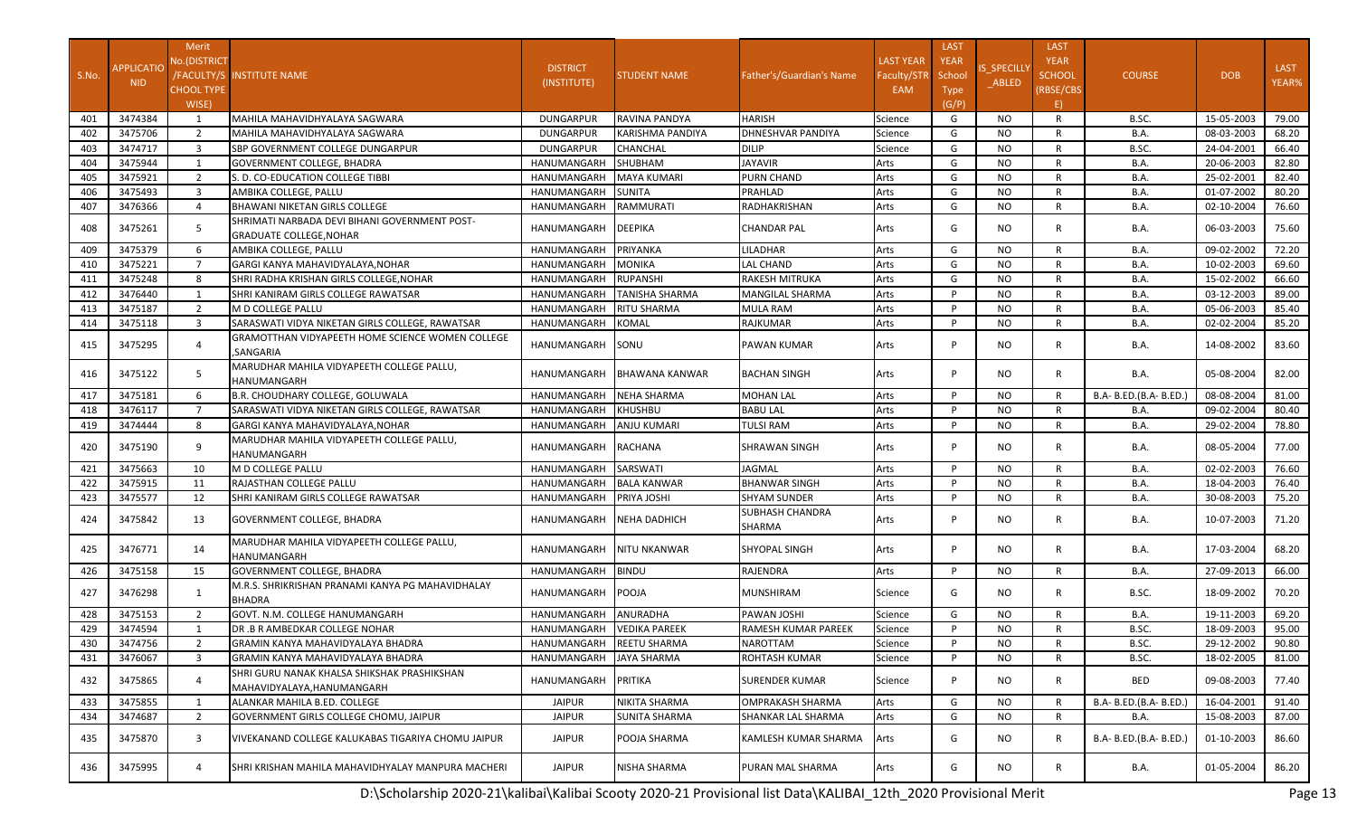| S.No. | APPLICATIONID | Merit No.(DISTRICT/FACULTY/SCHOOL TYPE WISE) | INSTITUTE NAME | DISTRICT (INSTITUTE) | STUDENT NAME | Father's/Guardian's Name | LAST YEAR Faculty/STREAM | LAST YEAR School Type (G/P) | IS_SPECILLY_ABLED | LAST YEAR SCHOOL (RBSE/CBSE) | COURSE | DOB | LAST YEAR% |
|---|---|---|---|---|---|---|---|---|---|---|---|---|---|
| 401 | 3474384 | 1 | MAHILA MAHAVIDHYALAYA SAGWARA | DUNGARPUR | RAVINA PANDYA | HARISH | Science | G | NO | R | B.SC. | 15-05-2003 | 79.00 |
| 402 | 3475706 | 2 | MAHILA MAHAVIDHYALAYA SAGWARA | DUNGARPUR | KARISHMA PANDIYA | DHNESHVAR PANDIYA | Science | G | NO | R | B.A. | 08-03-2003 | 68.20 |
| 403 | 3474717 | 3 | SBP GOVERNMENT COLLEGE DUNGARPUR | DUNGARPUR | CHANCHAL | DILIP | Science | G | NO | R | B.SC. | 24-04-2001 | 66.40 |
| 404 | 3475944 | 1 | GOVERNMENT COLLEGE, BHADRA | HANUMANGARH | SHUBHAM | JAYAVIR | Arts | G | NO | R | B.A. | 20-06-2003 | 82.80 |
| 405 | 3475921 | 2 | S. D. CO-EDUCATION COLLEGE TIBBI | HANUMANGARH | MAYA KUMARI | PURN CHAND | Arts | G | NO | R | B.A. | 25-02-2001 | 82.40 |
| 406 | 3475493 | 3 | AMBIKA COLLEGE, PALLU | HANUMANGARH | SUNITA | PRAHLAD | Arts | G | NO | R | B.A. | 01-07-2002 | 80.20 |
| 407 | 3476366 | 4 | BHAWANI NIKETAN GIRLS COLLEGE | HANUMANGARH | RAMMURATI | RADHAKRISHAN | Arts | G | NO | R | B.A. | 02-10-2004 | 76.60 |
| 408 | 3475261 | 5 | SHRIMATI NARBADA DEVI BIHANI GOVERNMENT POST-GRADUATE COLLEGE,NOHAR | HANUMANGARH | DEEPIKA | CHANDAR PAL | Arts | G | NO | R | B.A. | 06-03-2003 | 75.60 |
| 409 | 3475379 | 6 | AMBIKA COLLEGE, PALLU | HANUMANGARH | PRIYANKA | LILADHAR | Arts | G | NO | R | B.A. | 09-02-2002 | 72.20 |
| 410 | 3475221 | 7 | GARGI KANYA MAHAVIDYALAYA,NOHAR | HANUMANGARH | MONIKA | LAL CHAND | Arts | G | NO | R | B.A. | 10-02-2003 | 69.60 |
| 411 | 3475248 | 8 | SHRI RADHA KRISHAN GIRLS COLLEGE,NOHAR | HANUMANGARH | RUPANSHI | RAKESH MITRUKA | Arts | G | NO | R | B.A. | 15-02-2002 | 66.60 |
| 412 | 3476440 | 1 | SHRI KANIRAM GIRLS COLLEGE RAWATSAR | HANUMANGARH | TANISHA SHARMA | MANGILAL SHARMA | Arts | P | NO | R | B.A. | 03-12-2003 | 89.00 |
| 413 | 3475187 | 2 | M D COLLEGE PALLU | HANUMANGARH | RITU SHARMA | MULA RAM | Arts | P | NO | R | B.A. | 05-06-2003 | 85.40 |
| 414 | 3475118 | 3 | SARASWATI VIDYA NIKETAN GIRLS COLLEGE, RAWATSAR | HANUMANGARH | KOMAL | RAJKUMAR | Arts | P | NO | R | B.A. | 02-02-2004 | 85.20 |
| 415 | 3475295 | 4 | GRAMOTTHAN VIDYAPEETH HOME SCIENCE WOMEN COLLEGE ,SANGARIA | HANUMANGARH | SONU | PAWAN KUMAR | Arts | P | NO | R | B.A. | 14-08-2002 | 83.60 |
| 416 | 3475122 | 5 | MARUDHAR MAHILA VIDYAPEETH COLLEGE PALLU, HANUMANGARH | HANUMANGARH | BHAWANA KANWAR | BACHAN SINGH | Arts | P | NO | R | B.A. | 05-08-2004 | 82.00 |
| 417 | 3475181 | 6 | B.R. CHOUDHARY COLLEGE, GOLUWALA | HANUMANGARH | NEHA SHARMA | MOHAN LAL | Arts | P | NO | R | B.A- B.ED.(B.A- B.ED.) | 08-08-2004 | 81.00 |
| 418 | 3476117 | 7 | SARASWATI VIDYA NIKETAN GIRLS COLLEGE, RAWATSAR | HANUMANGARH | KHUSHBU | BABU LAL | Arts | P | NO | R | B.A. | 09-02-2004 | 80.40 |
| 419 | 3474444 | 8 | GARGI KANYA MAHAVIDYALAYA,NOHAR | HANUMANGARH | ANJU KUMARI | TULSI RAM | Arts | P | NO | R | B.A. | 29-02-2004 | 78.80 |
| 420 | 3475190 | 9 | MARUDHAR MAHILA VIDYAPEETH COLLEGE PALLU, HANUMANGARH | HANUMANGARH | RACHANA | SHRAWAN SINGH | Arts | P | NO | R | B.A. | 08-05-2004 | 77.00 |
| 421 | 3475663 | 10 | M D COLLEGE PALLU | HANUMANGARH | SARSWATI | JAGMAL | Arts | P | NO | R | B.A. | 02-02-2003 | 76.60 |
| 422 | 3475915 | 11 | RAJASTHAN COLLEGE PALLU | HANUMANGARH | BALA KANWAR | BHANWAR SINGH | Arts | P | NO | R | B.A. | 18-04-2003 | 76.40 |
| 423 | 3475577 | 12 | SHRI KANIRAM GIRLS COLLEGE RAWATSAR | HANUMANGARH | PRIYA JOSHI | SHYAM SUNDER | Arts | P | NO | R | B.A. | 30-08-2003 | 75.20 |
| 424 | 3475842 | 13 | GOVERNMENT COLLEGE, BHADRA | HANUMANGARH | NEHA DADHICH | SUBHASH CHANDRA SHARMA | Arts | P | NO | R | B.A. | 10-07-2003 | 71.20 |
| 425 | 3476771 | 14 | MARUDHAR MAHILA VIDYAPEETH COLLEGE PALLU, HANUMANGARH | HANUMANGARH | NITU NKANWAR | SHYOPAL SINGH | Arts | P | NO | R | B.A. | 17-03-2004 | 68.20 |
| 426 | 3475158 | 15 | GOVERNMENT COLLEGE, BHADRA | HANUMANGARH | BINDU | RAJENDRA | Arts | P | NO | R | B.A. | 27-09-2013 | 66.00 |
| 427 | 3476298 | 1 | M.R.S. SHRIKRISHAN PRANAMI KANYA PG MAHAVIDHALAY BHADRA | HANUMANGARH | POOJA | MUNSHIRAM | Science | G | NO | R | B.SC. | 18-09-2002 | 70.20 |
| 428 | 3475153 | 2 | GOVT. N.M. COLLEGE HANUMANGARH | HANUMANGARH | ANURADHA | PAWAN JOSHI | Science | G | NO | R | B.A. | 19-11-2003 | 69.20 |
| 429 | 3474594 | 1 | DR .B R AMBEDKAR COLLEGE NOHAR | HANUMANGARH | VEDIKA PAREEK | RAMESH KUMAR PAREEK | Science | P | NO | R | B.SC. | 18-09-2003 | 95.00 |
| 430 | 3474756 | 2 | GRAMIN KANYA MAHAVIDYALAYA BHADRA | HANUMANGARH | REETU SHARMA | NAROTTAM | Science | P | NO | R | B.SC. | 29-12-2002 | 90.80 |
| 431 | 3476067 | 3 | GRAMIN KANYA MAHAVIDYALAYA BHADRA | HANUMANGARH | JAYA SHARMA | ROHTASH KUMAR | Science | P | NO | R | B.SC. | 18-02-2005 | 81.00 |
| 432 | 3475865 | 4 | SHRI GURU NANAK KHALSA SHIKSHAK PRASHIKSHAN MAHAVIDYALAYA,HANUMANGARH | HANUMANGARH | PRITIKA | SURENDER KUMAR | Science | P | NO | R | BED | 09-08-2003 | 77.40 |
| 433 | 3475855 | 1 | ALANKAR MAHILA B.ED. COLLEGE | JAIPUR | NIKITA SHARMA | OMPRAKASH SHARMA | Arts | G | NO | R | B.A- B.ED.(B.A- B.ED.) | 16-04-2001 | 91.40 |
| 434 | 3474687 | 2 | GOVERNMENT GIRLS COLLEGE CHOMU, JAIPUR | JAIPUR | SUNITA SHARMA | SHANKAR LAL SHARMA | Arts | G | NO | R | B.A. | 15-08-2003 | 87.00 |
| 435 | 3475870 | 3 | VIVEKANAND COLLEGE KALUKABAS TIGARIYA CHOMU JAIPUR | JAIPUR | POOJA SHARMA | KAMLESH KUMAR SHARMA | Arts | G | NO | R | B.A- B.ED.(B.A- B.ED.) | 01-10-2003 | 86.60 |
| 436 | 3475995 | 4 | SHRI KRISHAN MAHILA MAHAVIDHYALAY MANPURA MACHERI | JAIPUR | NISHA SHARMA | PURAN MAL SHARMA | Arts | G | NO | R | B.A. | 01-05-2004 | 86.20 |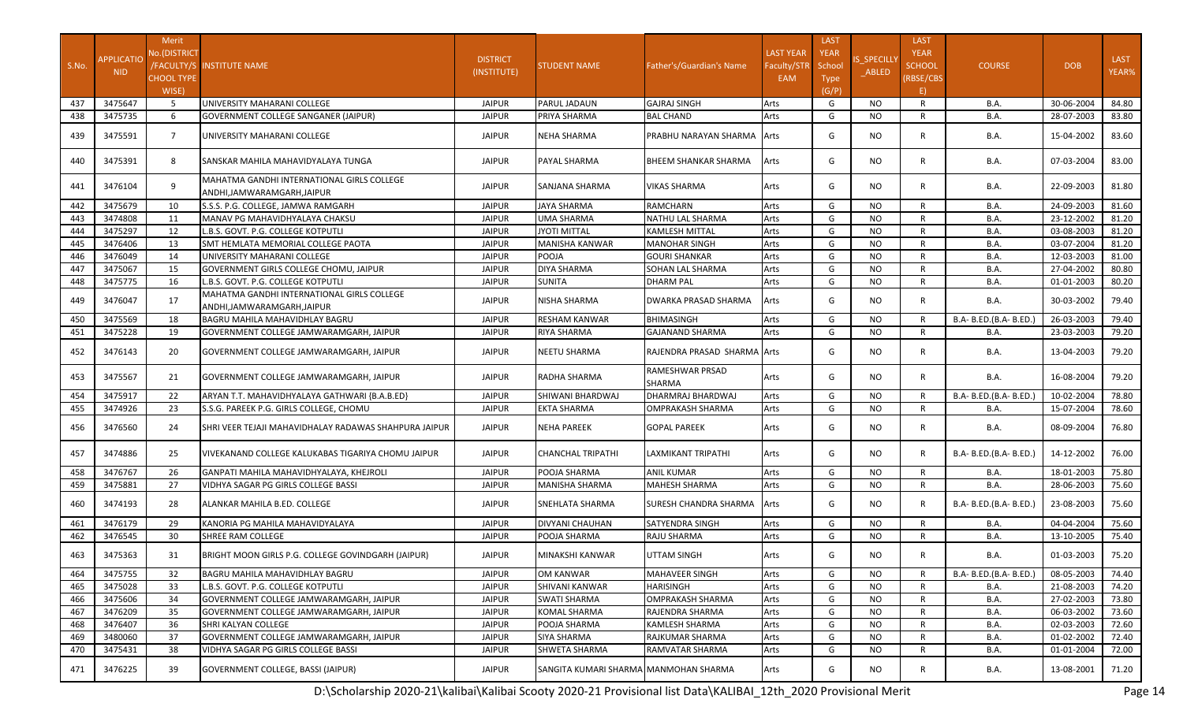| S.No. | APPLICATIONID | Merit No.(DISTRICT/FACULTY/SCHOOL TYPE WISE) | INSTITUTE NAME | DISTRICT (INSTITUTE) | STUDENT NAME | Father's/Guardian's Name | LAST YEAR Faculty/STREAM | LAST YEAR School Type (G/P) | IS_SPECIALLY_ABLED | LAST YEAR SCHOOL (RBSE/CBSE) | COURSE | DOB | LAST YEAR% |
|---|---|---|---|---|---|---|---|---|---|---|---|---|---|
| 437 | 3475647 | 5 | UNIVERSITY MAHARANI COLLEGE | JAIPUR | PARUL JADAUN | GAJRAJ SINGH | Arts | G | NO | R | B.A. | 30-06-2004 | 84.80 |
| 438 | 3475735 | 6 | GOVERNMENT COLLEGE SANGANER (JAIPUR) | JAIPUR | PRIYA SHARMA | BAL CHAND | Arts | G | NO | R | B.A. | 28-07-2003 | 83.80 |
| 439 | 3475591 | 7 | UNIVERSITY MAHARANI COLLEGE | JAIPUR | NEHA SHARMA | PRABHU NARAYAN SHARMA | Arts | G | NO | R | B.A. | 15-04-2002 | 83.60 |
| 440 | 3475391 | 8 | SANSKAR MAHILA MAHAVIDYALAYA TUNGA | JAIPUR | PAYAL SHARMA | BHEEM SHANKAR SHARMA | Arts | G | NO | R | B.A. | 07-03-2004 | 83.00 |
| 441 | 3476104 | 9 | MAHATMA GANDHI INTERNATIONAL GIRLS COLLEGE ANDHI,JAMWARAMGARH,JAIPUR | JAIPUR | SANJANA SHARMA | VIKAS SHARMA | Arts | G | NO | R | B.A. | 22-09-2003 | 81.80 |
| 442 | 3475679 | 10 | S.S.S. P.G. COLLEGE, JAMWA RAMGARH | JAIPUR | JAYA SHARMA | RAMCHARN | Arts | G | NO | R | B.A. | 24-09-2003 | 81.60 |
| 443 | 3474808 | 11 | MANAV PG MAHAVIDHYALAYA CHAKSU | JAIPUR | UMA SHARMA | NATHU LAL SHARMA | Arts | G | NO | R | B.A. | 23-12-2002 | 81.20 |
| 444 | 3475297 | 12 | L.B.S. GOVT. P.G. COLLEGE KOTPUTLI | JAIPUR | JYOTI MITTAL | KAMLESH MITTAL | Arts | G | NO | R | B.A. | 03-08-2003 | 81.20 |
| 445 | 3476406 | 13 | SMT HEMLATA MEMORIAL COLLEGE PAOTA | JAIPUR | MANISHA KANWAR | MANOHAR SINGH | Arts | G | NO | R | B.A. | 03-07-2004 | 81.20 |
| 446 | 3476049 | 14 | UNIVERSITY MAHARANI COLLEGE | JAIPUR | POOJA | GOURI SHANKAR | Arts | G | NO | R | B.A. | 12-03-2003 | 81.00 |
| 447 | 3475067 | 15 | GOVERNMENT GIRLS COLLEGE CHOMU, JAIPUR | JAIPUR | DIYA SHARMA | SOHAN LAL SHARMA | Arts | G | NO | R | B.A. | 27-04-2002 | 80.80 |
| 448 | 3475775 | 16 | L.B.S. GOVT. P.G. COLLEGE KOTPUTLI | JAIPUR | SUNITA | DHARM PAL | Arts | G | NO | R | B.A. | 01-01-2003 | 80.20 |
| 449 | 3476047 | 17 | MAHATMA GANDHI INTERNATIONAL GIRLS COLLEGE ANDHI,JAMWARAMGARH,JAIPUR | JAIPUR | NISHA SHARMA | DWARKA PRASAD SHARMA | Arts | G | NO | R | B.A. | 30-03-2002 | 79.40 |
| 450 | 3475569 | 18 | BAGRU MAHILA MAHAVIDHLAY BAGRU | JAIPUR | RESHAM KANWAR | BHIMASINGH | Arts | G | NO | R | B.A- B.ED.(B.A- B.ED.) | 26-03-2003 | 79.40 |
| 451 | 3475228 | 19 | GOVERNMENT COLLEGE JAMWARAMGARH, JAIPUR | JAIPUR | RIYA SHARMA | GAJANAND SHARMA | Arts | G | NO | R | B.A. | 23-03-2003 | 79.20 |
| 452 | 3476143 | 20 | GOVERNMENT COLLEGE JAMWARAMGARH, JAIPUR | JAIPUR | NEETU SHARMA | RAJENDRA PRASAD SHARMA | Arts | G | NO | R | B.A. | 13-04-2003 | 79.20 |
| 453 | 3475567 | 21 | GOVERNMENT COLLEGE JAMWARAMGARH, JAIPUR | JAIPUR | RADHA SHARMA | RAMESHWAR PRSAD SHARMA | Arts | G | NO | R | B.A. | 16-08-2004 | 79.20 |
| 454 | 3475917 | 22 | ARYAN T.T. MAHAVIDHYALAYA GATHWARI {B.A.B.ED} | JAIPUR | SHIWANI BHARDWAJ | DHARMRAJ BHARDWAJ | Arts | G | NO | R | B.A- B.ED.(B.A- B.ED.) | 10-02-2004 | 78.80 |
| 455 | 3474926 | 23 | S.S.G. PAREEK P.G. GIRLS COLLEGE, CHOMU | JAIPUR | EKTA SHARMA | OMPRAKASH SHARMA | Arts | G | NO | R | B.A. | 15-07-2004 | 78.60 |
| 456 | 3476560 | 24 | SHRI VEER TEJAJI MAHAVIDHALAY RADAWAS SHAHPURA JAIPUR | JAIPUR | NEHA PAREEK | GOPAL PAREEK | Arts | G | NO | R | B.A. | 08-09-2004 | 76.80 |
| 457 | 3474886 | 25 | VIVEKANAND COLLEGE KALUKABAS TIGARIYA CHOMU JAIPUR | JAIPUR | CHANCHAL TRIPATHI | LAXMIKANT TRIPATHI | Arts | G | NO | R | B.A- B.ED.(B.A- B.ED.) | 14-12-2002 | 76.00 |
| 458 | 3476767 | 26 | GANPATI MAHILA MAHAVIDHYALAYA, KHEJROLI | JAIPUR | POOJA SHARMA | ANIL KUMAR | Arts | G | NO | R | B.A. | 18-01-2003 | 75.80 |
| 459 | 3475881 | 27 | VIDHYA SAGAR PG GIRLS COLLEGE BASSI | JAIPUR | MANISHA SHARMA | MAHESH SHARMA | Arts | G | NO | R | B.A. | 28-06-2003 | 75.60 |
| 460 | 3474193 | 28 | ALANKAR MAHILA B.ED. COLLEGE | JAIPUR | SNEHLATA SHARMA | SURESH CHANDRA SHARMA | Arts | G | NO | R | B.A- B.ED.(B.A- B.ED.) | 23-08-2003 | 75.60 |
| 461 | 3476179 | 29 | KANORIA PG MAHILA MAHAVIDYALAYA | JAIPUR | DIVYANI CHAUHAN | SATYENDRA SINGH | Arts | G | NO | R | B.A. | 04-04-2004 | 75.60 |
| 462 | 3476545 | 30 | SHREE RAM COLLEGE | JAIPUR | POOJA SHARMA | RAJU SHARMA | Arts | G | NO | R | B.A. | 13-10-2005 | 75.40 |
| 463 | 3475363 | 31 | BRIGHT MOON GIRLS P.G. COLLEGE GOVINDGARH (JAIPUR) | JAIPUR | MINAKSHI KANWAR | UTTAM SINGH | Arts | G | NO | R | B.A. | 01-03-2003 | 75.20 |
| 464 | 3475755 | 32 | BAGRU MAHILA MAHAVIDHLAY BAGRU | JAIPUR | OM KANWAR | MAHAVEER SINGH | Arts | G | NO | R | B.A- B.ED.(B.A- B.ED.) | 08-05-2003 | 74.40 |
| 465 | 3475028 | 33 | L.B.S. GOVT. P.G. COLLEGE KOTPUTLI | JAIPUR | SHIVANI KANWAR | HARISINGH | Arts | G | NO | R | B.A. | 21-08-2003 | 74.20 |
| 466 | 3475606 | 34 | GOVERNMENT COLLEGE JAMWARAMGARH, JAIPUR | JAIPUR | SWATI SHARMA | OMPRAKASH SHARMA | Arts | G | NO | R | B.A. | 27-02-2003 | 73.80 |
| 467 | 3476209 | 35 | GOVERNMENT COLLEGE JAMWARAMGARH, JAIPUR | JAIPUR | KOMAL SHARMA | RAJENDRA SHARMA | Arts | G | NO | R | B.A. | 06-03-2002 | 73.60 |
| 468 | 3476407 | 36 | SHRI KALYAN COLLEGE | JAIPUR | POOJA SHARMA | KAMLESH SHARMA | Arts | G | NO | R | B.A. | 02-03-2003 | 72.60 |
| 469 | 3480060 | 37 | GOVERNMENT COLLEGE JAMWARAMGARH, JAIPUR | JAIPUR | SIYA SHARMA | RAJKUMAR SHARMA | Arts | G | NO | R | B.A. | 01-02-2002 | 72.40 |
| 470 | 3475431 | 38 | VIDHYA SAGAR PG GIRLS COLLEGE BASSI | JAIPUR | SHWETA SHARMA | RAMVATAR SHARMA | Arts | G | NO | R | B.A. | 01-01-2004 | 72.00 |
| 471 | 3476225 | 39 | GOVERNMENT COLLEGE, BASSI (JAIPUR) | JAIPUR | SANGITA KUMARI SHARMA | MANMOHAN SHARMA | Arts | G | NO | R | B.A. | 13-08-2001 | 71.20 |

D:\Scholarship 2020-21\kalibai\Kalibai Scooty 2020-21 Provisional list Data\KALIBAI_12th_2020 Provisional Merit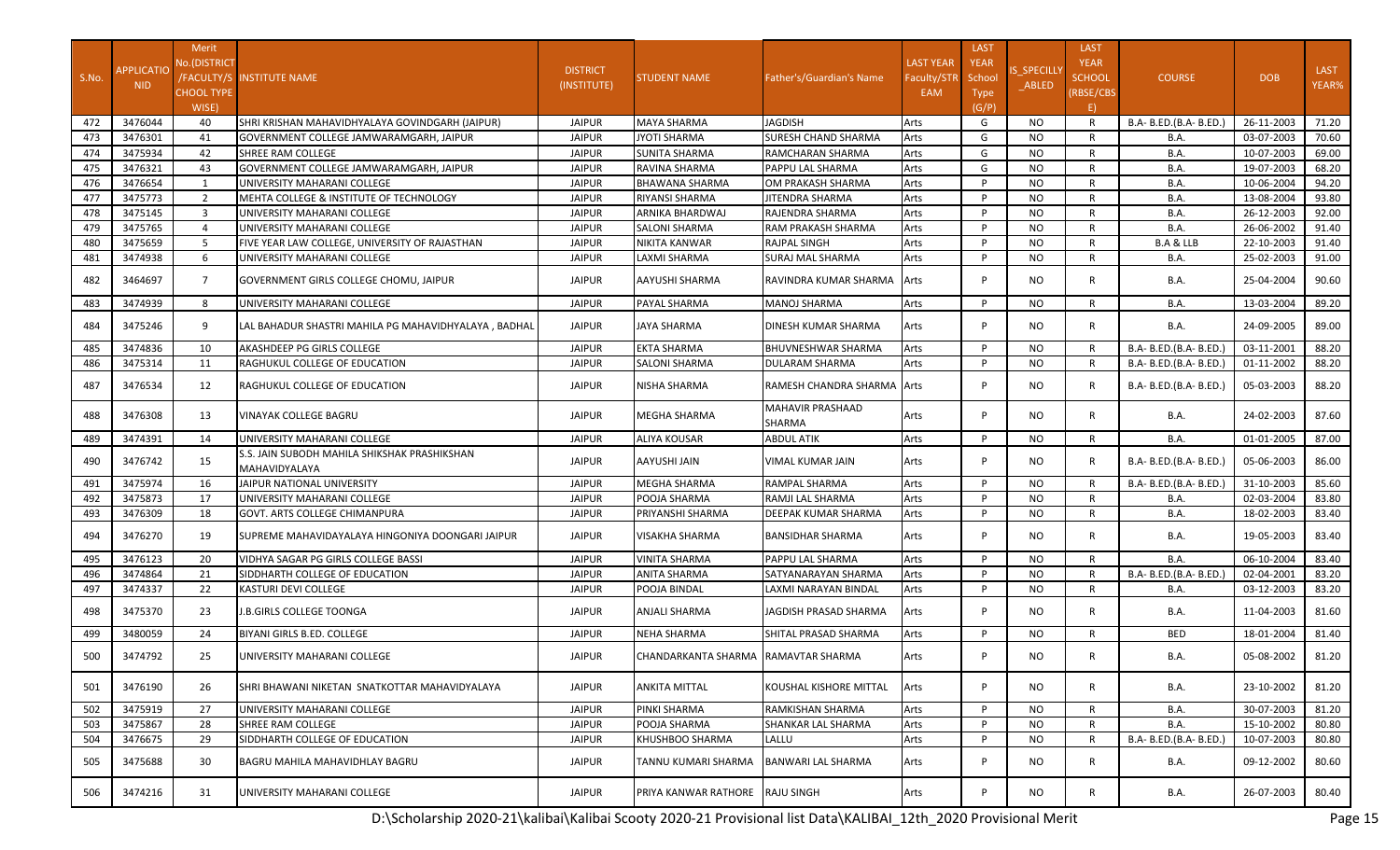| S.No. | APPLICATIO NID | Merit No.(DISTRICT /FACULTY/S CHOOL TYPE WISE) | INSTITUTE NAME | DISTRICT (INSTITUTE) | STUDENT NAME | Father's/Guardian's Name | LAST YEAR Faculty/STR EAM | LAST YEAR School Type (G/P) | IS_SPECILLY _ABLED | LAST YEAR SCHOOL (RBSE/CBS E) | COURSE | DOB | LAST YEAR% |
|---|---|---|---|---|---|---|---|---|---|---|---|---|---|
| 472 | 3476044 | 40 | SHRI KRISHAN MAHAVIDHYALAYA GOVINDGARH (JAIPUR) | JAIPUR | MAYA SHARMA | JAGDISH | Arts | G | NO | R | B.A- B.ED.(B.A- B.ED.) | 26-11-2003 | 71.20 |
| 473 | 3476301 | 41 | GOVERNMENT COLLEGE JAMWARAMGARH, JAIPUR | JAIPUR | JYOTI SHARMA | SURESH CHAND SHARMA | Arts | G | NO | R | B.A. | 03-07-2003 | 70.60 |
| 474 | 3475934 | 42 | SHREE RAM COLLEGE | JAIPUR | SUNITA SHARMA | RAMCHARAN SHARMA | Arts | G | NO | R | B.A. | 10-07-2003 | 69.00 |
| 475 | 3476321 | 43 | GOVERNMENT COLLEGE JAMWARAMGARH, JAIPUR | JAIPUR | RAVINA SHARMA | PAPPU LAL SHARMA | Arts | G | NO | R | B.A. | 19-07-2003 | 68.20 |
| 476 | 3476654 | 1 | UNIVERSITY MAHARANI COLLEGE | JAIPUR | BHAWANA SHARMA | OM PRAKASH SHARMA | Arts | P | NO | R | B.A. | 10-06-2004 | 94.20 |
| 477 | 3475773 | 2 | MEHTA COLLEGE & INSTITUTE OF TECHNOLOGY | JAIPUR | RIYANSI SHARMA | JITENDRA SHARMA | Arts | P | NO | R | B.A. | 13-08-2004 | 93.80 |
| 478 | 3475145 | 3 | UNIVERSITY MAHARANI COLLEGE | JAIPUR | ARNIKA BHARDWAJ | RAJENDRA SHARMA | Arts | P | NO | R | B.A. | 26-12-2003 | 92.00 |
| 479 | 3475765 | 4 | UNIVERSITY MAHARANI COLLEGE | JAIPUR | SALONI SHARMA | RAM PRAKASH SHARMA | Arts | P | NO | R | B.A. | 26-06-2002 | 91.40 |
| 480 | 3475659 | 5 | FIVE YEAR LAW COLLEGE, UNIVERSITY OF RAJASTHAN | JAIPUR | NIKITA KANWAR | RAJPAL SINGH | Arts | P | NO | R | B.A & LLB | 22-10-2003 | 91.40 |
| 481 | 3474938 | 6 | UNIVERSITY MAHARANI COLLEGE | JAIPUR | LAXMI SHARMA | SURAJ MAL SHARMA | Arts | P | NO | R | B.A. | 25-02-2003 | 91.00 |
| 482 | 3464697 | 7 | GOVERNMENT GIRLS COLLEGE CHOMU, JAIPUR | JAIPUR | AAYUSHI SHARMA | RAVINDRA KUMAR SHARMA | Arts | P | NO | R | B.A. | 25-04-2004 | 90.60 |
| 483 | 3474939 | 8 | UNIVERSITY MAHARANI COLLEGE | JAIPUR | PAYAL SHARMA | MANOJ SHARMA | Arts | P | NO | R | B.A. | 13-03-2004 | 89.20 |
| 484 | 3475246 | 9 | LAL BAHADUR SHASTRI MAHILA PG MAHAVIDHYALAYA , BADHAL | JAIPUR | JAYA SHARMA | DINESH KUMAR SHARMA | Arts | P | NO | R | B.A. | 24-09-2005 | 89.00 |
| 485 | 3474836 | 10 | AKASHDEEP PG GIRLS COLLEGE | JAIPUR | EKTA SHARMA | BHUVNESHWAR SHARMA | Arts | P | NO | R | B.A- B.ED.(B.A- B.ED.) | 03-11-2001 | 88.20 |
| 486 | 3475314 | 11 | RAGHUKUL COLLEGE OF EDUCATION | JAIPUR | SALONI SHARMA | DULARAM SHARMA | Arts | P | NO | R | B.A- B.ED.(B.A- B.ED.) | 01-11-2002 | 88.20 |
| 487 | 3476534 | 12 | RAGHUKUL COLLEGE OF EDUCATION | JAIPUR | NISHA SHARMA | RAMESH CHANDRA SHARMA | Arts | P | NO | R | B.A- B.ED.(B.A- B.ED.) | 05-03-2003 | 88.20 |
| 488 | 3476308 | 13 | VINAYAK COLLEGE BAGRU | JAIPUR | MEGHA SHARMA | MAHAVIR PRASHAAD SHARMA | Arts | P | NO | R | B.A. | 24-02-2003 | 87.60 |
| 489 | 3474391 | 14 | UNIVERSITY MAHARANI COLLEGE | JAIPUR | ALIYA KOUSAR | ABDUL ATIK | Arts | P | NO | R | B.A. | 01-01-2005 | 87.00 |
| 490 | 3476742 | 15 | S.S. JAIN SUBODH MAHILA SHIKSHAK PRASHIKSHAN MAHAVIDYALAYA | JAIPUR | AAYUSHI JAIN | VIMAL KUMAR JAIN | Arts | P | NO | R | B.A- B.ED.(B.A- B.ED.) | 05-06-2003 | 86.00 |
| 491 | 3475974 | 16 | JAIPUR NATIONAL UNIVERSITY | JAIPUR | MEGHA SHARMA | RAMPAL SHARMA | Arts | P | NO | R | B.A- B.ED.(B.A- B.ED.) | 31-10-2003 | 85.60 |
| 492 | 3475873 | 17 | UNIVERSITY MAHARANI COLLEGE | JAIPUR | POOJA SHARMA | RAMJI LAL SHARMA | Arts | P | NO | R | B.A. | 02-03-2004 | 83.80 |
| 493 | 3476309 | 18 | GOVT. ARTS COLLEGE CHIMANPURA | JAIPUR | PRIYANSHI SHARMA | DEEPAK KUMAR SHARMA | Arts | P | NO | R | B.A. | 18-02-2003 | 83.40 |
| 494 | 3476270 | 19 | SUPREME MAHAVIDAYALAYA HINGONIYA DOONGARI JAIPUR | JAIPUR | VISAKHA SHARMA | BANSIDHAR SHARMA | Arts | P | NO | R | B.A. | 19-05-2003 | 83.40 |
| 495 | 3476123 | 20 | VIDHYA SAGAR PG GIRLS COLLEGE BASSI | JAIPUR | VINITA SHARMA | PAPPU LAL SHARMA | Arts | P | NO | R | B.A. | 06-10-2004 | 83.40 |
| 496 | 3474864 | 21 | SIDDHARTH COLLEGE OF EDUCATION | JAIPUR | ANITA SHARMA | SATYANARAYAN SHARMA | Arts | P | NO | R | B.A- B.ED.(B.A- B.ED.) | 02-04-2001 | 83.20 |
| 497 | 3474337 | 22 | KASTURI DEVI COLLEGE | JAIPUR | POOJA BINDAL | LAXMI NARAYAN BINDAL | Arts | P | NO | R | B.A. | 03-12-2003 | 83.20 |
| 498 | 3475370 | 23 | J.B.GIRLS COLLEGE TOONGA | JAIPUR | ANJALI SHARMA | JAGDISH PRASAD SHARMA | Arts | P | NO | R | B.A. | 11-04-2003 | 81.60 |
| 499 | 3480059 | 24 | BIYANI GIRLS B.ED. COLLEGE | JAIPUR | NEHA SHARMA | SHITAL PRASAD SHARMA | Arts | P | NO | R | BED | 18-01-2004 | 81.40 |
| 500 | 3474792 | 25 | UNIVERSITY MAHARANI COLLEGE | JAIPUR | CHANDARKANTA SHARMA | RAMAVTAR SHARMA | Arts | P | NO | R | B.A. | 05-08-2002 | 81.20 |
| 501 | 3476190 | 26 | SHRI BHAWANI NIKETAN SNATKOTTAR MAHAVIDYALAYA | JAIPUR | ANKITA MITTAL | KOUSHAL KISHORE MITTAL | Arts | P | NO | R | B.A. | 23-10-2002 | 81.20 |
| 502 | 3475919 | 27 | UNIVERSITY MAHARANI COLLEGE | JAIPUR | PINKI SHARMA | RAMKISHAN SHARMA | Arts | P | NO | R | B.A. | 30-07-2003 | 81.20 |
| 503 | 3475867 | 28 | SHREE RAM COLLEGE | JAIPUR | POOJA SHARMA | SHANKAR LAL SHARMA | Arts | P | NO | R | B.A. | 15-10-2002 | 80.80 |
| 504 | 3476675 | 29 | SIDDHARTH COLLEGE OF EDUCATION | JAIPUR | KHUSHBOO SHARMA | LALLU | Arts | P | NO | R | B.A- B.ED.(B.A- B.ED.) | 10-07-2003 | 80.80 |
| 505 | 3475688 | 30 | BAGRU MAHILA MAHAVIDHLAY BAGRU | JAIPUR | TANNU KUMARI SHARMA | BANWARI LAL SHARMA | Arts | P | NO | R | B.A. | 09-12-2002 | 80.60 |
| 506 | 3474216 | 31 | UNIVERSITY MAHARANI COLLEGE | JAIPUR | PRIYA KANWAR RATHORE | RAJU SINGH | Arts | P | NO | R | B.A. | 26-07-2003 | 80.40 |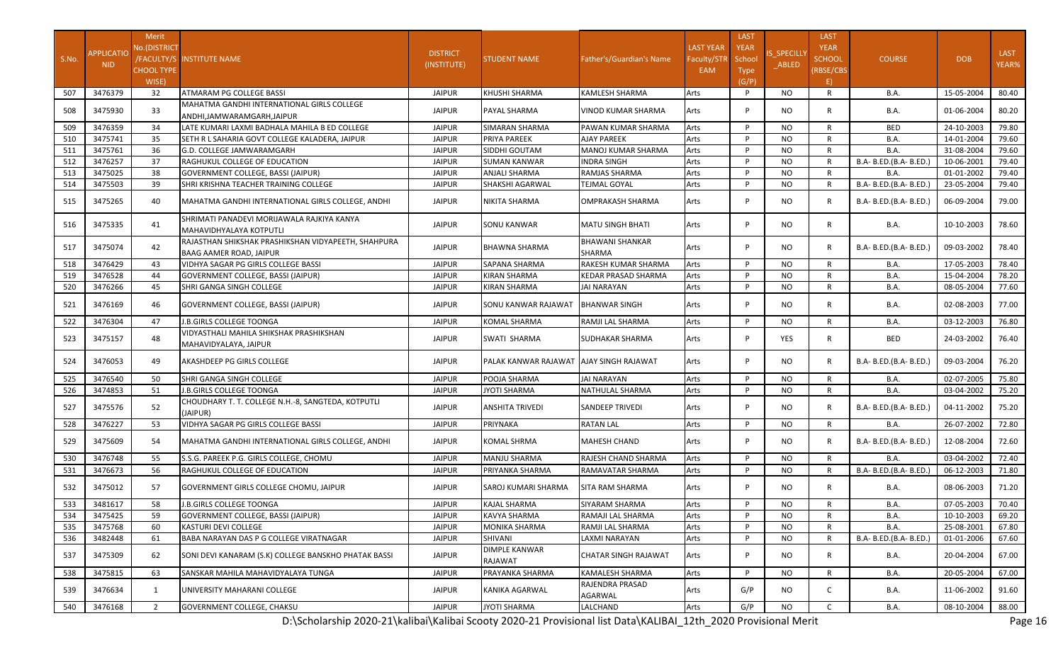| S.No. | APPLICATIONID | Merit No.(DISTRICT/FACULTY/SCHOOL TYPE WISE) | INSTITUTE NAME | DISTRICT (INSTITUTE) | STUDENT NAME | Father's/Guardian's Name | LAST YEAR Faculty/STREAM | LAST YEAR School Type (G/P) | IS_SPECILLY_ABLED | LAST YEAR SCHOOL (RBSE/CBSE) | COURSE | DOB | LAST YEAR% |
|---|---|---|---|---|---|---|---|---|---|---|---|---|---|
| 507 | 3476379 | 32 | ATMARAM PG COLLEGE BASSI | JAIPUR | KHUSHI SHARMA | KAMLESH SHARMA | Arts | P | NO | R | B.A. | 15-05-2004 | 80.40 |
| 508 | 3475930 | 33 | MAHATMA GANDHI INTERNATIONAL GIRLS COLLEGE ANDHI,JAMWARAMGARH,JAIPUR | JAIPUR | PAYAL SHARMA | VINOD KUMAR SHARMA | Arts | P | NO | R | B.A. | 01-06-2004 | 80.20 |
| 509 | 3476359 | 34 | LATE KUMARI LAXMI BADHALA MAHILA B ED COLLEGE | JAIPUR | SIMARAN SHARMA | PAWAN KUMAR SHARMA | Arts | P | NO | R | BED | 24-10-2003 | 79.80 |
| 510 | 3475741 | 35 | SETH R L SAHARIA GOVT COLLEGE KALADERA, JAIPUR | JAIPUR | PRIYA PAREEK | AJAY PAREEK | Arts | P | NO | R | B.A. | 14-01-2004 | 79.60 |
| 511 | 3475761 | 36 | G.D. COLLEGE JAMWARAMGARH | JAIPUR | SIDDHI GOUTAM | MANOJ KUMAR SHARMA | Arts | P | NO | R | B.A. | 31-08-2004 | 79.60 |
| 512 | 3476257 | 37 | RAGHUKUL COLLEGE OF EDUCATION | JAIPUR | SUMAN KANWAR | INDRA SINGH | Arts | P | NO | R | B.A- B.ED.(B.A- B.ED.) | 10-06-2001 | 79.40 |
| 513 | 3475025 | 38 | GOVERNMENT COLLEGE, BASSI (JAIPUR) | JAIPUR | ANJALI SHARMA | RAMJAS SHARMA | Arts | P | NO | R | B.A. | 01-01-2002 | 79.40 |
| 514 | 3475503 | 39 | SHRI KRISHNA TEACHER TRAINING COLLEGE | JAIPUR | SHAKSHI AGARWAL | TEJMAL GOYAL | Arts | P | NO | R | B.A- B.ED.(B.A- B.ED.) | 23-05-2004 | 79.40 |
| 515 | 3475265 | 40 | MAHATMA GANDHI INTERNATIONAL GIRLS COLLEGE, ANDHI | JAIPUR | NIKITA SHARMA | OMPRAKASH SHARMA | Arts | P | NO | R | B.A- B.ED.(B.A- B.ED.) | 06-09-2004 | 79.00 |
| 516 | 3475335 | 41 | SHRIMATI PANADEVI MORIJAWALA RAJKIYA KANYA MAHAVIDHYALAYA KOTPUTLI | JAIPUR | SONU KANWAR | MATU SINGH BHATI | Arts | P | NO | R | B.A. | 10-10-2003 | 78.60 |
| 517 | 3475074 | 42 | RAJASTHAN SHIKSHAK PRASHIKSHAN VIDYAPEETH, SHAHPURA BAAG AAMER ROAD, JAIPUR | JAIPUR | BHAWNA SHARMA | BHAWANI SHANKAR SHARMA | Arts | P | NO | R | B.A- B.ED.(B.A- B.ED.) | 09-03-2002 | 78.40 |
| 518 | 3476429 | 43 | VIDHYA SAGAR PG GIRLS COLLEGE BASSI | JAIPUR | SAPANA SHARMA | RAKESH KUMAR SHARMA | Arts | P | NO | R | B.A. | 17-05-2003 | 78.40 |
| 519 | 3476528 | 44 | GOVERNMENT COLLEGE, BASSI (JAIPUR) | JAIPUR | KIRAN SHARMA | KEDAR PRASAD SHARMA | Arts | P | NO | R | B.A. | 15-04-2004 | 78.20 |
| 520 | 3476266 | 45 | SHRI GANGA SINGH COLLEGE | JAIPUR | KIRAN SHARMA | JAI NARAYAN | Arts | P | NO | R | B.A. | 08-05-2004 | 77.60 |
| 521 | 3476169 | 46 | GOVERNMENT COLLEGE, BASSI (JAIPUR) | JAIPUR | SONU KANWAR RAJAWAT | BHANWAR SINGH | Arts | P | NO | R | B.A. | 02-08-2003 | 77.00 |
| 522 | 3476304 | 47 | J.B.GIRLS COLLEGE TOONGA | JAIPUR | KOMAL SHARMA | RAMJI LAL SHARMA | Arts | P | NO | R | B.A. | 03-12-2003 | 76.80 |
| 523 | 3475157 | 48 | VIDYASTHALI MAHILA SHIKSHAK PRASHIKSHAN MAHAVIDYALAYA, JAIPUR | JAIPUR | SWATI SHARMA | SUDHAKAR SHARMA | Arts | P | YES | R | BED | 24-03-2002 | 76.40 |
| 524 | 3476053 | 49 | AKASHDEEP PG GIRLS COLLEGE | JAIPUR | PALAK KANWAR RAJAWAT | AJAY SINGH RAJAWAT | Arts | P | NO | R | B.A- B.ED.(B.A- B.ED.) | 09-03-2004 | 76.20 |
| 525 | 3476540 | 50 | SHRI GANGA SINGH COLLEGE | JAIPUR | POOJA SHARMA | JAI NARAYAN | Arts | P | NO | R | B.A. | 02-07-2005 | 75.80 |
| 526 | 3474853 | 51 | J.B.GIRLS COLLEGE TOONGA | JAIPUR | JYOTI SHARMA | NATHULAL SHARMA | Arts | P | NO | R | B.A. | 03-04-2002 | 75.20 |
| 527 | 3475576 | 52 | CHOUDHARY T. T. COLLEGE N.H.-8, SANGTEDA, KOTPUTLI (JAIPUR) | JAIPUR | ANSHITA TRIVEDI | SANDEEP TRIVEDI | Arts | P | NO | R | B.A- B.ED.(B.A- B.ED.) | 04-11-2002 | 75.20 |
| 528 | 3476227 | 53 | VIDHYA SAGAR PG GIRLS COLLEGE BASSI | JAIPUR | PRIYNAKA | RATAN LAL | Arts | P | NO | R | B.A. | 26-07-2002 | 72.80 |
| 529 | 3475609 | 54 | MAHATMA GANDHI INTERNATIONAL GIRLS COLLEGE, ANDHI | JAIPUR | KOMAL SHRMA | MAHESH CHAND | Arts | P | NO | R | B.A- B.ED.(B.A- B.ED.) | 12-08-2004 | 72.60 |
| 530 | 3476748 | 55 | S.S.G. PAREEK P.G. GIRLS COLLEGE, CHOMU | JAIPUR | MANJU SHARMA | RAJESH CHAND SHARMA | Arts | P | NO | R | B.A. | 03-04-2002 | 72.40 |
| 531 | 3476673 | 56 | RAGHUKUL COLLEGE OF EDUCATION | JAIPUR | PRIYANKA SHARMA | RAMAVATAR SHARMA | Arts | P | NO | R | B.A- B.ED.(B.A- B.ED.) | 06-12-2003 | 71.80 |
| 532 | 3475012 | 57 | GOVERNMENT GIRLS COLLEGE CHOMU, JAIPUR | JAIPUR | SAROJ KUMARI SHARMA | SITA RAM SHARMA | Arts | P | NO | R | B.A. | 08-06-2003 | 71.20 |
| 533 | 3481617 | 58 | J.B.GIRLS COLLEGE TOONGA | JAIPUR | KAJAL SHARMA | SIYARAM SHARMA | Arts | P | NO | R | B.A. | 07-05-2003 | 70.40 |
| 534 | 3475425 | 59 | GOVERNMENT COLLEGE, BASSI (JAIPUR) | JAIPUR | KAVYA SHARMA | RAMAJI LAL SHARMA | Arts | P | NO | R | B.A. | 10-10-2003 | 69.20 |
| 535 | 3475768 | 60 | KASTURI DEVI COLLEGE | JAIPUR | MONIKA SHARMA | RAMJI LAL SHARMA | Arts | P | NO | R | B.A. | 25-08-2001 | 67.80 |
| 536 | 3482448 | 61 | BABA NARAYAN DAS P G COLLEGE VIRATNAGAR | JAIPUR | SHIVANI | LAXMI NARAYAN | Arts | P | NO | R | B.A- B.ED.(B.A- B.ED.) | 01-01-2006 | 67.60 |
| 537 | 3475309 | 62 | SONI DEVI KANARAM (S.K) COLLEGE BANSKHO PHATAK BASSI | JAIPUR | DIMPLE KANWAR RAJAWAT | CHATAR SINGH RAJAWAT | Arts | P | NO | R | B.A. | 20-04-2004 | 67.00 |
| 538 | 3475815 | 63 | SANSKAR MAHILA MAHAVIDYALAYA TUNGA | JAIPUR | PRAYANKA SHARMA | KAMALESH SHARMA | Arts | P | NO | R | B.A. | 20-05-2004 | 67.00 |
| 539 | 3476634 | 1 | UNIVERSITY MAHARANI COLLEGE | JAIPUR | KANIKA AGARWAL | RAJENDRA PRASAD AGARWAL | Arts | G/P | NO | C | B.A. | 11-06-2002 | 91.60 |
| 540 | 3476168 | 2 | GOVERNMENT COLLEGE, CHAKSU | JAIPUR | JYOTI SHARMA | LALCHAND | Arts | G/P | NO | C | B.A. | 08-10-2004 | 88.00 |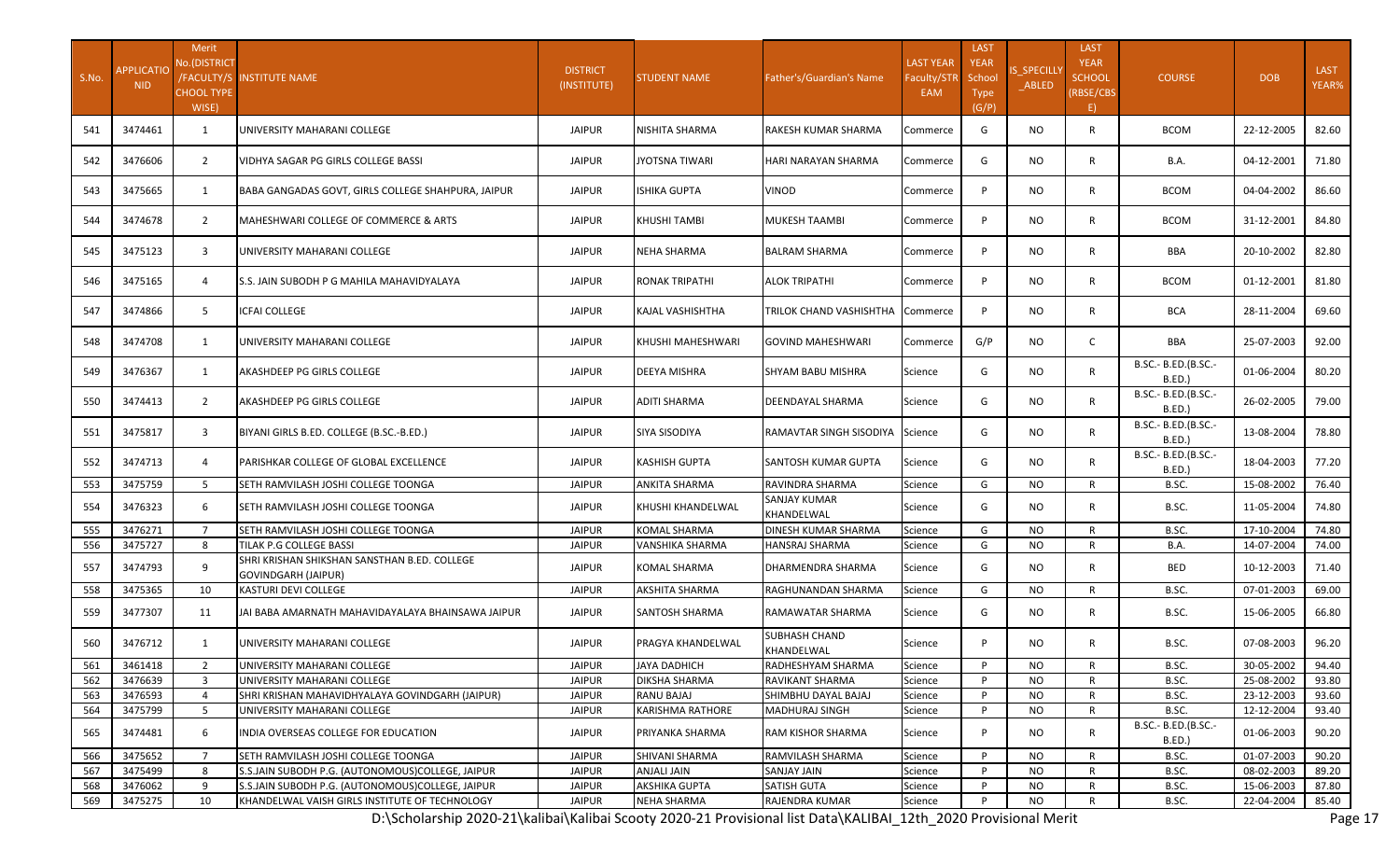| S.No. | APPLICATIO NID | Merit No.(DISTRICT /FACULTY/SCHOOL TYPE WISE) | INSTITUTE NAME | DISTRICT (INSTITUTE) | STUDENT NAME | Father's/Guardian's Name | LAST YEAR Faculty/STREAM | LAST YEAR School Type (G/P) | IS_SPECILLY_ABLED | LAST YEAR SCHOOL (RBSE/CBSE) | COURSE | DOB | LAST YEAR% |
|---|---|---|---|---|---|---|---|---|---|---|---|---|---|
| 541 | 3474461 | 1 | UNIVERSITY MAHARANI COLLEGE | JAIPUR | NISHITA SHARMA | RAKESH KUMAR SHARMA | Commerce | G | NO | R | BCOM | 22-12-2005 | 82.60 |
| 542 | 3476606 | 2 | VIDHYA SAGAR PG GIRLS COLLEGE BASSI | JAIPUR | JYOTSNA TIWARI | HARI NARAYAN SHARMA | Commerce | G | NO | R | B.A. | 04-12-2001 | 71.80 |
| 543 | 3475665 | 1 | BABA GANGADAS GOVT, GIRLS COLLEGE SHAHPURA, JAIPUR | JAIPUR | ISHIKA GUPTA | VINOD | Commerce | P | NO | R | BCOM | 04-04-2002 | 86.60 |
| 544 | 3474678 | 2 | MAHESHWARI COLLEGE OF COMMERCE & ARTS | JAIPUR | KHUSHI TAMBI | MUKESH TAAMBI | Commerce | P | NO | R | BCOM | 31-12-2001 | 84.80 |
| 545 | 3475123 | 3 | UNIVERSITY MAHARANI COLLEGE | JAIPUR | NEHA SHARMA | BALRAM SHARMA | Commerce | P | NO | R | BBA | 20-10-2002 | 82.80 |
| 546 | 3475165 | 4 | S.S. JAIN SUBODH P G MAHILA MAHAVIDYALAYA | JAIPUR | RONAK TRIPATHI | ALOK TRIPATHI | Commerce | P | NO | R | BCOM | 01-12-2001 | 81.80 |
| 547 | 3474866 | 5 | ICFAI COLLEGE | JAIPUR | KAJAL VASHISHTHA | TRILOK CHAND VASHISHTHA | Commerce | P | NO | R | BCA | 28-11-2004 | 69.60 |
| 548 | 3474708 | 1 | UNIVERSITY MAHARANI COLLEGE | JAIPUR | KHUSHI MAHESHWARI | GOVIND MAHESHWARI | Commerce | G/P | NO | C | BBA | 25-07-2003 | 92.00 |
| 549 | 3476367 | 1 | AKASHDEEP PG GIRLS COLLEGE | JAIPUR | DEEYA MISHRA | SHYAM BABU MISHRA | Science | G | NO | R | B.SC.- B.ED.(B.SC.-B.ED.) | 01-06-2004 | 80.20 |
| 550 | 3474413 | 2 | AKASHDEEP PG GIRLS COLLEGE | JAIPUR | ADITI SHARMA | DEENDAYAL SHARMA | Science | G | NO | R | B.SC.- B.ED.(B.SC.-B.ED.) | 26-02-2005 | 79.00 |
| 551 | 3475817 | 3 | BIYANI GIRLS B.ED. COLLEGE (B.SC.-B.ED.) | JAIPUR | SIYA SISODIYA | RAMAVTAR SINGH SISODIYA | Science | G | NO | R | B.SC.- B.ED.(B.SC.-B.ED.) | 13-08-2004 | 78.80 |
| 552 | 3474713 | 4 | PARISHKAR COLLEGE OF GLOBAL EXCELLENCE | JAIPUR | KASHISH GUPTA | SANTOSH KUMAR GUPTA | Science | G | NO | R | B.SC.- B.ED.(B.SC.-B.ED.) | 18-04-2003 | 77.20 |
| 553 | 3475759 | 5 | SETH RAMVILASH JOSHI COLLEGE TOONGA | JAIPUR | ANKITA SHARMA | RAVINDRA SHARMA | Science | G | NO | R | B.SC. | 15-08-2002 | 76.40 |
| 554 | 3476323 | 6 | SETH RAMVILASH JOSHI COLLEGE TOONGA | JAIPUR | KHUSHI KHANDELWAL | SANJAY KUMAR KHANDELWAL | Science | G | NO | R | B.SC. | 11-05-2004 | 74.80 |
| 555 | 3476271 | 7 | SETH RAMVILASH JOSHI COLLEGE TOONGA | JAIPUR | KOMAL SHARMA | DINESH KUMAR SHARMA | Science | G | NO | R | B.SC. | 17-10-2004 | 74.80 |
| 556 | 3475727 | 8 | TILAK P.G COLLEGE BASSI | JAIPUR | VANSHIKA SHARMA | HANSRAJ SHARMA | Science | G | NO | R | B.A. | 14-07-2004 | 74.00 |
| 557 | 3474793 | 9 | SHRI KRISHAN SHIKSHAN SANSTHAN B.ED. COLLEGE GOVINDGARH (JAIPUR) | JAIPUR | KOMAL SHARMA | DHARMENDRA SHARMA | Science | G | NO | R | BED | 10-12-2003 | 71.40 |
| 558 | 3475365 | 10 | KASTURI DEVI COLLEGE | JAIPUR | AKSHITA SHARMA | RAGHUNANDAN SHARMA | Science | G | NO | R | B.SC. | 07-01-2003 | 69.00 |
| 559 | 3477307 | 11 | JAI BABA AMARNATH MAHAVIDAYALAYA BHAINSAWA JAIPUR | JAIPUR | SANTOSH SHARMA | RAMAWATAR SHARMA | Science | G | NO | R | B.SC. | 15-06-2005 | 66.80 |
| 560 | 3476712 | 1 | UNIVERSITY MAHARANI COLLEGE | JAIPUR | PRAGYA KHANDELWAL | SUBHASH CHAND KHANDELWAL | Science | P | NO | R | B.SC. | 07-08-2003 | 96.20 |
| 561 | 3461418 | 2 | UNIVERSITY MAHARANI COLLEGE | JAIPUR | JAYA DADHICH | RADHESHYAM SHARMA | Science | P | NO | R | B.SC. | 30-05-2002 | 94.40 |
| 562 | 3476639 | 3 | UNIVERSITY MAHARANI COLLEGE | JAIPUR | DIKSHA SHARMA | RAVIKANT SHARMA | Science | P | NO | R | B.SC. | 25-08-2002 | 93.80 |
| 563 | 3476593 | 4 | SHRI KRISHAN MAHAVIDHYALAYA GOVINDGARH (JAIPUR) | JAIPUR | RANU BAJAJ | SHIMBHU DAYAL BAJAJ | Science | P | NO | R | B.SC. | 23-12-2003 | 93.60 |
| 564 | 3475799 | 5 | UNIVERSITY MAHARANI COLLEGE | JAIPUR | KARISHMA RATHORE | MADHURAJ SINGH | Science | P | NO | R | B.SC. | 12-12-2004 | 93.40 |
| 565 | 3474481 | 6 | INDIA OVERSEAS COLLEGE FOR EDUCATION | JAIPUR | PRIYANKA SHARMA | RAM KISHOR SHARMA | Science | P | NO | R | B.SC.- B.ED.(B.SC.-B.ED.) | 01-06-2003 | 90.20 |
| 566 | 3475652 | 7 | SETH RAMVILASH JOSHI COLLEGE TOONGA | JAIPUR | SHIVANI SHARMA | RAMVILASH SHARMA | Science | P | NO | R | B.SC. | 01-07-2003 | 90.20 |
| 567 | 3475499 | 8 | S.S.JAIN SUBODH P.G. (AUTONOMOUS)COLLEGE, JAIPUR | JAIPUR | ANJALI JAIN | SANJAY JAIN | Science | P | NO | R | B.SC. | 08-02-2003 | 89.20 |
| 568 | 3476062 | 9 | S.S.JAIN SUBODH P.G. (AUTONOMOUS)COLLEGE, JAIPUR | JAIPUR | AKSHIKA GUPTA | SATISH GUTA | Science | P | NO | R | B.SC. | 15-06-2003 | 87.80 |
| 569 | 3475275 | 10 | KHANDELWAL VAISH GIRLS INSTITUTE OF TECHNOLOGY | JAIPUR | NEHA SHARMA | RAJENDRA KUMAR | Science | P | NO | R | B.SC. | 22-04-2004 | 85.40 |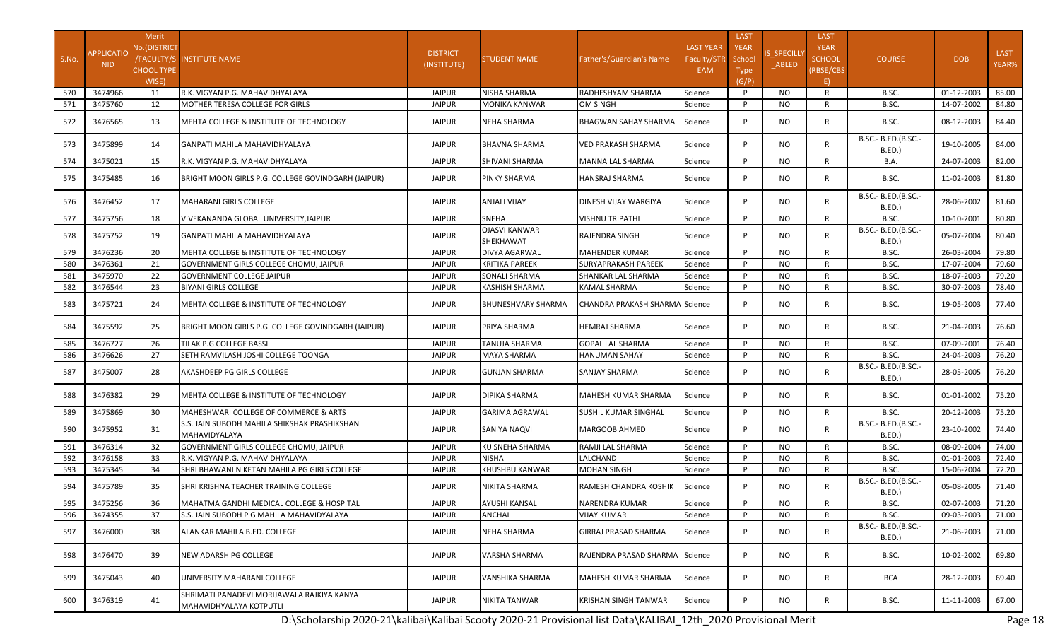| S.No. | APPLICATIONID | Merit No.(DISTRICT /FACULTY/SCHOOL TYPE WISE) | INSTITUTE NAME | DISTRICT (INSTITUTE) | STUDENT NAME | Father's/Guardian's Name | LAST YEAR Faculty/STREAM | LAST YEAR School Type (G/P) | IS_SPECILLY_ABLED | LAST YEAR SCHOOL (RBSE/CBSE) | COURSE | DOB | LAST YEAR% |
|---|---|---|---|---|---|---|---|---|---|---|---|---|---|
| 570 | 3474966 | 11 | R.K. VIGYAN P.G. MAHAVIDHYALAYA | JAIPUR | NISHA SHARMA | RADHESHYAM SHARMA | Science | P | NO | R | B.SC. | 01-12-2003 | 85.00 |
| 571 | 3475760 | 12 | MOTHER TERESA COLLEGE FOR GIRLS | JAIPUR | MONIKA KANWAR | OM SINGH | Science | P | NO | R | B.SC. | 14-07-2002 | 84.80 |
| 572 | 3476565 | 13 | MEHTA COLLEGE & INSTITUTE OF TECHNOLOGY | JAIPUR | NEHA SHARMA | BHAGWAN SAHAY SHARMA | Science | P | NO | R | B.SC. | 08-12-2003 | 84.40 |
| 573 | 3475899 | 14 | GANPATI MAHILA MAHAVIDHYALAYA | JAIPUR | BHAVNA SHARMA | VED PRAKASH SHARMA | Science | P | NO | R | B.SC.- B.ED.(B.SC.-B.ED.) | 19-10-2005 | 84.00 |
| 574 | 3475021 | 15 | R.K. VIGYAN P.G. MAHAVIDHYALAYA | JAIPUR | SHIVANI SHARMA | MANNA LAL SHARMA | Science | P | NO | R | B.A. | 24-07-2003 | 82.00 |
| 575 | 3475485 | 16 | BRIGHT MOON GIRLS P.G. COLLEGE GOVINDGARH (JAIPUR) | JAIPUR | PINKY SHARMA | HANSRAJ SHARMA | Science | P | NO | R | B.SC. | 11-02-2003 | 81.80 |
| 576 | 3476452 | 17 | MAHARANI GIRLS COLLEGE | JAIPUR | ANJALI VIJAY | DINESH VIJAY WARGIYA | Science | P | NO | R | B.SC.- B.ED.(B.SC.-B.ED.) | 28-06-2002 | 81.60 |
| 577 | 3475756 | 18 | VIVEKANANDA GLOBAL UNIVERSITY,JAIPUR | JAIPUR | SNEHA | VISHNU TRIPATHI | Science | P | NO | R | B.SC. | 10-10-2001 | 80.80 |
| 578 | 3475752 | 19 | GANPATI MAHILA MAHAVIDHYALAYA | JAIPUR | OJASVI KANWAR SHEKHAWAT | RAJENDRA SINGH | Science | P | NO | R | B.SC.- B.ED.(B.SC.-B.ED.) | 05-07-2004 | 80.40 |
| 579 | 3476236 | 20 | MEHTA COLLEGE & INSTITUTE OF TECHNOLOGY | JAIPUR | DIVYA AGARWAL | MAHENDER KUMAR | Science | P | NO | R | B.SC. | 26-03-2004 | 79.80 |
| 580 | 3476361 | 21 | GOVERNMENT GIRLS COLLEGE CHOMU, JAIPUR | JAIPUR | KRITIKA PAREEK | SURYAPRAKASH PAREEK | Science | P | NO | R | B.SC. | 17-07-2004 | 79.60 |
| 581 | 3475970 | 22 | GOVERNMENT COLLEGE JAIPUR | JAIPUR | SONALI SHARMA | SHANKAR LAL SHARMA | Science | P | NO | R | B.SC. | 18-07-2003 | 79.20 |
| 582 | 3476544 | 23 | BIYANI GIRLS COLLEGE | JAIPUR | KASHISH SHARMA | KAMAL SHARMA | Science | P | NO | R | B.SC. | 30-07-2003 | 78.40 |
| 583 | 3475721 | 24 | MEHTA COLLEGE & INSTITUTE OF TECHNOLOGY | JAIPUR | BHUNESHVARY SHARMA | CHANDRA PRAKASH SHARMA | Science | P | NO | R | B.SC. | 19-05-2003 | 77.40 |
| 584 | 3475592 | 25 | BRIGHT MOON GIRLS P.G. COLLEGE GOVINDGARH (JAIPUR) | JAIPUR | PRIYA SHARMA | HEMRAJ SHARMA | Science | P | NO | R | B.SC. | 21-04-2003 | 76.60 |
| 585 | 3476727 | 26 | TILAK P.G COLLEGE BASSI | JAIPUR | TANUJA SHARMA | GOPAL LAL SHARMA | Science | P | NO | R | B.SC. | 07-09-2001 | 76.40 |
| 586 | 3476626 | 27 | SETH RAMVILASH JOSHI COLLEGE TOONGA | JAIPUR | MAYA SHARMA | HANUMAN SAHAY | Science | P | NO | R | B.SC. | 24-04-2003 | 76.20 |
| 587 | 3475007 | 28 | AKASHDEEP PG GIRLS COLLEGE | JAIPUR | GUNJAN SHARMA | SANJAY SHARMA | Science | P | NO | R | B.SC.- B.ED.(B.SC.-B.ED.) | 28-05-2005 | 76.20 |
| 588 | 3476382 | 29 | MEHTA COLLEGE & INSTITUTE OF TECHNOLOGY | JAIPUR | DIPIKA SHARMA | MAHESH KUMAR SHARMA | Science | P | NO | R | B.SC. | 01-01-2002 | 75.20 |
| 589 | 3475869 | 30 | MAHESHWARI COLLEGE OF COMMERCE & ARTS | JAIPUR | GARIMA AGRAWAL | SUSHIL KUMAR SINGHAL | Science | P | NO | R | B.SC. | 20-12-2003 | 75.20 |
| 590 | 3475952 | 31 | S.S. JAIN SUBODH MAHILA SHIKSHAK PRASHIKSHAN MAHAVIDYALAYA | JAIPUR | SANIYA NAQVI | MARGOOB AHMED | Science | P | NO | R | B.SC.- B.ED.(B.SC.-B.ED.) | 23-10-2002 | 74.40 |
| 591 | 3476314 | 32 | GOVERNMENT GIRLS COLLEGE CHOMU, JAIPUR | JAIPUR | KU SNEHA SHARMA | RAMJI LAL SHARMA | Science | P | NO | R | B.SC. | 08-09-2004 | 74.00 |
| 592 | 3476158 | 33 | R.K. VIGYAN P.G. MAHAVIDHYALAYA | JAIPUR | NISHA | LALCHAND | Science | P | NO | R | B.SC. | 01-01-2003 | 72.40 |
| 593 | 3475345 | 34 | SHRI BHAWANI NIKETAN MAHILA PG GIRLS COLLEGE | JAIPUR | KHUSHBU KANWAR | MOHAN SINGH | Science | P | NO | R | B.SC. | 15-06-2004 | 72.20 |
| 594 | 3475789 | 35 | SHRI KRISHNA TEACHER TRAINING COLLEGE | JAIPUR | NIKITA SHARMA | RAMESH CHANDRA KOSHIK | Science | P | NO | R | B.SC.- B.ED.(B.SC.-B.ED.) | 05-08-2005 | 71.40 |
| 595 | 3475256 | 36 | MAHATMA GANDHI MEDICAL COLLEGE & HOSPITAL | JAIPUR | AYUSHI KANSAL | NARENDRA KUMAR | Science | P | NO | R | B.SC. | 02-07-2003 | 71.20 |
| 596 | 3474355 | 37 | S.S. JAIN SUBODH P G MAHILA MAHAVIDYALAYA | JAIPUR | ANCHAL | VIJAY KUMAR | Science | P | NO | R | B.SC. | 09-03-2003 | 71.00 |
| 597 | 3476000 | 38 | ALANKAR MAHILA B.ED. COLLEGE | JAIPUR | NEHA SHARMA | GIRRAJ PRASAD SHARMA | Science | P | NO | R | B.SC.- B.ED.(B.SC.-B.ED.) | 21-06-2003 | 71.00 |
| 598 | 3476470 | 39 | NEW ADARSH PG COLLEGE | JAIPUR | VARSHA SHARMA | RAJENDRA PRASAD SHARMA | Science | P | NO | R | B.SC. | 10-02-2002 | 69.80 |
| 599 | 3475043 | 40 | UNIVERSITY MAHARANI COLLEGE | JAIPUR | VANSHIKA SHARMA | MAHESH KUMAR SHARMA | Science | P | NO | R | BCA | 28-12-2003 | 69.40 |
| 600 | 3476319 | 41 | SHRIMATI PANADEVI MORIJAWALA RAJKIYA KANYA MAHAVIDHYALAYA KOTPUTLI | JAIPUR | NIKITA TANWAR | KRISHAN SINGH TANWAR | Science | P | NO | R | B.SC. | 11-11-2003 | 67.00 |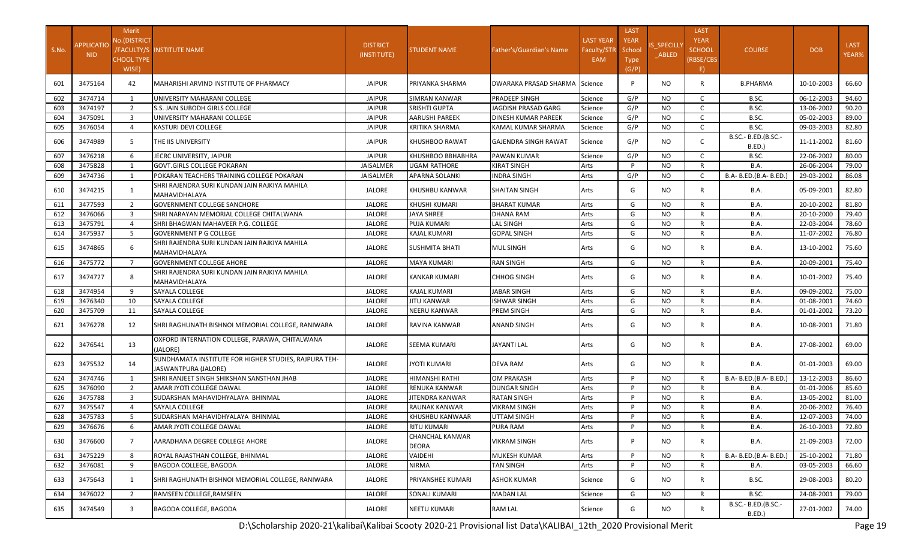| S.No. | APPLICATIO NID | Merit No.(DISTRICT /FACULTY/S CHOOL TYPE WISE) | INSTITUTE NAME | DISTRICT (INSTITUTE) | STUDENT NAME | Father's/Guardian's Name | LAST YEAR Faculty/STR EAM | LAST YEAR School Type (G/P) | IS_SPECILLY_ABLED | LAST YEAR SCHOOL (RBSE/CBSE) | COURSE | DOB | LAST YEAR% |
|---|---|---|---|---|---|---|---|---|---|---|---|---|---|
| 601 | 3475164 | 42 | MAHARISHI ARVIND INSTITUTE OF PHARMACY | JAIPUR | PRIYANKA SHARMA | DWARAKA PRASAD SHARMA | Science | P | NO | R | B.PHARMA | 10-10-2003 | 66.60 |
| 602 | 3474714 | 1 | UNIVERSITY MAHARANI COLLEGE | JAIPUR | SIMRAN KANWAR | PRADEEP SINGH | Science | G/P | NO | C | B.SC. | 06-12-2003 | 94.60 |
| 603 | 3474197 | 2 | S.S. JAIN SUBODH GIRLS COLLEGE | JAIPUR | SRISHTI GUPTA | JAGDISH PRASAD GARG | Science | G/P | NO | C | B.SC. | 13-06-2002 | 90.20 |
| 604 | 3475091 | 3 | UNIVERSITY MAHARANI COLLEGE | JAIPUR | AARUSHI PAREEK | DINESH KUMAR PAREEK | Science | G/P | NO | C | B.SC. | 05-02-2003 | 89.00 |
| 605 | 3476054 | 4 | KASTURI DEVI COLLEGE | JAIPUR | KRITIKA SHARMA | KAMAL KUMAR SHARMA | Science | G/P | NO | C | B.SC. | 09-03-2003 | 82.80 |
| 606 | 3474989 | 5 | THE IIS UNIVERSITY | JAIPUR | KHUSHBOO RAWAT | GAJENDRA SINGH RAWAT | Science | G/P | NO | C | B.SC.- B.ED.(B.SC.- B.ED.) | 11-11-2002 | 81.60 |
| 607 | 3476218 | 6 | JECRC UNIVERSITY, JAIPUR | JAIPUR | KHUSHBOO BBHABHRA | PAWAN KUMAR | Science | G/P | NO | C | B.SC. | 22-06-2002 | 80.00 |
| 608 | 3475828 | 1 | GOVT.GIRLS COLLEGE POKARAN | JAISALMER | UGAM RATHORE | KIRAT SINGH | Arts | P | NO | R | B.A. | 26-06-2004 | 79.00 |
| 609 | 3474736 | 1 | POKARAN TEACHERS TRAINING COLLEGE POKARAN | JAISALMER | APARNA SOLANKI | INDRA SINGH | Arts | G/P | NO | C | B.A- B.ED.(B.A- B.ED.) | 29-03-2002 | 86.08 |
| 610 | 3474215 | 1 | SHRI RAJENDRA SURI KUNDAN JAIN RAJKIYA MAHILA MAHAVIDHALAYA | JALORE | KHUSHBU KANWAR | SHAITAN SINGH | Arts | G | NO | R | B.A. | 05-09-2001 | 82.80 |
| 611 | 3477593 | 2 | GOVERNMENT COLLEGE SANCHORE | JALORE | KHUSHI KUMARI | BHARAT KUMAR | Arts | G | NO | R | B.A. | 20-10-2002 | 81.80 |
| 612 | 3476066 | 3 | SHRI NARAYAN MEMORIAL COLLEGE CHITALWANA | JALORE | JAYA SHREE | DHANA RAM | Arts | G | NO | R | B.A. | 20-10-2000 | 79.40 |
| 613 | 3475791 | 4 | SHRI BHAGWAN MAHAVEER P.G. COLLEGE | JALORE | PUJA KUMARI | LAL SINGH | Arts | G | NO | R | B.A. | 22-03-2004 | 78.60 |
| 614 | 3475937 | 5 | GOVERNMENT P G COLLEGE | JALORE | KAJAL KUMARI | GOPAL SINGH | Arts | G | NO | R | B.A. | 11-07-2002 | 76.80 |
| 615 | 3474865 | 6 | SHRI RAJENDRA SURI KUNDAN JAIN RAJKIYA MAHILA MAHAVIDHALAYA | JALORE | SUSHMITA BHATI | MUL SINGH | Arts | G | NO | R | B.A. | 13-10-2002 | 75.60 |
| 616 | 3475772 | 7 | GOVERNMENT COLLEGE AHORE | JALORE | MAYA KUMARI | RAN SINGH | Arts | G | NO | R | B.A. | 20-09-2001 | 75.40 |
| 617 | 3474727 | 8 | SHRI RAJENDRA SURI KUNDAN JAIN RAJKIYA MAHILA MAHAVIDHALAYA | JALORE | KANKAR KUMARI | CHHOG SINGH | Arts | G | NO | R | B.A. | 10-01-2002 | 75.40 |
| 618 | 3474954 | 9 | SAYALA COLLEGE | JALORE | KAJAL KUMARI | JABAR SINGH | Arts | G | NO | R | B.A. | 09-09-2002 | 75.00 |
| 619 | 3476340 | 10 | SAYALA COLLEGE | JALORE | JITU KANWAR | ISHWAR SINGH | Arts | G | NO | R | B.A. | 01-08-2001 | 74.60 |
| 620 | 3475709 | 11 | SAYALA COLLEGE | JALORE | NEERU KANWAR | PREM SINGH | Arts | G | NO | R | B.A. | 01-01-2002 | 73.20 |
| 621 | 3476278 | 12 | SHRI RAGHUNATH BISHNOI MEMORIAL COLLEGE, RANIWARA | JALORE | RAVINA KANWAR | ANAND SINGH | Arts | G | NO | R | B.A. | 10-08-2001 | 71.80 |
| 622 | 3476541 | 13 | OXFORD INTERNATION COLLEGE, PARAWA, CHITALWANA (JALORE) | JALORE | SEEMA KUMARI | JAYANTI LAL | Arts | G | NO | R | B.A. | 27-08-2002 | 69.00 |
| 623 | 3475532 | 14 | SUNDHAMATA INSTITUTE FOR HIGHER STUDIES, RAJPURA TEH-JASWANTPURA (JALORE) | JALORE | JYOTI KUMARI | DEVA RAM | Arts | G | NO | R | B.A. | 01-01-2003 | 69.00 |
| 624 | 3474746 | 1 | SHRI RANJEET SINGH SHIKSHAN SANSTHAN JHAB | JALORE | HIMANSHI RATHI | OM PRAKASH | Arts | P | NO | R | B.A- B.ED.(B.A- B.ED.) | 13-12-2003 | 86.60 |
| 625 | 3476090 | 2 | AMAR JYOTI COLLEGE DAWAL | JALORE | RENUKA KANWAR | DUNGAR SINGH | Arts | P | NO | R | B.A. | 01-01-2006 | 85.60 |
| 626 | 3475788 | 3 | SUDARSHAN MAHAVIDHYALAYA BHINMAL | JALORE | JITENDRA KANWAR | RATAN SINGH | Arts | P | NO | R | B.A. | 13-05-2002 | 81.00 |
| 627 | 3475547 | 4 | SAYALA COLLEGE | JALORE | RAUNAK KANWAR | VIKRAM SINGH | Arts | P | NO | R | B.A. | 20-06-2002 | 76.40 |
| 628 | 3475783 | 5 | SUDARSHAN MAHAVIDHYALAYA BHINMAL | JALORE | KHUSHBU KANWAAR | UTTAM SINGH | Arts | P | NO | R | B.A. | 12-07-2003 | 74.00 |
| 629 | 3476676 | 6 | AMAR JYOTI COLLEGE DAWAL | JALORE | RITU KUMARI | PURA RAM | Arts | P | NO | R | B.A. | 26-10-2003 | 72.80 |
| 630 | 3476600 | 7 | AARADHANA DEGREE COLLEGE AHORE | JALORE | CHANCHAL KANWAR DEORA | VIKRAM SINGH | Arts | P | NO | R | B.A. | 21-09-2003 | 72.00 |
| 631 | 3475229 | 8 | ROYAL RAJASTHAN COLLEGE, BHINMAL | JALORE | VAIDEHI | MUKESH KUMAR | Arts | P | NO | R | B.A- B.ED.(B.A- B.ED.) | 25-10-2002 | 71.80 |
| 632 | 3476081 | 9 | BAGODA COLLEGE, BAGODA | JALORE | NIRMA | TAN SINGH | Arts | P | NO | R | B.A. | 03-05-2003 | 66.60 |
| 633 | 3475643 | 1 | SHRI RAGHUNATH BISHNOI MEMORIAL COLLEGE, RANIWARA | JALORE | PRIYANSHEE KUMARI | ASHOK KUMAR | Science | G | NO | R | B.SC. | 29-08-2003 | 80.20 |
| 634 | 3476022 | 2 | RAMSEEN COLLEGE,RAMSEEN | JALORE | SONALI KUMARI | MADAN LAL | Science | G | NO | R | B.SC. | 24-08-2001 | 79.00 |
| 635 | 3474549 | 3 | BAGODA COLLEGE, BAGODA | JALORE | NEETU KUMARI | RAM LAL | Science | G | NO | R | B.SC.- B.ED.(B.SC.- B.ED.) | 27-01-2002 | 74.00 |

D:\Scholarship 2020-21\kalibai\Kalibai Scooty 2020-21 Provisional list Data\KALIBAI_12th_2020 Provisional Merit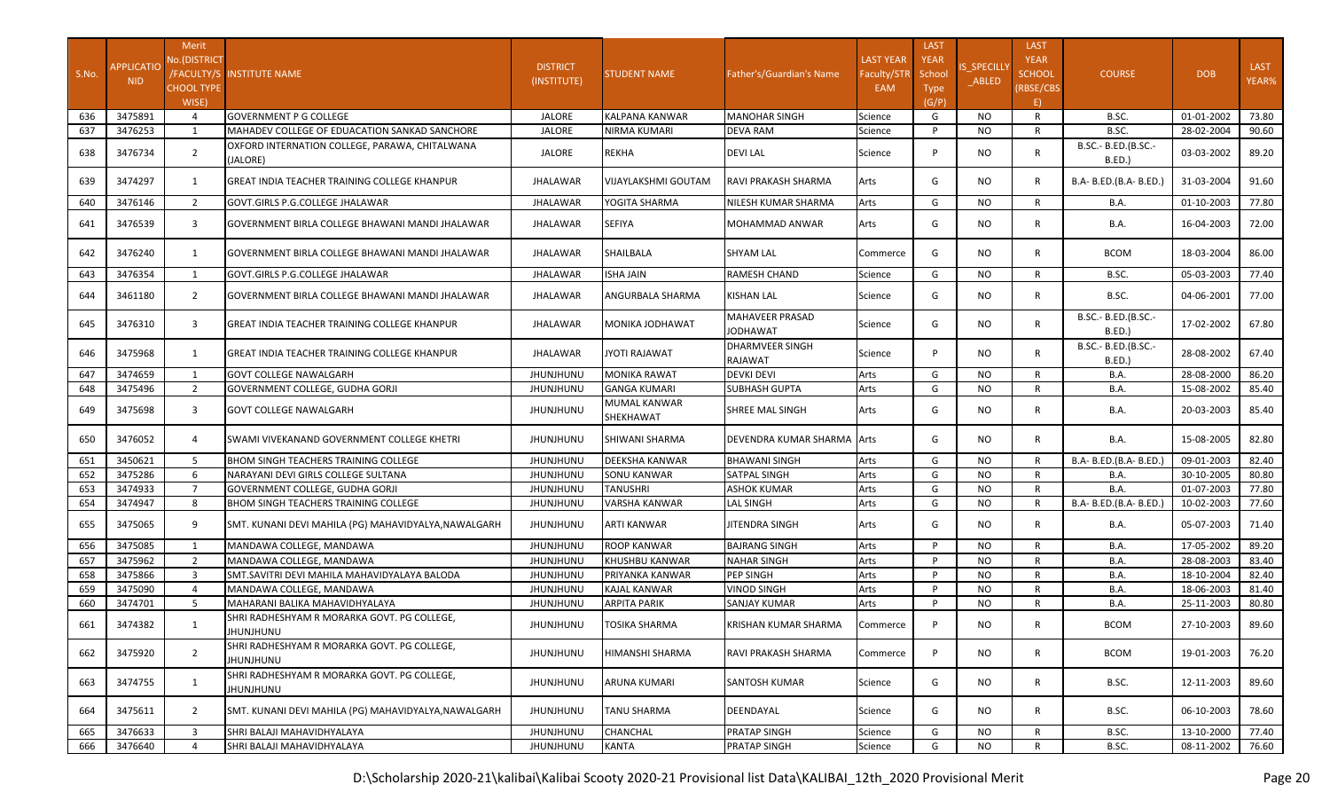| S.No. | APPLICATIO NID | Merit No.(DISTRICT /FACULTY/S CHOOL TYPE WISE) | INSTITUTE NAME | DISTRICT (INSTITUTE) | STUDENT NAME | Father's/Guardian's Name | LAST YEAR Faculty/STR EAM | LAST YEAR School Type (G/P) | IS_SPECILLY _ABLED | LAST YEAR SCHOOL (RBSE/CBS E) | COURSE | DOB | LAST YEAR% |
|---|---|---|---|---|---|---|---|---|---|---|---|---|---|
| 636 | 3475891 | 4 | GOVERNMENT P G COLLEGE | JALORE | KALPANA KANWAR | MANOHAR SINGH | Science | G | NO | R | B.SC. | 01-01-2002 | 73.80 |
| 637 | 3476253 | 1 | MAHADEV COLLEGE OF EDUACATION SANKAD SANCHORE | JALORE | NIRMA KUMARI | DEVA RAM | Science | P | NO | R | B.SC. | 28-02-2004 | 90.60 |
| 638 | 3476734 | 2 | OXFORD INTERNATION COLLEGE, PARAWA, CHITALWANA (JALORE) | JALORE | REKHA | DEVI LAL | Science | P | NO | R | B.SC.- B.ED.(B.SC.- B.ED.) | 03-03-2002 | 89.20 |
| 639 | 3474297 | 1 | GREAT INDIA TEACHER TRAINING COLLEGE KHANPUR | JHALAWAR | VIJAYLAKSHMI GOUTAM | RAVI PRAKASH SHARMA | Arts | G | NO | R | B.A- B.ED.(B.A- B.ED.) | 31-03-2004 | 91.60 |
| 640 | 3476146 | 2 | GOVT.GIRLS P.G.COLLEGE JHALAWAR | JHALAWAR | YOGITA SHARMA | NILESH KUMAR SHARMA | Arts | G | NO | R | B.A. | 01-10-2003 | 77.80 |
| 641 | 3476539 | 3 | GOVERNMENT BIRLA COLLEGE BHAWANI MANDI JHALAWAR | JHALAWAR | SEFIYA | MOHAMMAD ANWAR | Arts | G | NO | R | B.A. | 16-04-2003 | 72.00 |
| 642 | 3476240 | 1 | GOVERNMENT BIRLA COLLEGE BHAWANI MANDI JHALAWAR | JHALAWAR | SHAILBALA | SHYAM LAL | Commerce | G | NO | R | BCOM | 18-03-2004 | 86.00 |
| 643 | 3476354 | 1 | GOVT.GIRLS P.G.COLLEGE JHALAWAR | JHALAWAR | ISHA JAIN | RAMESH CHAND | Science | G | NO | R | B.SC. | 05-03-2003 | 77.40 |
| 644 | 3461180 | 2 | GOVERNMENT BIRLA COLLEGE BHAWANI MANDI JHALAWAR | JHALAWAR | ANGURBALA SHARMA | KISHAN LAL | Science | G | NO | R | B.SC. | 04-06-2001 | 77.00 |
| 645 | 3476310 | 3 | GREAT INDIA TEACHER TRAINING COLLEGE KHANPUR | JHALAWAR | MONIKA JODHAWAT | MAHAVEER PRASAD JODHAWAT | Science | G | NO | R | B.SC.- B.ED.(B.SC.- B.ED.) | 17-02-2002 | 67.80 |
| 646 | 3475968 | 1 | GREAT INDIA TEACHER TRAINING COLLEGE KHANPUR | JHALAWAR | JYOTI RAJAWAT | DHARMVEER SINGH RAJAWAT | Science | P | NO | R | B.SC.- B.ED.(B.SC.- B.ED.) | 28-08-2002 | 67.40 |
| 647 | 3474659 | 1 | GOVT COLLEGE NAWALGARH | JHUNJHUNU | MONIKA RAWAT | DEVKI DEVI | Arts | G | NO | R | B.A. | 28-08-2000 | 86.20 |
| 648 | 3475496 | 2 | GOVERNMENT COLLEGE, GUDHA GORJI | JHUNJHUNU | GANGA KUMARI | SUBHASH GUPTA | Arts | G | NO | R | B.A. | 15-08-2002 | 85.40 |
| 649 | 3475698 | 3 | GOVT COLLEGE NAWALGARH | JHUNJHUNU | MUMAL KANWAR SHEKHAWAT | SHREE MAL SINGH | Arts | G | NO | R | B.A. | 20-03-2003 | 85.40 |
| 650 | 3476052 | 4 | SWAMI VIVEKANAND GOVERNMENT COLLEGE KHETRI | JHUNJHUNU | SHIWANI SHARMA | DEVENDRA KUMAR SHARMA | Arts | G | NO | R | B.A. | 15-08-2005 | 82.80 |
| 651 | 3450621 | 5 | BHOM SINGH TEACHERS TRAINING COLLEGE | JHUNJHUNU | DEEKSHA KANWAR | BHAWANI SINGH | Arts | G | NO | R | B.A- B.ED.(B.A- B.ED.) | 09-01-2003 | 82.40 |
| 652 | 3475286 | 6 | NARAYANI DEVI GIRLS COLLEGE SULTANA | JHUNJHUNU | SONU KANWAR | SATPAL SINGH | Arts | G | NO | R | B.A. | 30-10-2005 | 80.80 |
| 653 | 3474933 | 7 | GOVERNMENT COLLEGE, GUDHA GORJI | JHUNJHUNU | TANUSHRI | ASHOK KUMAR | Arts | G | NO | R | B.A. | 01-07-2003 | 77.80 |
| 654 | 3474947 | 8 | BHOM SINGH TEACHERS TRAINING COLLEGE | JHUNJHUNU | VARSHA KANWAR | LAL SINGH | Arts | G | NO | R | B.A- B.ED.(B.A- B.ED.) | 10-02-2003 | 77.60 |
| 655 | 3475065 | 9 | SMT. KUNANI DEVI MAHILA (PG) MAHAVIDYALYA,NAWALGARH | JHUNJHUNU | ARTI KANWAR | JITENDRA SINGH | Arts | G | NO | R | B.A. | 05-07-2003 | 71.40 |
| 656 | 3475085 | 1 | MANDAWA COLLEGE, MANDAWA | JHUNJHUNU | ROOP KANWAR | BAJRANG SINGH | Arts | P | NO | R | B.A. | 17-05-2002 | 89.20 |
| 657 | 3475962 | 2 | MANDAWA COLLEGE, MANDAWA | JHUNJHUNU | KHUSHBU KANWAR | NAHAR SINGH | Arts | P | NO | R | B.A. | 28-08-2003 | 83.40 |
| 658 | 3475866 | 3 | SMT.SAVITRI DEVI MAHILA MAHAVIDYALAYA BALODA | JHUNJHUNU | PRIYANKA KANWAR | PEP SINGH | Arts | P | NO | R | B.A. | 18-10-2004 | 82.40 |
| 659 | 3475090 | 4 | MANDAWA COLLEGE, MANDAWA | JHUNJHUNU | KAJAL KANWAR | VINOD SINGH | Arts | P | NO | R | B.A. | 18-06-2003 | 81.40 |
| 660 | 3474701 | 5 | MAHARANI BALIKA MAHAVIDHYALAYA | JHUNJHUNU | ARPITA PARIK | SANJAY KUMAR | Arts | P | NO | R | B.A. | 25-11-2003 | 80.80 |
| 661 | 3474382 | 1 | SHRI RADHESHYAM R MORARKA GOVT. PG COLLEGE, JHUNJHUNU | JHUNJHUNU | TOSIKA SHARMA | KRISHAN KUMAR SHARMA | Commerce | P | NO | R | BCOM | 27-10-2003 | 89.60 |
| 662 | 3475920 | 2 | SHRI RADHESHYAM R MORARKA GOVT. PG COLLEGE, JHUNJHUNU | JHUNJHUNU | HIMANSHI SHARMA | RAVI PRAKASH SHARMA | Commerce | P | NO | R | BCOM | 19-01-2003 | 76.20 |
| 663 | 3474755 | 1 | SHRI RADHESHYAM R MORARKA GOVT. PG COLLEGE, JHUNJHUNU | JHUNJHUNU | ARUNA KUMARI | SANTOSH KUMAR | Science | G | NO | R | B.SC. | 12-11-2003 | 89.60 |
| 664 | 3475611 | 2 | SMT. KUNANI DEVI MAHILA (PG) MAHAVIDYALYA,NAWALGARH | JHUNJHUNU | TANU SHARMA | DEENDAYAL | Science | G | NO | R | B.SC. | 06-10-2003 | 78.60 |
| 665 | 3476633 | 3 | SHRI BALAJI MAHAVIDHYALAYA | JHUNJHUNU | CHANCHAL | PRATAP SINGH | Science | G | NO | R | B.SC. | 13-10-2000 | 77.40 |
| 666 | 3476640 | 4 | SHRI BALAJI MAHAVIDHYALAYA | JHUNJHUNU | KANTA | PRATAP SINGH | Science | G | NO | R | B.SC. | 08-11-2002 | 76.60 |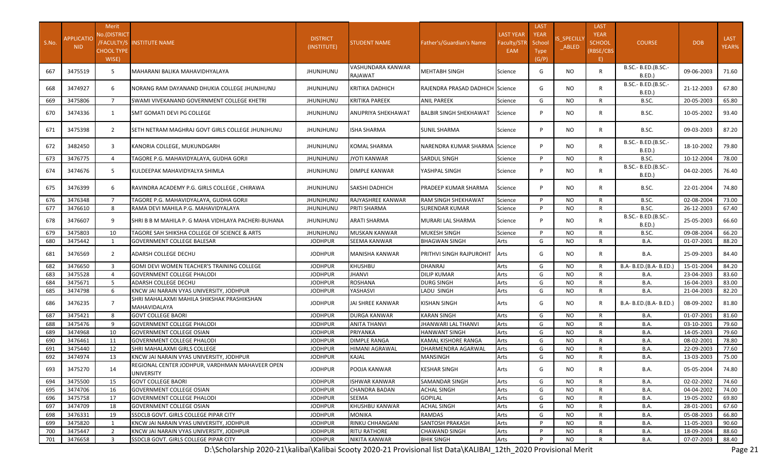| S.No. | APPLICATION NID | Merit No.(DISTRICT/FACULTY/SCHOOL TYPE WISE) | INSTITUTE NAME | DISTRICT (INSTITUTE) | STUDENT NAME | Father's/Guardian's Name | LAST YEAR Faculty/STREAM | LAST YEAR School Type (G/P) | IS_SPECILLY_ABLED | LAST YEAR SCHOOL (RBSE/CBSE) | COURSE | DOB | LAST YEAR% |
|---|---|---|---|---|---|---|---|---|---|---|---|---|---|
| 667 | 3475519 | 5 | MAHARANI BALIKA MAHAVIDHYALAYA | JHUNJHUNU | VASHUNDARA KANWAR RAJAWAT | MEHTABH SINGH | Science | G | NO | R | B.SC.- B.ED.(B.SC.-B.ED.) | 09-06-2003 | 71.60 |
| 668 | 3474927 | 6 | NORANG RAM DAYANAND DHUKIA COLLEGE JHUNJHUNU | JHUNJHUNU | KRITIKA DADHICH | RAJENDRA PRASAD DADHICH | Science | G | NO | R | B.SC.- B.ED.(B.SC.-B.ED.) | 21-12-2003 | 67.80 |
| 669 | 3475806 | 7 | SWAMI VIVEKANAND GOVERNMENT COLLEGE KHETRI | JHUNJHUNU | KRITIKA PAREEK | ANIL PAREEK | Science | G | NO | R | B.SC. | 20-05-2003 | 65.80 |
| 670 | 3474336 | 1 | SMT GOMATI DEVI PG COLLEGE | JHUNJHUNU | ANUPRIYA SHEKHAWAT | BALBIR SINGH SHEKHAWAT | Science | P | NO | R | B.SC. | 10-05-2002 | 93.40 |
| 671 | 3475398 | 2 | SETH NETRAM MAGHRAJ GOVT GIRLS COLLEGE JHUNJHUNU | JHUNJHUNU | ISHA SHARMA | SUNIL SHARMA | Science | P | NO | R | B.SC. | 09-03-2003 | 87.20 |
| 672 | 3482450 | 3 | KANORIA COLLEGE, MUKUNDGARH | JHUNJHUNU | KOMAL SHARMA | NARENDRA KUMAR SHARMA | Science | P | NO | R | B.SC.- B.ED.(B.SC.-B.ED.) | 18-10-2002 | 79.80 |
| 673 | 3476775 | 4 | TAGORE P.G. MAHAVIDYALAYA, GUDHA GORJI | JHUNJHUNU | JYOTI KANWAR | SARDUL SINGH | Science | P | NO | R | B.SC. | 10-12-2004 | 78.00 |
| 674 | 3474676 | 5 | KULDEEPAK MAHAVIDYALYA SHIMLA | JHUNJHUNU | DIMPLE KANWAR | YASHPAL SINGH | Science | P | NO | R | B.SC.- B.ED.(B.SC.-B.ED.) | 04-02-2005 | 76.40 |
| 675 | 3476399 | 6 | RAVINDRA ACADEMY P.G. GIRLS COLLEGE , CHIRAWA | JHUNJHUNU | SAKSHI DADHICH | PRADEEP KUMAR SHARMA | Science | P | NO | R | B.SC. | 22-01-2004 | 74.80 |
| 676 | 3476348 | 7 | TAGORE P.G. MAHAVIDYALAYA, GUDHA GORJI | JHUNJHUNU | RAJYASHREE KANWAR | RAM SINGH SHEKHAWAT | Science | P | NO | R | B.SC. | 02-08-2004 | 73.00 |
| 677 | 3476610 | 8 | RAMA DEVI MAHILA P.G. MAHAVIDYALAYA | JHUNJHUNU | PRITI SHARMA | SURENDAR KUMAR | Science | P | NO | R | B.SC. | 26-12-2003 | 67.40 |
| 678 | 3476607 | 9 | SHRI B B M MAHILA P. G MAHA VIDHLAYA PACHERI-BUHANA | JHUNJHUNU | ARATI SHARMA | MURARI LAL SHARMA | Science | P | NO | R | B.SC.- B.ED.(B.SC.-B.ED.) | 25-05-2003 | 66.60 |
| 679 | 3475803 | 10 | TAGORE SAH SHIKSHA COLLEGE OF SCIENCE & ARTS | JHUNJHUNU | MUSKAN KANWAR | MUKESH SINGH | Science | P | NO | R | B.SC. | 09-08-2004 | 66.20 |
| 680 | 3475442 | 1 | GOVERNMENT COLLEGE BALESAR | JODHPUR | SEEMA KANWAR | BHAGWAN SINGH | Arts | G | NO | R | B.A. | 01-07-2001 | 88.20 |
| 681 | 3476569 | 2 | ADARSH COLLEGE DECHU | JODHPUR | MANISHA KANWAR | PRITHVI SINGH RAJPUROHIT | Arts | G | NO | R | B.A. | 25-09-2003 | 84.40 |
| 682 | 3476650 | 3 | GOMI DEVI WOMEN TEACHER'S TRAINING COLLEGE | JODHPUR | KHUSHBU | DHANRAJ | Arts | G | NO | R | B.A- B.ED.(B.A- B.ED.) | 15-01-2004 | 84.20 |
| 683 | 3475528 | 4 | GOVERNMENT COLLEGE PHALODI | JODHPUR | JHANVI | DILIP KUMAR | Arts | G | NO | R | B.A. | 23-04-2003 | 83.60 |
| 684 | 3475671 | 5 | ADARSH COLLEGE DECHU | JODHPUR | ROSHANA | DURG SINGH | Arts | G | NO | R | B.A. | 16-04-2003 | 83.00 |
| 685 | 3474798 | 6 | KNCW JAI NARAIN VYAS UNIVERSITY, JODHPUR | JODHPUR | YASHASVI | LADU SINGH | Arts | G | NO | R | B.A. | 21-04-2003 | 82.20 |
| 686 | 3476235 | 7 | SHRI MAHALAXMI MAHILA SHIKSHAK PRASHIKSHAN MAHAVIDALAYA | JODHPUR | JAI SHREE KANWAR | KISHAN SINGH | Arts | G | NO | R | B.A- B.ED.(B.A- B.ED.) | 08-09-2002 | 81.80 |
| 687 | 3475421 | 8 | GOVT COLLEGE BAORI | JODHPUR | DURGA KANWAR | KARAN SINGH | Arts | G | NO | R | B.A. | 01-07-2001 | 81.60 |
| 688 | 3475476 | 9 | GOVERNMENT COLLEGE PHALODI | JODHPUR | ANITA THANVI | JHANWARI LAL THANVI | Arts | G | NO | R | B.A. | 03-10-2001 | 79.60 |
| 689 | 3474968 | 10 | GOVERNMENT COLLEGE OSIAN | JODHPUR | PRIYANKA | HANWANT SINGH | Arts | G | NO | R | B.A. | 14-05-2003 | 79.60 |
| 690 | 3476461 | 11 | GOVERNMENT COLLEGE PHALODI | JODHPUR | DIMPLE RANGA | KAMAL KISHORE RANGA | Arts | G | NO | R | B.A. | 08-02-2001 | 78.80 |
| 691 | 3475440 | 12 | SHRI MAHALAXMI GIRLS COLLEGE | JODHPUR | HIMANI AGRAWAL | DHARMENDRA AGARWAL | Arts | G | NO | R | B.A. | 22-09-2003 | 77.60 |
| 692 | 3474974 | 13 | KNCW JAI NARAIN VYAS UNIVERSITY, JODHPUR | JODHPUR | KAJAL | MANSINGH | Arts | G | NO | R | B.A. | 13-03-2003 | 75.00 |
| 693 | 3475270 | 14 | REGIONAL CENTER JODHPUR, VARDHMAN MAHAVEER OPEN UNIVERSITY | JODHPUR | POOJA KANWAR | KESHAR SINGH | Arts | G | NO | R | B.A. | 05-05-2004 | 74.80 |
| 694 | 3475500 | 15 | GOVT COLLEGE BAORI | JODHPUR | ISHWAR KANWAR | SAMANDAR SINGH | Arts | G | NO | R | B.A. | 02-02-2002 | 74.60 |
| 695 | 3474706 | 16 | GOVERNMENT COLLEGE OSIAN | JODHPUR | CHANDRA BADAN | ACHAL SINGH | Arts | G | NO | R | B.A. | 04-04-2002 | 74.00 |
| 696 | 3475758 | 17 | GOVERNMENT COLLEGE PHALODI | JODHPUR | SEEMA | GOPILAL | Arts | G | NO | R | B.A. | 19-05-2002 | 69.80 |
| 697 | 3474709 | 18 | GOVERNMENT COLLEGE OSIAN | JODHPUR | KHUSHBU KANWAR | ACHAL SINGH | Arts | G | NO | R | B.A. | 28-01-2001 | 67.60 |
| 698 | 3476331 | 19 | SSDCLB GOVT. GIRLS COLLEGE PIPAR CITY | JODHPUR | MONIKA | RAMDAS | Arts | G | NO | R | B.A. | 05-08-2003 | 66.80 |
| 699 | 3475820 | 1 | KNCW JAI NARAIN VYAS UNIVERSITY, JODHPUR | JODHPUR | RINKU CHHANGANI | SANTOSH PRAKASH | Arts | P | NO | R | B.A. | 11-05-2003 | 90.60 |
| 700 | 3475447 | 2 | KNCW JAI NARAIN VYAS UNIVERSITY, JODHPUR | JODHPUR | RITU RATHORE | CHAWAND SINGH | Arts | P | NO | R | B.A. | 18-09-2004 | 88.60 |
| 701 | 3476658 | 3 | SSDCLB GOVT. GIRLS COLLEGE PIPAR CITY | JODHPUR | NIKITA KANWAR | BHIK SINGH | Arts | P | NO | R | B.A. | 07-07-2003 | 88.40 |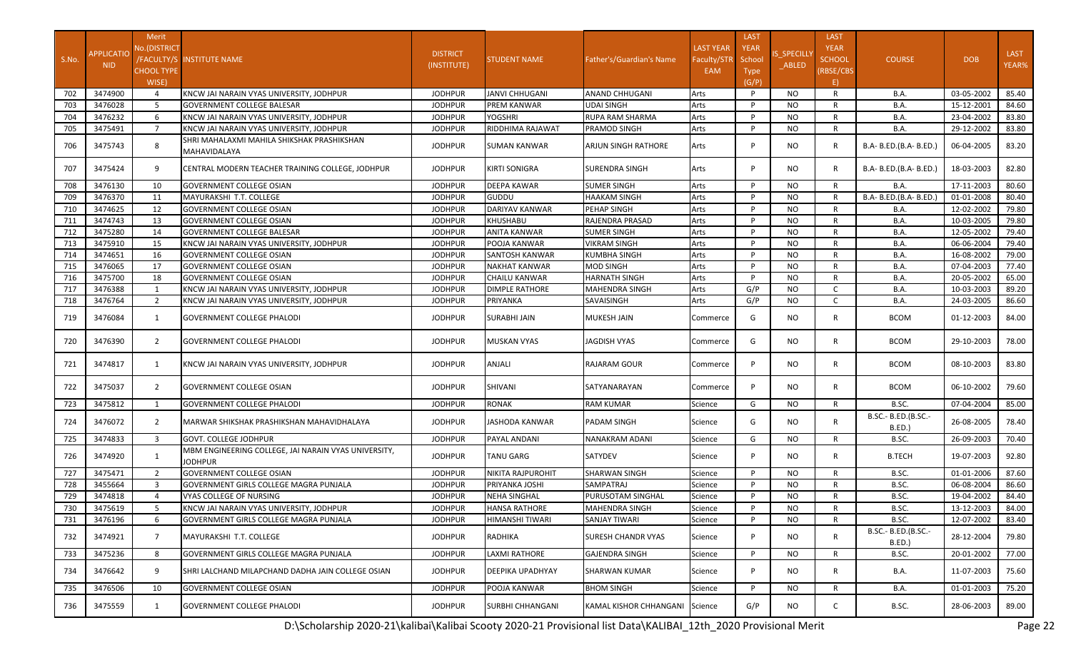| S.No. | APPLICATIONID | Merit No.(DISTRICT/FACULTY/SCHOOL TYPE WISE) | INSTITUTE NAME | DISTRICT (INSTITUTE) | STUDENT NAME | Father's/Guardian's Name | LAST YEAR Faculty/STREAM | LAST YEAR School Type (G/P) | IS_SPECILLY_ABLED | LAST YEAR SCHOOL (RBSE/CBSE) | COURSE | DOB | LAST YEAR% |
|---|---|---|---|---|---|---|---|---|---|---|---|---|---|
| 702 | 3474900 | 4 | KNCW JAI NARAIN VYAS UNIVERSITY, JODHPUR | JODHPUR | JANVI CHHUGANI | ANAND CHHUGANI | Arts | P | NO | R | B.A. | 03-05-2002 | 85.40 |
| 703 | 3476028 | 5 | GOVERNMENT COLLEGE BALESAR | JODHPUR | PREM KANWAR | UDAI SINGH | Arts | P | NO | R | B.A. | 15-12-2001 | 84.60 |
| 704 | 3476232 | 6 | KNCW JAI NARAIN VYAS UNIVERSITY, JODHPUR | JODHPUR | YOGSHRI | RUPA RAM SHARMA | Arts | P | NO | R | B.A. | 23-04-2002 | 83.80 |
| 705 | 3475491 | 7 | KNCW JAI NARAIN VYAS UNIVERSITY, JODHPUR | JODHPUR | RIDDHIMA RAJAWAT | PRAMOD SINGH | Arts | P | NO | R | B.A. | 29-12-2002 | 83.80 |
| 706 | 3475743 | 8 | SHRI MAHALAXMI MAHILA SHIKSHAK PRASHIKSHAN MAHAVIDALAYA | JODHPUR | SUMAN KANWAR | ARJUN SINGH RATHORE | Arts | P | NO | R | B.A- B.ED.(B.A- B.ED.) | 06-04-2005 | 83.20 |
| 707 | 3475424 | 9 | CENTRAL MODERN TEACHER TRAINING COLLEGE, JODHPUR | JODHPUR | KIRTI SONIGRA | SURENDRA SINGH | Arts | P | NO | R | B.A- B.ED.(B.A- B.ED.) | 18-03-2003 | 82.80 |
| 708 | 3476130 | 10 | GOVERNMENT COLLEGE OSIAN | JODHPUR | DEEPA KAWAR | SUMER SINGH | Arts | P | NO | R | B.A. | 17-11-2003 | 80.60 |
| 709 | 3476370 | 11 | MAYURAKSHI T.T. COLLEGE | JODHPUR | GUDDU | HAAKAM SINGH | Arts | P | NO | R | B.A- B.ED.(B.A- B.ED.) | 01-01-2008 | 80.40 |
| 710 | 3474625 | 12 | GOVERNMENT COLLEGE OSIAN | JODHPUR | DARIYAV KANWAR | PEHAP SINGH | Arts | P | NO | R | B.A. | 12-02-2002 | 79.80 |
| 711 | 3474743 | 13 | GOVERNMENT COLLEGE OSIAN | JODHPUR | KHUSHABU | RAJENDRA PRASAD | Arts | P | NO | R | B.A. | 10-03-2005 | 79.80 |
| 712 | 3475280 | 14 | GOVERNMENT COLLEGE BALESAR | JODHPUR | ANITA KANWAR | SUMER SINGH | Arts | P | NO | R | B.A. | 12-05-2002 | 79.40 |
| 713 | 3475910 | 15 | KNCW JAI NARAIN VYAS UNIVERSITY, JODHPUR | JODHPUR | POOJA KANWAR | VIKRAM SINGH | Arts | P | NO | R | B.A. | 06-06-2004 | 79.40 |
| 714 | 3474651 | 16 | GOVERNMENT COLLEGE OSIAN | JODHPUR | SANTOSH KANWAR | KUMBHA SINGH | Arts | P | NO | R | B.A. | 16-08-2002 | 79.00 |
| 715 | 3476065 | 17 | GOVERNMENT COLLEGE OSIAN | JODHPUR | NAKHAT KANWAR | MOD SINGH | Arts | P | NO | R | B.A. | 07-04-2003 | 77.40 |
| 716 | 3475700 | 18 | GOVERNMENT COLLEGE OSIAN | JODHPUR | CHAILU KANWAR | HARNATH SINGH | Arts | P | NO | R | B.A. | 20-05-2002 | 65.00 |
| 717 | 3476388 | 1 | KNCW JAI NARAIN VYAS UNIVERSITY, JODHPUR | JODHPUR | DIMPLE RATHORE | MAHENDRA SINGH | Arts | G/P | NO | C | B.A. | 10-03-2003 | 89.20 |
| 718 | 3476764 | 2 | KNCW JAI NARAIN VYAS UNIVERSITY, JODHPUR | JODHPUR | PRIYANKA | SAVAISINGH | Arts | G/P | NO | C | B.A. | 24-03-2005 | 86.60 |
| 719 | 3476084 | 1 | GOVERNMENT COLLEGE PHALODI | JODHPUR | SURABHI JAIN | MUKESH JAIN | Commerce | G | NO | R | BCOM | 01-12-2003 | 84.00 |
| 720 | 3476390 | 2 | GOVERNMENT COLLEGE PHALODI | JODHPUR | MUSKAN VYAS | JAGDISH VYAS | Commerce | G | NO | R | BCOM | 29-10-2003 | 78.00 |
| 721 | 3474817 | 1 | KNCW JAI NARAIN VYAS UNIVERSITY, JODHPUR | JODHPUR | ANJALI | RAJARAM GOUR | Commerce | P | NO | R | BCOM | 08-10-2003 | 83.80 |
| 722 | 3475037 | 2 | GOVERNMENT COLLEGE OSIAN | JODHPUR | SHIVANI | SATYANARAYAN | Commerce | P | NO | R | BCOM | 06-10-2002 | 79.60 |
| 723 | 3475812 | 1 | GOVERNMENT COLLEGE PHALODI | JODHPUR | RONAK | RAM KUMAR | Science | G | NO | R | B.SC. | 07-04-2004 | 85.00 |
| 724 | 3476072 | 2 | MARWAR SHIKSHAK PRASHIKSHAN MAHAVIDHALAYA | JODHPUR | JASHODA KANWAR | PADAM SINGH | Science | G | NO | R | B.SC.- B.ED.(B.SC.- B.ED.) | 26-08-2005 | 78.40 |
| 725 | 3474833 | 3 | GOVT. COLLEGE JODHPUR | JODHPUR | PAYAL ANDANI | NANAKRAM ADANI | Science | G | NO | R | B.SC. | 26-09-2003 | 70.40 |
| 726 | 3474920 | 1 | MBM ENGINEERING COLLEGE, JAI NARAIN VYAS UNIVERSITY, JODHPUR | JODHPUR | TANU GARG | SATYDEV | Science | P | NO | R | B.TECH | 19-07-2003 | 92.80 |
| 727 | 3475471 | 2 | GOVERNMENT COLLEGE OSIAN | JODHPUR | NIKITA RAJPUROHIT | SHARWAN SINGH | Science | P | NO | R | B.SC. | 01-01-2006 | 87.60 |
| 728 | 3455664 | 3 | GOVERNMENT GIRLS COLLEGE MAGRA PUNJALA | JODHPUR | PRIYANKA JOSHI | SAMPATRAJ | Science | P | NO | R | B.SC. | 06-08-2004 | 86.60 |
| 729 | 3474818 | 4 | VYAS COLLEGE OF NURSING | JODHPUR | NEHA SINGHAL | PURUSOTAM SINGHAL | Science | P | NO | R | B.SC. | 19-04-2002 | 84.40 |
| 730 | 3475619 | 5 | KNCW JAI NARAIN VYAS UNIVERSITY, JODHPUR | JODHPUR | HANSA RATHORE | MAHENDRA SINGH | Science | P | NO | R | B.SC. | 13-12-2003 | 84.00 |
| 731 | 3476196 | 6 | GOVERNMENT GIRLS COLLEGE MAGRA PUNJALA | JODHPUR | HIMANSHI TIWARI | SANJAY TIWARI | Science | P | NO | R | B.SC. | 12-07-2002 | 83.40 |
| 732 | 3474921 | 7 | MAYURAKSHI T.T. COLLEGE | JODHPUR | RADHIKA | SURESH CHANDR VYAS | Science | P | NO | R | B.SC.- B.ED.(B.SC.- B.ED.) | 28-12-2004 | 79.80 |
| 733 | 3475236 | 8 | GOVERNMENT GIRLS COLLEGE MAGRA PUNJALA | JODHPUR | LAXMI RATHORE | GAJENDRA SINGH | Science | P | NO | R | B.SC. | 20-01-2002 | 77.00 |
| 734 | 3476642 | 9 | SHRI LALCHAND MILAPCHAND DADHA JAIN COLLEGE OSIAN | JODHPUR | DEEPIKA UPADHYAY | SHARWAN KUMAR | Science | P | NO | R | B.A. | 11-07-2003 | 75.60 |
| 735 | 3476506 | 10 | GOVERNMENT COLLEGE OSIAN | JODHPUR | POOJA KANWAR | BHOM SINGH | Science | P | NO | R | B.A. | 01-01-2003 | 75.20 |
| 736 | 3475559 | 1 | GOVERNMENT COLLEGE PHALODI | JODHPUR | SURBHI CHHANGANI | KAMAL KISHOR CHHANGANI | Science | G/P | NO | C | B.SC. | 28-06-2003 | 89.00 |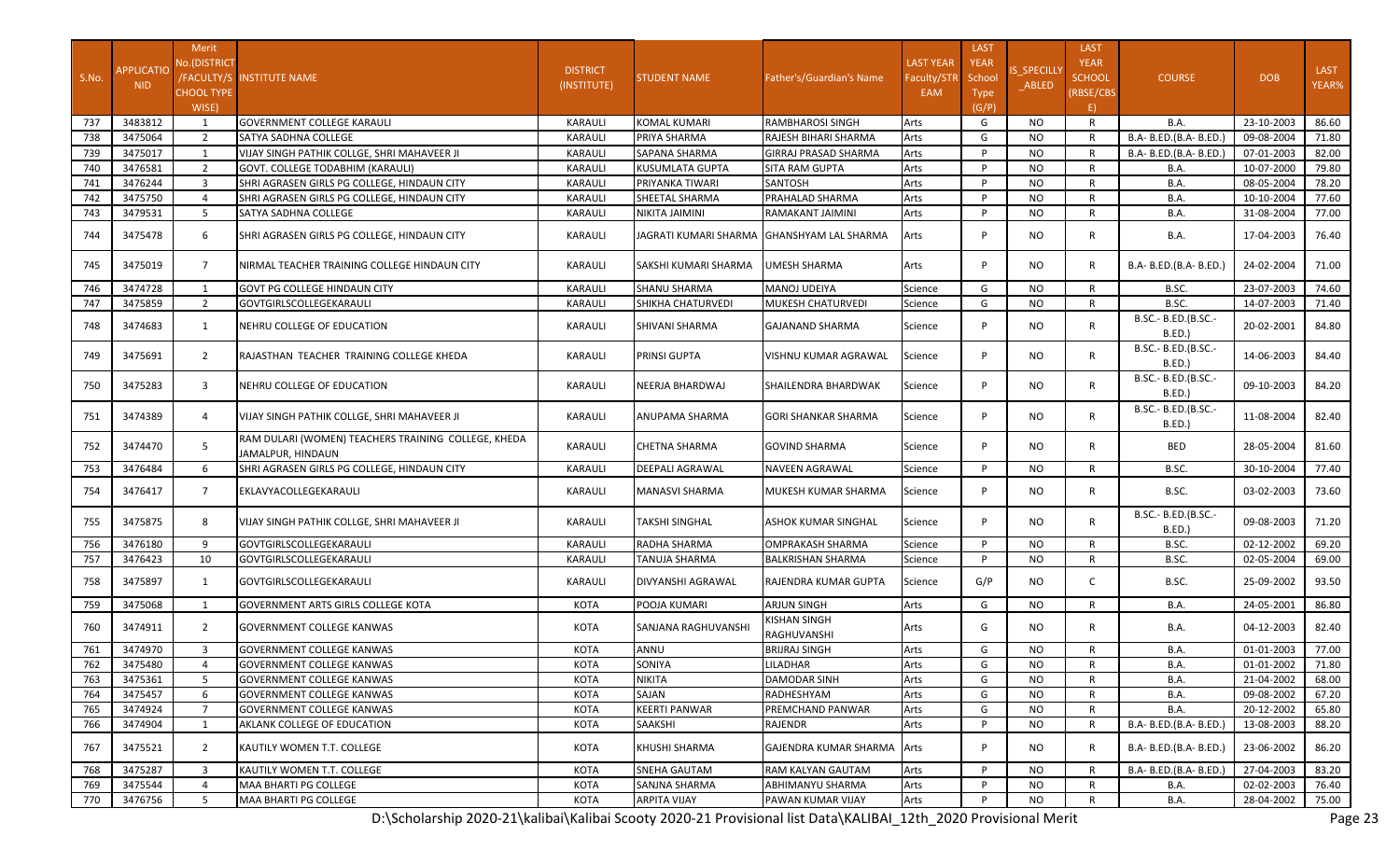| S.No. | APPLICATION NID | Merit No.(DISTRICT /FACULTY/SCHOOL TYPE WISE) | INSTITUTE NAME | DISTRICT (INSTITUTE) | STUDENT NAME | Father's/Guardian's Name | LAST YEAR Faculty/STREAM | LAST YEAR School Type (G/P) | IS_SPECILLY_ABLED | LAST YEAR SCHOOL (RBSE/CBSE) | COURSE | DOB | LAST YEAR% |
|---|---|---|---|---|---|---|---|---|---|---|---|---|---|
| 737 | 3483812 | 1 | GOVERNMENT COLLEGE KARAULI | KARAULI | KOMAL KUMARI | RAMBHAROSI SINGH | Arts | G | NO | R | B.A. | 23-10-2003 | 86.60 |
| 738 | 3475064 | 2 | SATYA SADHNA COLLEGE | KARAULI | PRIYA SHARMA | RAJESH BIHARI SHARMA | Arts | G | NO | R | B.A- B.ED.(B.A- B.ED.) | 09-08-2004 | 71.80 |
| 739 | 3475017 | 1 | VIJAY SINGH PATHIK COLLGE, SHRI MAHAVEER JI | KARAULI | SAPANA SHARMA | GIRRAJ PRASAD SHARMA | Arts | P | NO | R | B.A- B.ED.(B.A- B.ED.) | 07-01-2003 | 82.00 |
| 740 | 3476581 | 2 | GOVT. COLLEGE TODABHIM (KARAULI) | KARAULI | KUSUMLATA GUPTA | SITA RAM GUPTA | Arts | P | NO | R | B.A. | 10-07-2000 | 79.80 |
| 741 | 3476244 | 3 | SHRI AGRASEN GIRLS PG COLLEGE, HINDAUN CITY | KARAULI | PRIYANKA TIWARI | SANTOSH | Arts | P | NO | R | B.A. | 08-05-2004 | 78.20 |
| 742 | 3475750 | 4 | SHRI AGRASEN GIRLS PG COLLEGE, HINDAUN CITY | KARAULI | SHEETAL SHARMA | PRAHALAD SHARMA | Arts | P | NO | R | B.A. | 10-10-2004 | 77.60 |
| 743 | 3479531 | 5 | SATYA SADHNA COLLEGE | KARAULI | NIKITA JAIMINI | RAMAKANT JAIMINI | Arts | P | NO | R | B.A. | 31-08-2004 | 77.00 |
| 744 | 3475478 | 6 | SHRI AGRASEN GIRLS PG COLLEGE, HINDAUN CITY | KARAULI | JAGRATI KUMARI SHARMA | GHANSHYAM LAL SHARMA | Arts | P | NO | R | B.A. | 17-04-2003 | 76.40 |
| 745 | 3475019 | 7 | NIRMAL TEACHER TRAINING COLLEGE HINDAUN CITY | KARAULI | SAKSHI KUMARI SHARMA | UMESH SHARMA | Arts | P | NO | R | B.A- B.ED.(B.A- B.ED.) | 24-02-2004 | 71.00 |
| 746 | 3474728 | 1 | GOVT PG COLLEGE HINDAUN CITY | KARAULI | SHANU SHARMA | MANOJ UDEIYA | Science | G | NO | R | B.SC. | 23-07-2003 | 74.60 |
| 747 | 3475859 | 2 | GOVTGIRLSCOLLEGEKARAULI | KARAULI | SHIKHA CHATURVEDI | MUKESH CHATURVEDI | Science | G | NO | R | B.SC. | 14-07-2003 | 71.40 |
| 748 | 3474683 | 1 | NEHRU COLLEGE OF EDUCATION | KARAULI | SHIVANI SHARMA | GAJANAND SHARMA | Science | P | NO | R | B.SC.- B.ED.(B.SC.- B.ED.) | 20-02-2001 | 84.80 |
| 749 | 3475691 | 2 | RAJASTHAN TEACHER TRAINING COLLEGE KHEDA | KARAULI | PRINSI GUPTA | VISHNU KUMAR AGRAWAL | Science | P | NO | R | B.SC.- B.ED.(B.SC.- B.ED.) | 14-06-2003 | 84.40 |
| 750 | 3475283 | 3 | NEHRU COLLEGE OF EDUCATION | KARAULI | NEERJA BHARDWAJ | SHAILENDRA BHARDWAK | Science | P | NO | R | B.SC.- B.ED.(B.SC.- B.ED.) | 09-10-2003 | 84.20 |
| 751 | 3474389 | 4 | VIJAY SINGH PATHIK COLLGE, SHRI MAHAVEER JI | KARAULI | ANUPAMA SHARMA | GORI SHANKAR SHARMA | Science | P | NO | R | B.SC.- B.ED.(B.SC.- B.ED.) | 11-08-2004 | 82.40 |
| 752 | 3474470 | 5 | RAM DULARI (WOMEN) TEACHERS TRAINING COLLEGE, KHEDA JAMALPUR, HINDAUN | KARAULI | CHETNA SHARMA | GOVIND SHARMA | Science | P | NO | R | BED | 28-05-2004 | 81.60 |
| 753 | 3476484 | 6 | SHRI AGRASEN GIRLS PG COLLEGE, HINDAUN CITY | KARAULI | DEEPALI AGRAWAL | NAVEEN AGRAWAL | Science | P | NO | R | B.SC. | 30-10-2004 | 77.40 |
| 754 | 3476417 | 7 | EKLAVYACOLLEGEKARAULI | KARAULI | MANASVI SHARMA | MUKESH KUMAR SHARMA | Science | P | NO | R | B.SC. | 03-02-2003 | 73.60 |
| 755 | 3475875 | 8 | VIJAY SINGH PATHIK COLLGE, SHRI MAHAVEER JI | KARAULI | TAKSHI SINGHAL | ASHOK KUMAR SINGHAL | Science | P | NO | R | B.SC.- B.ED.(B.SC.- B.ED.) | 09-08-2003 | 71.20 |
| 756 | 3476180 | 9 | GOVTGIRLSCOLLEGEKARAULI | KARAULI | RADHA SHARMA | OMPRAKASH SHARMA | Science | P | NO | R | B.SC. | 02-12-2002 | 69.20 |
| 757 | 3476423 | 10 | GOVTGIRLSCOLLEGEKARAULI | KARAULI | TANUJA SHARMA | BALKRISHAN SHARMA | Science | P | NO | R | B.SC. | 02-05-2004 | 69.00 |
| 758 | 3475897 | 1 | GOVTGIRLSCOLLEGEKARAULI | KARAULI | DIVYANSHI AGRAWAL | RAJENDRA KUMAR GUPTA | Science | G/P | NO | C | B.SC. | 25-09-2002 | 93.50 |
| 759 | 3475068 | 1 | GOVERNMENT ARTS GIRLS COLLEGE KOTA | KOTA | POOJA KUMARI | ARJUN SINGH | Arts | G | NO | R | B.A. | 24-05-2001 | 86.80 |
| 760 | 3474911 | 2 | GOVERNMENT COLLEGE KANWAS | KOTA | SANJANA RAGHUVANSHI | KISHAN SINGH RAGHUVANSHI | Arts | G | NO | R | B.A. | 04-12-2003 | 82.40 |
| 761 | 3474970 | 3 | GOVERNMENT COLLEGE KANWAS | KOTA | ANNU | BRIJRAJ SINGH | Arts | G | NO | R | B.A. | 01-01-2003 | 77.00 |
| 762 | 3475480 | 4 | GOVERNMENT COLLEGE KANWAS | KOTA | SONIYA | LILADHAR | Arts | G | NO | R | B.A. | 01-01-2002 | 71.80 |
| 763 | 3475361 | 5 | GOVERNMENT COLLEGE KANWAS | KOTA | NIKITA | DAMODAR SINH | Arts | G | NO | R | B.A. | 21-04-2002 | 68.00 |
| 764 | 3475457 | 6 | GOVERNMENT COLLEGE KANWAS | KOTA | SAJAN | RADHESHYAM | Arts | G | NO | R | B.A. | 09-08-2002 | 67.20 |
| 765 | 3474924 | 7 | GOVERNMENT COLLEGE KANWAS | KOTA | KEERTI PANWAR | PREMCHAND PANWAR | Arts | G | NO | R | B.A. | 20-12-2002 | 65.80 |
| 766 | 3474904 | 1 | AKLANK COLLEGE OF EDUCATION | KOTA | SAAKSHI | RAJENDR | Arts | P | NO | R | B.A- B.ED.(B.A- B.ED.) | 13-08-2003 | 88.20 |
| 767 | 3475521 | 2 | KAUTILY WOMEN T.T. COLLEGE | KOTA | KHUSHI SHARMA | GAJENDRA KUMAR SHARMA | Arts | P | NO | R | B.A- B.ED.(B.A- B.ED.) | 23-06-2002 | 86.20 |
| 768 | 3475287 | 3 | KAUTILY WOMEN T.T. COLLEGE | KOTA | SNEHA GAUTAM | RAM KALYAN GAUTAM | Arts | P | NO | R | B.A- B.ED.(B.A- B.ED.) | 27-04-2003 | 83.20 |
| 769 | 3475544 | 4 | MAA BHARTI PG COLLEGE | KOTA | SANJNA SHARMA | ABHIMANYU SHARMA | Arts | P | NO | R | B.A. | 02-02-2003 | 76.40 |
| 770 | 3476756 | 5 | MAA BHARTI PG COLLEGE | KOTA | ARPITA VIJAY | PAWAN KUMAR VIJAY | Arts | P | NO | R | B.A. | 28-04-2002 | 75.00 |

D:\Scholarship 2020-21\kalibai\Kalibai Scooty 2020-21 Provisional list Data\KALIBAI_12th_2020 Provisional Merit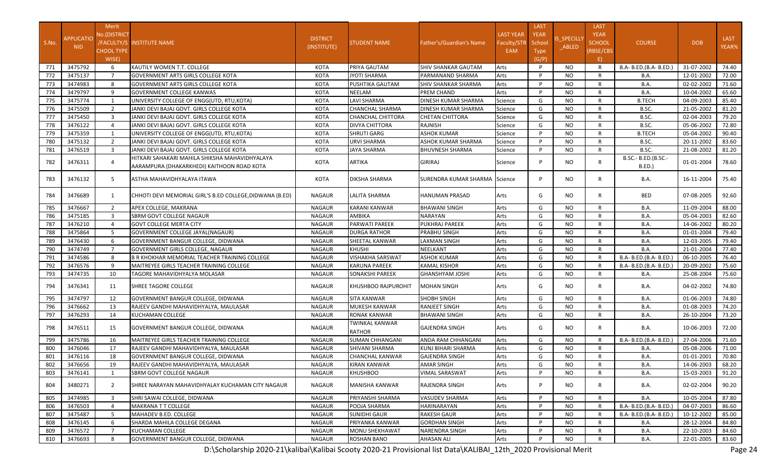| S.No. | APPLICATIONID | Merit No.(DISTRICT/FACULTY/SCHOOL TYPE WISE) | INSTITUTE NAME | DISTRICT (INSTITUTE) | STUDENT NAME | Father's/Guardian's Name | LAST YEAR Faculty/STREAM | LAST YEAR School Type (G/P) | IS_SPECILLY_ABLED | LAST YEAR SCHOOL (RBSE/CBSE) | COURSE | DOB | LAST YEAR% |
|---|---|---|---|---|---|---|---|---|---|---|---|---|---|
| 771 | 3475792 | 6 | KAUTILY WOMEN T.T. COLLEGE | KOTA | PRIYA GAUTAM | SHIV SHANKAR GAUTAM | Arts | P | NO | R | B.A- B.ED.(B.A- B.ED.) | 31-07-2002 | 74.40 |
| 772 | 3475137 | 7 | GOVERNMENT ARTS GIRLS COLLEGE KOTA | KOTA | JYOTI SHARMA | PARMANAND SHARMA | Arts | P | NO | R | B.A. | 12-01-2002 | 72.00 |
| 773 | 3474983 | 8 | GOVERNMENT ARTS GIRLS COLLEGE KOTA | KOTA | PUSHTIKA GAUTAM | SHIV SHANKAR SHARMA | Arts | P | NO | R | B.A. | 02-02-2002 | 71.60 |
| 774 | 3479797 | 9 | GOVERNMENT COLLEGE KANWAS | KOTA | NEELAM | PREM CHAND | Arts | P | NO | R | B.A. | 10-04-2002 | 65.60 |
| 775 | 3475774 | 1 | UNIVERSITY COLLEGE OF ENGG(UTD, RTU,KOTA) | KOTA | LAVI SHARMA | DINESH KUMAR SHARMA | Science | G | NO | R | B.TECH | 04-09-2003 | 85.40 |
| 776 | 3475509 | 2 | JANKI DEVI BAJAJ GOVT. GIRLS COLLEGE KOTA | KOTA | CHANCHAL SHARMA | DINESH KUMAR SHARMA | Science | G | NO | R | B.SC. | 21-05-2002 | 81.20 |
| 777 | 3475450 | 3 | JANKI DEVI BAJAJ GOVT. GIRLS COLLEGE KOTA | KOTA | CHANCHAL CHITTORA | CHETAN CHITTORA | Science | G | NO | R | B.SC. | 02-04-2003 | 79.20 |
| 778 | 3476122 | 4 | JANKI DEVI BAJAJ GOVT. GIRLS COLLEGE KOTA | KOTA | DIVYA CHITTORA | RAJNISH | Science | G | NO | R | B.SC. | 05-06-2002 | 72.80 |
| 779 | 3475359 | 1 | UNIVERSITY COLLEGE OF ENGG(UTD, RTU,KOTA) | KOTA | SHRUTI GARG | ASHOK KUMAR | Science | P | NO | R | B.TECH | 05-04-2002 | 90.40 |
| 780 | 3475132 | 2 | JANKI DEVI BAJAJ GOVT. GIRLS COLLEGE KOTA | KOTA | URVI SHARMA | ASHOK KUMAR SHARMA | Science | P | NO | R | B.SC. | 20-11-2002 | 83.60 |
| 781 | 3476519 | 3 | JANKI DEVI BAJAJ GOVT. GIRLS COLLEGE KOTA | KOTA | JAYA SHARMA | BHUVNESH SHARMA | Science | P | NO | R | B.SC. | 21-08-2002 | 81.20 |
| 782 | 3476311 | 4 | HITKARI SAHAKARI MAHILA SHIKSHA MAHAVIDHYALAYA AARAMPURA (DHAKARKHEDI) KAITHOON ROAD KOTA | KOTA | ARTIKA | GIRIRAJ | Science | P | NO | R | B.SC.- B.ED.(B.SC.- B.ED.) | 01-01-2004 | 78.60 |
| 783 | 3476132 | 5 | ASTHA MAHAVIDHYALAYA ITAWA | KOTA | DIKSHA SHARMA | SURENDRA KUMAR SHARMA | Science | P | NO | R | B.A. | 16-11-2004 | 75.40 |
| 784 | 3476689 | 1 | CHHOTI DEVI MEMORIAL GIRL'S B.ED COLLEGE,DIDWANA (B.ED) | NAGAUR | LALITA SHARMA | HANUMAN PRASAD | Arts | G | NO | R | BED | 07-08-2005 | 92.60 |
| 785 | 3476667 | 2 | APEX COLLEGE, MAKRANA | NAGAUR | KARANI KANWAR | BHAWANI SINGH | Arts | G | NO | R | B.A. | 11-09-2004 | 88.00 |
| 786 | 3475185 | 3 | SBRM GOVT COLLEGE NAGAUR | NAGAUR | AMBIKA | NARAYAN | Arts | G | NO | R | B.A. | 05-04-2003 | 82.60 |
| 787 | 3476210 | 4 | GOVT COLLEGE MERTA CITY | NAGAUR | PARWATI PAREEK | PUKHRAJ PAREEK | Arts | G | NO | R | B.A. | 14-06-2002 | 80.20 |
| 788 | 3475864 | 5 | GOVERNMENT COLLEGE JAYAL(NAGAUR) | NAGAUR | DURGA RATHOR | PRABHU SINGH | Arts | G | NO | R | B.A. | 01-01-2004 | 79.40 |
| 789 | 3476430 | 6 | GOVERNMENT BANGUR COLLEGE, DIDWANA | NAGAUR | SHEETAL KANWAR | LAXMAN SINGH | Arts | G | NO | R | B.A. | 12-03-2005 | 79.40 |
| 790 | 3474749 | 7 | GOVERNMENT GIRLS COLLEGE, NAGAUR | NAGAUR | KHUSHI | NEELKANT | Arts | G | NO | R | B.A. | 21-01-2004 | 77.40 |
| 791 | 3474586 | 8 | B R KHOKHAR MEMORIAL TEACHER TRAINING COLLEGE | NAGAUR | VISHAKHA SARSWAT | ASHOK KUMAR | Arts | G | NO | R | B.A- B.ED.(B.A- B.ED.) | 06-10-2005 | 76.40 |
| 792 | 3476576 | 9 | MAITREYEE GIRLS TEACHER TRAINING COLLEGE | NAGAUR | KARUNA PAREEK | KAMAL KISHOR | Arts | G | NO | R | B.A- B.ED.(B.A- B.ED.) | 20-09-2002 | 75.60 |
| 793 | 3474735 | 10 | TAGORE MAHAVIDHYALYA MOLASAR | NAGAUR | SONAKSHI PAREEK | GHANSHYAM JOSHI | Arts | G | NO | R | B.A. | 25-08-2004 | 75.60 |
| 794 | 3476341 | 11 | SHREE TAGORE COLLEGE | NAGAUR | KHUSHBOO RAJPUROHIT | MOHAN SINGH | Arts | G | NO | R | B.A. | 04-02-2002 | 74.80 |
| 795 | 3474797 | 12 | GOVERNMENT BANGUR COLLEGE, DIDWANA | NAGAUR | SITA KANWAR | SHOBH SINGH | Arts | G | NO | R | B.A. | 01-06-2003 | 74.80 |
| 796 | 3476662 | 13 | RAJEEV GANDHI MAHAVIDHYALYA, MAULASAR | NAGAUR | MUKESH KANWAR | RANJEET SINGH | Arts | G | NO | R | B.A. | 01-08-2003 | 74.20 |
| 797 | 3476293 | 14 | KUCHAMAN COLLEGE | NAGAUR | RONAK KANWAR | BHAWANI SINGH | Arts | G | NO | R | B.A. | 26-10-2004 | 73.20 |
| 798 | 3476511 | 15 | GOVERNMENT BANGUR COLLEGE, DIDWANA | NAGAUR | TWINKAL KANWAR RATHOR | GAJENDRA SINGH | Arts | G | NO | R | B.A. | 10-06-2003 | 72.00 |
| 799 | 3475786 | 16 | MAITREYEE GIRLS TEACHER TRAINING COLLEGE | NAGAUR | SUMAN CHHANGANI | ANDA RAM CHHANGANI | Arts | G | NO | R | B.A- B.ED.(B.A- B.ED.) | 27-04-2006 | 71.60 |
| 800 | 3476046 | 17 | RAJEEV GANDHI MAHAVIDHYALYA, MAULASAR | NAGAUR | SHIVANI SHARMA | KUNJ BIHARI SHARMA | Arts | G | NO | R | B.A. | 05-08-2006 | 71.00 |
| 801 | 3476116 | 18 | GOVERNMENT BANGUR COLLEGE, DIDWANA | NAGAUR | CHANCHAL KANWAR | GAJENDRA SINGH | Arts | G | NO | R | B.A. | 01-01-2001 | 70.80 |
| 802 | 3476656 | 19 | RAJEEV GANDHI MAHAVIDHYALYA, MAULASAR | NAGAUR | KIRAN KANWAR | AMAR SINGH | Arts | G | NO | R | B.A. | 14-06-2003 | 68.20 |
| 803 | 3476141 | 1 | SBRM GOVT COLLEGE NAGAUR | NAGAUR | KHUSHBOO | VIMAL SARASWAT | Arts | P | NO | R | B.A. | 15-03-2003 | 91.20 |
| 804 | 3480271 | 2 | SHREE NARAYAN MAHAVIDHYALAY KUCHAMAN CITY NAGAUR | NAGAUR | MANISHA KANWAR | RAJENDRA SINGH | Arts | P | NO | R | B.A. | 02-02-2004 | 90.20 |
| 805 | 3474985 | 3 | SHRI SAWAI COLLEGE, DIDWANA | NAGAUR | PRIYANSHI SHARMA | VASUDEV SHARMA | Arts | P | NO | R | B.A. | 10-05-2004 | 87.80 |
| 806 | 3476503 | 4 | MAKRANA T T COLLEGE | NAGAUR | POOJA SHARMA | HARINARAYAN | Arts | P | NO | R | B.A- B.ED.(B.A- B.ED.) | 04-07-2003 | 86.60 |
| 807 | 3475487 | 5 | MAHADEV B.ED. COLLEGE | NAGAUR | SUNIDHI GAUR | RAKESH GAUR | Arts | P | NO | R | B.A- B.ED.(B.A- B.ED.) | 10-12-2002 | 85.00 |
| 808 | 3476145 | 6 | SHARDA MAHILA COLLEGE DEGANA | NAGAUR | PRIYANKA KANWAR | GORDHAN SINGH | Arts | P | NO | R | B.A. | 28-12-2004 | 84.80 |
| 809 | 3476572 | 7 | KUCHAMAN COLLEGE | NAGAUR | MONU SHEKHAWAT | NARENDRA SINGH | Arts | P | NO | R | B.A. | 22-10-2003 | 84.60 |
| 810 | 3476693 | 8 | GOVERNMENT BANGUR COLLEGE, DIDWANA | NAGAUR | ROSHAN BANO | AHASAN ALI | Arts | P | NO | R | B.A. | 22-01-2005 | 83.60 |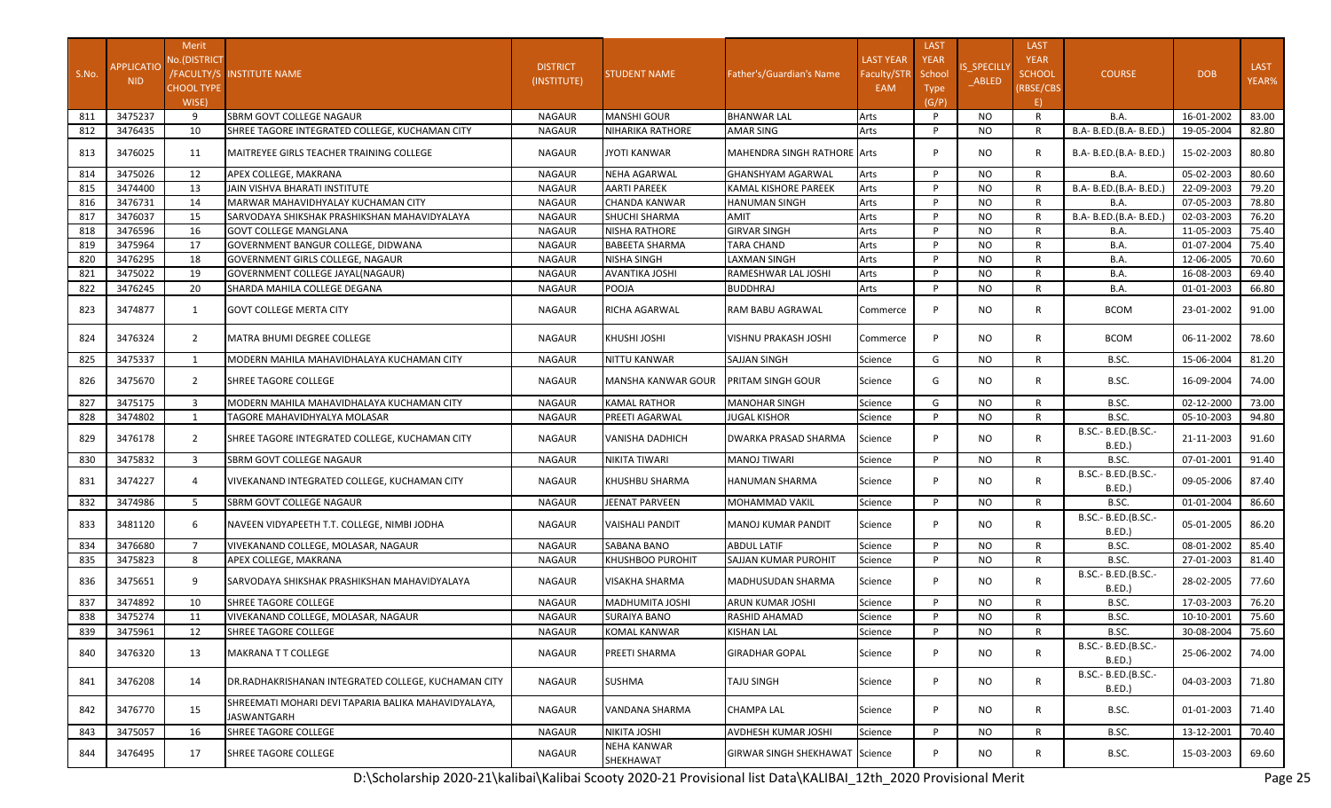| S.No. | APPLICATIONID | Merit No.(DISTRICT/FACULTY/SCHOOL TYPE WISE) | INSTITUTE NAME | DISTRICT (INSTITUTE) | STUDENT NAME | Father's/Guardian's Name | LAST YEAR Faculty/STREAM | LAST YEAR School Type (G/P) | IS_SPECILLY_ABLED | LAST YEAR SCHOOL (RBSE/CBSE) | COURSE | DOB | LAST YEAR% |
|---|---|---|---|---|---|---|---|---|---|---|---|---|---|
| 811 | 3475237 | 9 | SBRM GOVT COLLEGE NAGAUR | NAGAUR | MANSHI GOUR | BHANWAR LAL | Arts | P | NO | R | B.A. | 16-01-2002 | 83.00 |
| 812 | 3476435 | 10 | SHREE TAGORE INTEGRATED COLLEGE, KUCHAMAN CITY | NAGAUR | NIHARIKA RATHORE | AMAR SING | Arts | P | NO | R | B.A- B.ED.(B.A- B.ED.) | 19-05-2004 | 82.80 |
| 813 | 3476025 | 11 | MAITREYEE GIRLS TEACHER TRAINING COLLEGE | NAGAUR | JYOTI KANWAR | MAHENDRA SINGH RATHORE | Arts | P | NO | R | B.A- B.ED.(B.A- B.ED.) | 15-02-2003 | 80.80 |
| 814 | 3475026 | 12 | APEX COLLEGE, MAKRANA | NAGAUR | NEHA AGARWAL | GHANSHYAM AGARWAL | Arts | P | NO | R | B.A. | 05-02-2003 | 80.60 |
| 815 | 3474400 | 13 | JAIN VISHVA BHARATI INSTITUTE | NAGAUR | AARTI PAREEK | KAMAL KISHORE PAREEK | Arts | P | NO | R | B.A- B.ED.(B.A- B.ED.) | 22-09-2003 | 79.20 |
| 816 | 3476731 | 14 | MARWAR MAHAVIDHYALAY KUCHAMAN CITY | NAGAUR | CHANDA KANWAR | HANUMAN SINGH | Arts | P | NO | R | B.A. | 07-05-2003 | 78.80 |
| 817 | 3476037 | 15 | SARVODAYA SHIKSHAK PRASHIKSHAN MAHAVIDYALAYA | NAGAUR | SHUCHI SHARMA | AMIT | Arts | P | NO | R | B.A- B.ED.(B.A- B.ED.) | 02-03-2003 | 76.20 |
| 818 | 3476596 | 16 | GOVT COLLEGE MANGLANA | NAGAUR | NISHA RATHORE | GIRVAR SINGH | Arts | P | NO | R | B.A. | 11-05-2003 | 75.40 |
| 819 | 3475964 | 17 | GOVERNMENT BANGUR COLLEGE, DIDWANA | NAGAUR | BABEETA SHARMA | TARA CHAND | Arts | P | NO | R | B.A. | 01-07-2004 | 75.40 |
| 820 | 3476295 | 18 | GOVERNMENT GIRLS COLLEGE, NAGAUR | NAGAUR | NISHA SINGH | LAXMAN SINGH | Arts | P | NO | R | B.A. | 12-06-2005 | 70.60 |
| 821 | 3475022 | 19 | GOVERNMENT COLLEGE JAYAL(NAGAUR) | NAGAUR | AVANTIKA JOSHI | RAMESHWAR LAL JOSHI | Arts | P | NO | R | B.A. | 16-08-2003 | 69.40 |
| 822 | 3476245 | 20 | SHARDA MAHILA COLLEGE DEGANA | NAGAUR | POOJA | BUDDHRAJ | Arts | P | NO | R | B.A. | 01-01-2003 | 66.80 |
| 823 | 3474877 | 1 | GOVT COLLEGE MERTA CITY | NAGAUR | RICHA AGARWAL | RAM BABU AGRAWAL | Commerce | P | NO | R | BCOM | 23-01-2002 | 91.00 |
| 824 | 3476324 | 2 | MATRA BHUMI DEGREE COLLEGE | NAGAUR | KHUSHI JOSHI | VISHNU PRAKASH JOSHI | Commerce | P | NO | R | BCOM | 06-11-2002 | 78.60 |
| 825 | 3475337 | 1 | MODERN MAHILA MAHAVIDHALAYA KUCHAMAN CITY | NAGAUR | NITTU KANWAR | SAJJAN SINGH | Science | G | NO | R | B.SC. | 15-06-2004 | 81.20 |
| 826 | 3475670 | 2 | SHREE TAGORE COLLEGE | NAGAUR | MANSHA KANWAR GOUR | PRITAM SINGH GOUR | Science | G | NO | R | B.SC. | 16-09-2004 | 74.00 |
| 827 | 3475175 | 3 | MODERN MAHILA MAHAVIDHALAYA KUCHAMAN CITY | NAGAUR | KAMAL RATHOR | MANOHAR SINGH | Science | G | NO | R | B.SC. | 02-12-2000 | 73.00 |
| 828 | 3474802 | 1 | TAGORE MAHAVIDHYALYA MOLASAR | NAGAUR | PREETI AGARWAL | JUGAL KISHOR | Science | P | NO | R | B.SC. | 05-10-2003 | 94.80 |
| 829 | 3476178 | 2 | SHREE TAGORE INTEGRATED COLLEGE, KUCHAMAN CITY | NAGAUR | VANISHA DADHICH | DWARKA PRASAD SHARMA | Science | P | NO | R | B.SC.- B.ED.(B.SC.- B.ED.) | 21-11-2003 | 91.60 |
| 830 | 3475832 | 3 | SBRM GOVT COLLEGE NAGAUR | NAGAUR | NIKITA TIWARI | MANOJ TIWARI | Science | P | NO | R | B.SC. | 07-01-2001 | 91.40 |
| 831 | 3474227 | 4 | VIVEKANAND INTEGRATED COLLEGE, KUCHAMAN CITY | NAGAUR | KHUSHBU SHARMA | HANUMAN SHARMA | Science | P | NO | R | B.SC.- B.ED.(B.SC.- B.ED.) | 09-05-2006 | 87.40 |
| 832 | 3474986 | 5 | SBRM GOVT COLLEGE NAGAUR | NAGAUR | JEENAT PARVEEN | MOHAMMAD VAKIL | Science | P | NO | R | B.SC. | 01-01-2004 | 86.60 |
| 833 | 3481120 | 6 | NAVEEN VIDYAPEETH T.T. COLLEGE, NIMBI JODHA | NAGAUR | VAISHALI PANDIT | MANOJ KUMAR PANDIT | Science | P | NO | R | B.SC.- B.ED.(B.SC.- B.ED.) | 05-01-2005 | 86.20 |
| 834 | 3476680 | 7 | VIVEKANAND COLLEGE, MOLASAR, NAGAUR | NAGAUR | SABANA BANO | ABDUL LATIF | Science | P | NO | R | B.SC. | 08-01-2002 | 85.40 |
| 835 | 3475823 | 8 | APEX COLLEGE, MAKRANA | NAGAUR | KHUSHBOO PUROHIT | SAJJAN KUMAR PUROHIT | Science | P | NO | R | B.SC. | 27-01-2003 | 81.40 |
| 836 | 3475651 | 9 | SARVODAYA SHIKSHAK PRASHIKSHAN MAHAVIDYALAYA | NAGAUR | VISAKHA SHARMA | MADHUSUDAN SHARMA | Science | P | NO | R | B.SC.- B.ED.(B.SC.- B.ED.) | 28-02-2005 | 77.60 |
| 837 | 3474892 | 10 | SHREE TAGORE COLLEGE | NAGAUR | MADHUMITA JOSHI | ARUN KUMAR JOSHI | Science | P | NO | R | B.SC. | 17-03-2003 | 76.20 |
| 838 | 3475274 | 11 | VIVEKANAND COLLEGE, MOLASAR, NAGAUR | NAGAUR | SURAIYA BANO | RASHID AHAMAD | Science | P | NO | R | B.SC. | 10-10-2001 | 75.60 |
| 839 | 3475961 | 12 | SHREE TAGORE COLLEGE | NAGAUR | KOMAL KANWAR | KISHAN LAL | Science | P | NO | R | B.SC. | 30-08-2004 | 75.60 |
| 840 | 3476320 | 13 | MAKRANA T T COLLEGE | NAGAUR | PREETI SHARMA | GIRADHAR GOPAL | Science | P | NO | R | B.SC.- B.ED.(B.SC.- B.ED.) | 25-06-2002 | 74.00 |
| 841 | 3476208 | 14 | DR.RADHAKRISHANAN INTEGRATED COLLEGE, KUCHAMAN CITY | NAGAUR | SUSHMA | TAJU SINGH | Science | P | NO | R | B.SC.- B.ED.(B.SC.- B.ED.) | 04-03-2003 | 71.80 |
| 842 | 3476770 | 15 | SHREEMATI MOHARI DEVI TAPARIA BALIKA MAHAVIDYALAYA, JASWANTGARH | NAGAUR | VANDANA SHARMA | CHAMPA LAL | Science | P | NO | R | B.SC. | 01-01-2003 | 71.40 |
| 843 | 3475057 | 16 | SHREE TAGORE COLLEGE | NAGAUR | NIKITA JOSHI | AVDHESH KUMAR JOSHI | Science | P | NO | R | B.SC. | 13-12-2001 | 70.40 |
| 844 | 3476495 | 17 | SHREE TAGORE COLLEGE | NAGAUR | NEHA KANWAR SHEKHAWAT | GIRWAR SINGH SHEKHAWAT | Science | P | NO | R | B.SC. | 15-03-2003 | 69.60 |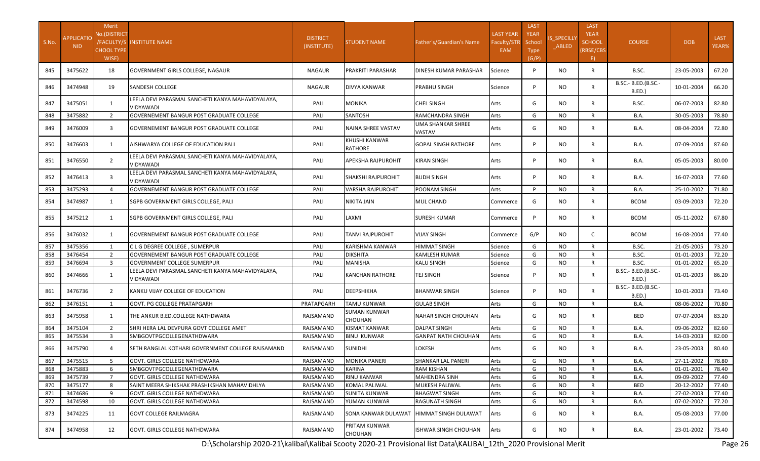| S.No. | APPLICATIONID | Merit No.(DISTRICT/FACULTY/SCHOOL TYPE WISE) | INSTITUTE NAME | DISTRICT (INSTITUTE) | STUDENT NAME | Father's/Guardian's Name | LAST YEAR Faculty/STREAM | LAST YEAR School Type (G/P) | IS_SPECILLY_ABLED | LAST YEAR SCHOOL (RBSE/CBSE) | COURSE | DOB | LAST YEAR% |
|---|---|---|---|---|---|---|---|---|---|---|---|---|---|
| 845 | 3475622 | 18 | GOVERNMENT GIRLS COLLEGE, NAGAUR | NAGAUR | PRAKRITI PARASHAR | DINESH KUMAR PARASHAR | Science | P | NO | R | B.SC. | 23-05-2003 | 67.20 |
| 846 | 3474948 | 19 | SANDESH COLLEGE | NAGAUR | DIVYA KANWAR | PRABHU SINGH | Science | P | NO | R | B.SC.- B.ED.(B.SC.-B.ED.) | 10-01-2004 | 66.20 |
| 847 | 3475051 | 1 | LEELA DEVI PARASMAL SANCHETI KANYA MAHAVIDYALAYA, VIDYAWADI | PALI | MONIKA | CHEL SINGH | Arts | G | NO | R | B.SC. | 06-07-2003 | 82.80 |
| 848 | 3475882 | 2 | GOVERNEMENT BANGUR POST GRADUATE COLLEGE | PALI | SANTOSH | RAMCHANDRA SINGH | Arts | G | NO | R | B.A. | 30-05-2003 | 78.80 |
| 849 | 3476009 | 3 | GOVERNEMENT BANGUR POST GRADUATE COLLEGE | PALI | NAINA SHREE VASTAV | UMA SHANKAR SHREE VASTAV | Arts | G | NO | R | B.A. | 08-04-2004 | 72.80 |
| 850 | 3476603 | 1 | AISHWARYA COLLEGE OF EDUCATION PALI | PALI | KHUSHI KANWAR RATHORE | GOPAL SINGH RATHORE | Arts | P | NO | R | B.A. | 07-09-2004 | 87.60 |
| 851 | 3476550 | 2 | LEELA DEVI PARASMAL SANCHETI KANYA MAHAVIDYALAYA, VIDYAWADI | PALI | APEKSHA RAJPUROHIT | KIRAN SINGH | Arts | P | NO | R | B.A. | 05-05-2003 | 80.00 |
| 852 | 3476413 | 3 | LEELA DEVI PARASMAL SANCHETI KANYA MAHAVIDYALAYA, VIDYAWADI | PALI | SHAKSHI RAJPUROHIT | BUDH SINGH | Arts | P | NO | R | B.A. | 16-07-2003 | 77.60 |
| 853 | 3475293 | 4 | GOVERNEMENT BANGUR POST GRADUATE COLLEGE | PALI | VARSHA RAJPUROHIT | POONAM SINGH | Arts | P | NO | R | B.A. | 25-10-2002 | 71.80 |
| 854 | 3474987 | 1 | SGPB GOVERNMENT GIRLS COLLEGE, PALI | PALI | NIKITA JAIN | MUL CHAND | Commerce | G | NO | R | BCOM | 03-09-2003 | 72.20 |
| 855 | 3475212 | 1 | SGPB GOVERNMENT GIRLS COLLEGE, PALI | PALI | LAXMI | SURESH KUMAR | Commerce | P | NO | R | BCOM | 05-11-2002 | 67.80 |
| 856 | 3476032 | 1 | GOVERNEMENT BANGUR POST GRADUATE COLLEGE | PALI | TANVI RAJPUROHIT | VIJAY SINGH | Commerce | G/P | NO | C | BCOM | 16-08-2004 | 77.40 |
| 857 | 3475356 | 1 | C L G DEGREE COLLEGE , SUMERPUR | PALI | KARISHMA KANWAR | HIMMAT SINGH | Science | G | NO | R | B.SC. | 21-05-2005 | 73.20 |
| 858 | 3476454 | 2 | GOVERNEMENT BANGUR POST GRADUATE COLLEGE | PALI | DIKSHITA | KAMLESH KUMAR | Science | G | NO | R | B.SC. | 01-01-2003 | 72.20 |
| 859 | 3476694 | 3 | GOVERNMENT COLLEGE SUMERPUR | PALI | MANISHA | KALU SINGH | Science | G | NO | R | B.SC. | 01-01-2002 | 65.20 |
| 860 | 3474666 | 1 | LEELA DEVI PARASMAL SANCHETI KANYA MAHAVIDYALAYA, VIDYAWADI | PALI | KANCHAN RATHORE | TEJ SINGH | Science | P | NO | R | B.SC.- B.ED.(B.SC.-B.ED.) | 01-01-2003 | 86.20 |
| 861 | 3476736 | 2 | KANKU VIJAY COLLEGE OF EDUCATION | PALI | DEEPSHIKHA | BHANWAR SINGH | Science | P | NO | R | B.SC.- B.ED.(B.SC.-B.ED.) | 10-01-2003 | 73.40 |
| 862 | 3476151 | 1 | GOVT. PG COLLEGE PRATAPGARH | PRATAPGARH | TAMU KUNWAR | GULAB SINGH | Arts | G | NO | R | B.A. | 08-06-2002 | 70.80 |
| 863 | 3475958 | 1 | THE ANKUR B.ED.COLLEGE NATHDWARA | RAJSAMAND | SUMAN KUNWAR CHOUHAN | NAHAR SINGH CHOUHAN | Arts | G | NO | R | BED | 07-07-2004 | 83.20 |
| 864 | 3475104 | 2 | SHRI HERA LAL DEVPURA GOVT COLLEGE AMET | RAJSAMAND | KISMAT KANWAR | DALPAT SINGH | Arts | G | NO | R | B.A. | 09-06-2002 | 82.60 |
| 865 | 3475534 | 3 | SMBGOVTPGCOLLEGENATHDWARA | RAJSAMAND | BINU KUNWAR | GANPAT NATH CHOUHAN | Arts | G | NO | R | B.A. | 14-03-2003 | 82.00 |
| 866 | 3475790 | 4 | SETH RANGLAL KOTHARI GOVERNMENT COLLEGE RAJSAMAND | RAJSAMAND | SUNIDHI | LOKESH | Arts | G | NO | R | B.A. | 23-05-2003 | 80.40 |
| 867 | 3475515 | 5 | GOVT. GIRLS COLLEGE NATHDWARA | RAJSAMAND | MONIKA PANERI | SHANKAR LAL PANERI | Arts | G | NO | R | B.A. | 27-11-2002 | 78.80 |
| 868 | 3475883 | 6 | SMBGOVTPGCOLLEGENATHDWARA | RAJSAMAND | KARINA | RAM KISHAN | Arts | G | NO | R | B.A. | 01-01-2001 | 78.40 |
| 869 | 3475739 | 7 | GOVT. GIRLS COLLEGE NATHDWARA | RAJSAMAND | RINU KANWAR | MAHENDRA SINH | Arts | G | NO | R | B.A. | 09-09-2002 | 77.40 |
| 870 | 3475177 | 8 | SAINT MEERA SHIKSHAK PRASHIKSHAN MAHAVIDHLYA | RAJSAMAND | KOMAL PALIWAL | MUKESH PALIWAL | Arts | G | NO | R | BED | 20-12-2002 | 77.40 |
| 871 | 3474686 | 9 | GOVT. GIRLS COLLEGE NATHDWARA | RAJSAMAND | SUNITA KUNWAR | BHAGWAT SINGH | Arts | G | NO | R | B.A. | 27-02-2003 | 77.40 |
| 872 | 3474598 | 10 | GOVT. GIRLS COLLEGE NATHDWARA | RAJSAMAND | YUMAN KUNWAR | RAGUNATH SINGH | Arts | G | NO | R | B.A. | 07-02-2002 | 77.20 |
| 873 | 3474225 | 11 | GOVT COLLEGE RAILMAGRA | RAJSAMAND | SONA KANWAR DULAWAT | HIMMAT SINGH DULAWAT | Arts | G | NO | R | B.A. | 05-08-2003 | 77.00 |
| 874 | 3474958 | 12 | GOVT. GIRLS COLLEGE NATHDWARA | RAJSAMAND | PRITAM KUNWAR CHOUHAN | ISHWAR SINGH CHOUHAN | Arts | G | NO | R | B.A. | 23-01-2002 | 73.40 |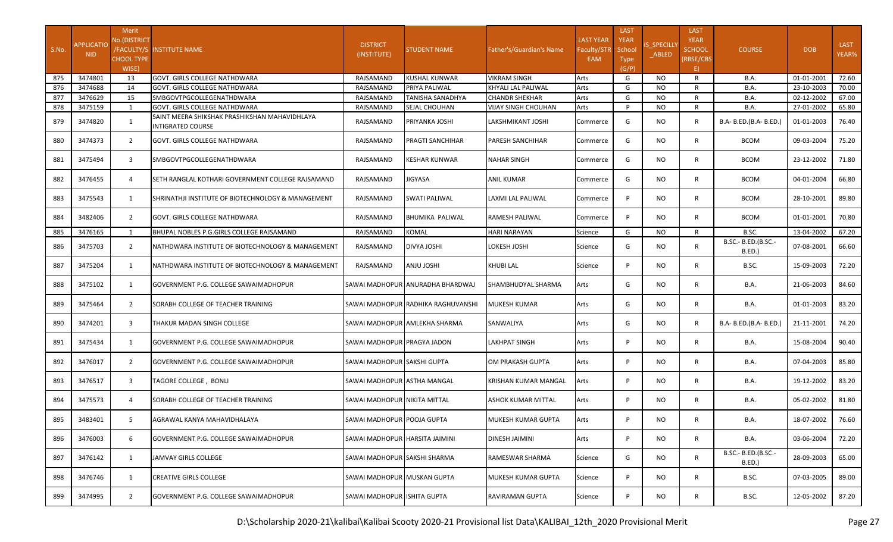| S.No. | APPLICATIO NID | Merit No.(DISTRICT /FACULTY/S CHOOL TYPE WISE) | INSTITUTE NAME | DISTRICT (INSTITUTE) | STUDENT NAME | Father's/Guardian's Name | LAST YEAR Faculty/STR EAM | LAST YEAR School Type (G/P) | IS_SPECILLY _ABLED | LAST YEAR SCHOOL (RBSE/CBS E) | COURSE | DOB | LAST YEAR% |
|---|---|---|---|---|---|---|---|---|---|---|---|---|---|
| 875 | 3474801 | 13 | GOVT. GIRLS COLLEGE NATHDWARA | RAJSAMAND | KUSHAL KUNWAR | VIKRAM SINGH | Arts | G | NO | R | B.A. | 01-01-2001 | 72.60 |
| 876 | 3474688 | 14 | GOVT. GIRLS COLLEGE NATHDWARA | RAJSAMAND | PRIYA PALIWAL | KHYALI LAL PALIWAL | Arts | G | NO | R | B.A. | 23-10-2003 | 70.00 |
| 877 | 3476629 | 15 | SMBGOVTPGCOLLEGENATHDWARA | RAJSAMAND | TANISHA SANADHYA | CHANDR SHEKHAR | Arts | G | NO | R | B.A. | 02-12-2002 | 67.00 |
| 878 | 3475159 | 1 | GOVT. GIRLS COLLEGE NATHDWARA | RAJSAMAND | SEJAL CHOUHAN | VIJAY SINGH CHOUHAN | Arts | P | NO | R | B.A. | 27-01-2002 | 65.80 |
| 879 | 3474820 | 1 | SAINT MEERA SHIKSHAK PRASHIKSHAN MAHAVIDHLAYA INTIGRATED COURSE | RAJSAMAND | PRIYANKA JOSHI | LAKSHMIKANT JOSHI | Commerce | G | NO | R | B.A- B.ED.(B.A- B.ED.) | 01-01-2003 | 76.40 |
| 880 | 3474373 | 2 | GOVT. GIRLS COLLEGE NATHDWARA | RAJSAMAND | PRAGTI SANCHIHAR | PARESH SANCHIHAR | Commerce | G | NO | R | BCOM | 09-03-2004 | 75.20 |
| 881 | 3475494 | 3 | SMBGOVTPGCOLLEGENATHDWARA | RAJSAMAND | KESHAR KUNWAR | NAHAR SINGH | Commerce | G | NO | R | BCOM | 23-12-2002 | 71.80 |
| 882 | 3476455 | 4 | SETH RANGLAL KOTHARI GOVERNMENT COLLEGE RAJSAMAND | RAJSAMAND | JIGYASA | ANIL KUMAR | Commerce | G | NO | R | BCOM | 04-01-2004 | 66.80 |
| 883 | 3475543 | 1 | SHRINATHJI INSTITUTE OF BIOTECHNOLOGY & MANAGEMENT | RAJSAMAND | SWATI PALIWAL | LAXMI LAL PALIWAL | Commerce | P | NO | R | BCOM | 28-10-2001 | 89.80 |
| 884 | 3482406 | 2 | GOVT. GIRLS COLLEGE NATHDWARA | RAJSAMAND | BHUMIKA PALIWAL | RAMESH PALIWAL | Commerce | P | NO | R | BCOM | 01-01-2001 | 70.80 |
| 885 | 3476165 | 1 | BHUPAL NOBLES P.G.GIRLS COLLEGE RAJSAMAND | RAJSAMAND | KOMAL | HARI NARAYAN | Science | G | NO | R | B.SC. | 13-04-2002 | 67.20 |
| 886 | 3475703 | 2 | NATHDWARA INSTITUTE OF BIOTECHNOLOGY & MANAGEMENT | RAJSAMAND | DIVYA JOSHI | LOKESH JOSHI | Science | G | NO | R | B.SC.- B.ED.(B.SC.- B.ED.) | 07-08-2001 | 66.60 |
| 887 | 3475204 | 1 | NATHDWARA INSTITUTE OF BIOTECHNOLOGY & MANAGEMENT | RAJSAMAND | ANJU JOSHI | KHUBI LAL | Science | P | NO | R | B.SC. | 15-09-2003 | 72.20 |
| 888 | 3475102 | 1 | GOVERNMENT P.G. COLLEGE SAWAIMADHOPUR | SAWAI MADHOPUR | ANURADHA BHARDWAJ | SHAMBHUDYAL SHARMA | Arts | G | NO | R | B.A. | 21-06-2003 | 84.60 |
| 889 | 3475464 | 2 | SORABH COLLEGE OF TEACHER TRAINING | SAWAI MADHOPUR | RADHIKA RAGHUVANSHI | MUKESH KUMAR | Arts | G | NO | R | B.A. | 01-01-2003 | 83.20 |
| 890 | 3474201 | 3 | THAKUR MADAN SINGH COLLEGE | SAWAI MADHOPUR | AMLEKHA SHARMA | SANWALIYA | Arts | G | NO | R | B.A- B.ED.(B.A- B.ED.) | 21-11-2001 | 74.20 |
| 891 | 3475434 | 1 | GOVERNMENT P.G. COLLEGE SAWAIMADHOPUR | SAWAI MADHOPUR | PRAGYA JADON | LAKHPAT SINGH | Arts | P | NO | R | B.A. | 15-08-2004 | 90.40 |
| 892 | 3476017 | 2 | GOVERNMENT P.G. COLLEGE SAWAIMADHOPUR | SAWAI MADHOPUR | SAKSHI GUPTA | OM PRAKASH GUPTA | Arts | P | NO | R | B.A. | 07-04-2003 | 85.80 |
| 893 | 3476517 | 3 | TAGORE COLLEGE , BONLI | SAWAI MADHOPUR | ASTHA MANGAL | KRISHAN KUMAR MANGAL | Arts | P | NO | R | B.A. | 19-12-2002 | 83.20 |
| 894 | 3475573 | 4 | SORABH COLLEGE OF TEACHER TRAINING | SAWAI MADHOPUR | NIKITA MITTAL | ASHOK KUMAR MITTAL | Arts | P | NO | R | B.A. | 05-02-2002 | 81.80 |
| 895 | 3483401 | 5 | AGRAWAL KANYA MAHAVIDHALAYA | SAWAI MADHOPUR | POOJA GUPTA | MUKESH KUMAR GUPTA | Arts | P | NO | R | B.A. | 18-07-2002 | 76.60 |
| 896 | 3476003 | 6 | GOVERNMENT P.G. COLLEGE SAWAIMADHOPUR | SAWAI MADHOPUR | HARSITA JAIMINI | DINESH JAIMINI | Arts | P | NO | R | B.A. | 03-06-2004 | 72.20 |
| 897 | 3476142 | 1 | JAMVAY GIRLS COLLEGE | SAWAI MADHOPUR | SAKSHI SHARMA | RAMESWAR SHARMA | Science | G | NO | R | B.SC.- B.ED.(B.SC.- B.ED.) | 28-09-2003 | 65.00 |
| 898 | 3476746 | 1 | CREATIVE GIRLS COLLEGE | SAWAI MADHOPUR | MUSKAN GUPTA | MUKESH KUMAR GUPTA | Science | P | NO | R | B.SC. | 07-03-2005 | 89.00 |
| 899 | 3474995 | 2 | GOVERNMENT P.G. COLLEGE SAWAIMADHOPUR | SAWAI MADHOPUR | ISHITA GUPTA | RAVIRAMAN GUPTA | Science | P | NO | R | B.SC. | 12-05-2002 | 87.20 |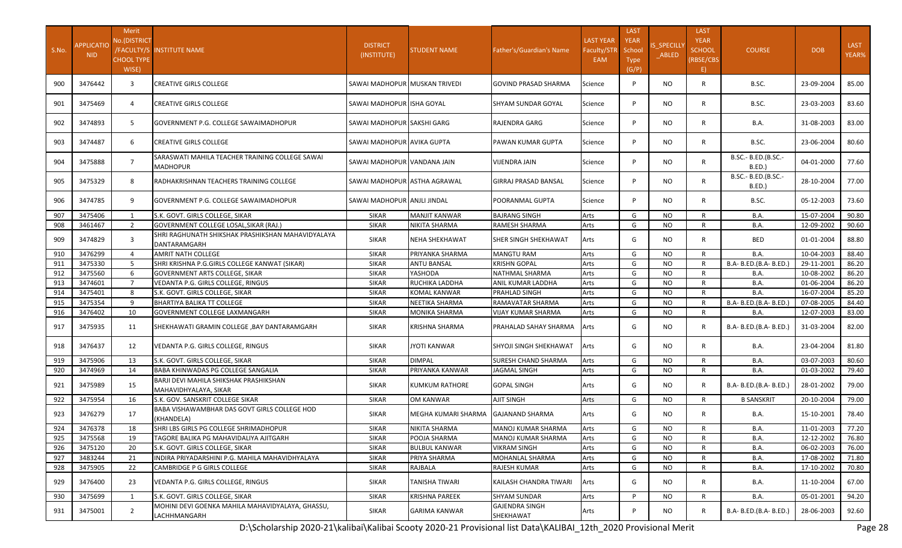| S.No. | APPLICATIO NID | Merit No.(DISTRICT /FACULTY/S CHOOL TYPE WISE) | INSTITUTE NAME | DISTRICT (INSTITUTE) | STUDENT NAME | Father's/Guardian's Name | LAST YEAR Faculty/STR EAM | LAST YEAR School Type (G/P) | IS_SPECILLY _ABLED | LAST YEAR SCHOOL (RBSE/CBS E) | COURSE | DOB | LAST YEAR% |
|---|---|---|---|---|---|---|---|---|---|---|---|---|---|
| 900 | 3476442 | 3 | CREATIVE GIRLS COLLEGE | SAWAI MADHOPUR | MUSKAN TRIVEDI | GOVIND PRASAD SHARMA | Science | P | NO | R | B.SC. | 23-09-2004 | 85.00 |
| 901 | 3475469 | 4 | CREATIVE GIRLS COLLEGE | SAWAI MADHOPUR | ISHA GOYAL | SHYAM SUNDAR GOYAL | Science | P | NO | R | B.SC. | 23-03-2003 | 83.60 |
| 902 | 3474893 | 5 | GOVERNMENT P.G. COLLEGE SAWAIMADHOPUR | SAWAI MADHOPUR | SAKSHI GARG | RAJENDRA GARG | Science | P | NO | R | B.A. | 31-08-2003 | 83.00 |
| 903 | 3474487 | 6 | CREATIVE GIRLS COLLEGE | SAWAI MADHOPUR | AVIKA GUPTA | PAWAN KUMAR GUPTA | Science | P | NO | R | B.SC. | 23-06-2004 | 80.60 |
| 904 | 3475888 | 7 | SARASWATI MAHILA TEACHER TRAINING COLLEGE SAWAI MADHOPUR | SAWAI MADHOPUR | VANDANA JAIN | VIJENDRA JAIN | Science | P | NO | R | B.SC.- B.ED.(B.SC.- B.ED.) | 04-01-2000 | 77.60 |
| 905 | 3475329 | 8 | RADHAKRISHNAN TEACHERS TRAINING COLLEGE | SAWAI MADHOPUR | ASTHA AGRAWAL | GIRRAJ PRASAD BANSAL | Science | P | NO | R | B.SC.- B.ED.(B.SC.- B.ED.) | 28-10-2004 | 77.00 |
| 906 | 3474785 | 9 | GOVERNMENT P.G. COLLEGE SAWAIMADHOPUR | SAWAI MADHOPUR | ANJLI JINDAL | POORANMAL GUPTA | Science | P | NO | R | B.SC. | 05-12-2003 | 73.60 |
| 907 | 3475406 | 1 | S.K. GOVT. GIRLS COLLEGE, SIKAR | SIKAR | MANJIT KANWAR | BAJRANG SINGH | Arts | G | NO | R | B.A. | 15-07-2004 | 90.80 |
| 908 | 3461467 | 2 | GOVERNMENT COLLEGE LOSAL,SIKAR (RAJ.) | SIKAR | NIKITA SHARMA | RAMESH SHARMA | Arts | G | NO | R | B.A. | 12-09-2002 | 90.60 |
| 909 | 3474829 | 3 | SHRI RAGHUNATH SHIKSHAK PRASHIKSHAN MAHAVIDYALAYA DANTARAMGARH | SIKAR | NEHA SHEKHAWAT | SHER SINGH SHEKHAWAT | Arts | G | NO | R | BED | 01-01-2004 | 88.80 |
| 910 | 3476299 | 4 | AMRIT NATH COLLEGE | SIKAR | PRIYANKA SHARMA | MANGTU RAM | Arts | G | NO | R | B.A. | 10-04-2003 | 88.40 |
| 911 | 3475330 | 5 | SHRI KRISHNA P.G.GIRLS COLLEGE KANWAT (SIKAR) | SIKAR | ANTU BANSAL | KRISHN GOPAL | Arts | G | NO | R | B.A- B.ED.(B.A- B.ED.) | 29-11-2001 | 86.20 |
| 912 | 3475560 | 6 | GOVERNMENT ARTS COLLEGE, SIKAR | SIKAR | YASHODA | NATHMAL SHARMA | Arts | G | NO | R | B.A. | 10-08-2002 | 86.20 |
| 913 | 3474601 | 7 | VEDANTA P.G. GIRLS COLLEGE, RINGUS | SIKAR | RUCHIKA LADDHA | ANIL KUMAR LADDHA | Arts | G | NO | R | B.A. | 01-06-2004 | 86.20 |
| 914 | 3475401 | 8 | S.K. GOVT. GIRLS COLLEGE, SIKAR | SIKAR | KOMAL KANWAR | PRAHLAD SINGH | Arts | G | NO | R | B.A. | 16-07-2004 | 85.20 |
| 915 | 3475354 | 9 | BHARTIYA BALIKA TT COLLEGE | SIKAR | NEETIKA SHARMA | RAMAVATAR SHARMA | Arts | G | NO | R | B.A- B.ED.(B.A- B.ED.) | 07-08-2005 | 84.40 |
| 916 | 3476402 | 10 | GOVERNMENT COLLEGE LAXMANGARH | SIKAR | MONIKA SHARMA | VIJAY KUMAR SHARMA | Arts | G | NO | R | B.A. | 12-07-2003 | 83.00 |
| 917 | 3475935 | 11 | SHEKHAWATI GRAMIN COLLEGE ,BAY DANTARAMGARH | SIKAR | KRISHNA SHARMA | PRAHALAD SAHAY SHARMA | Arts | G | NO | R | B.A- B.ED.(B.A- B.ED.) | 31-03-2004 | 82.00 |
| 918 | 3476437 | 12 | VEDANTA P.G. GIRLS COLLEGE, RINGUS | SIKAR | JYOTI KANWAR | SHYOJI SINGH SHEKHAWAT | Arts | G | NO | R | B.A. | 23-04-2004 | 81.80 |
| 919 | 3475906 | 13 | S.K. GOVT. GIRLS COLLEGE, SIKAR | SIKAR | DIMPAL | SURESH CHAND SHARMA | Arts | G | NO | R | B.A. | 03-07-2003 | 80.60 |
| 920 | 3474969 | 14 | BABA KHINWADAS PG COLLEGE SANGALIA | SIKAR | PRIYANKA KANWAR | JAGMAL SINGH | Arts | G | NO | R | B.A. | 01-03-2002 | 79.40 |
| 921 | 3475989 | 15 | BARJI DEVI MAHILA SHIKSHAK PRASHIKSHAN MAHAVIDHYALAYA, SIKAR | SIKAR | KUMKUM RATHORE | GOPAL SINGH | Arts | G | NO | R | B.A- B.ED.(B.A- B.ED.) | 28-01-2002 | 79.00 |
| 922 | 3475954 | 16 | S.K. GOV. SANSKRIT COLLEGE SIKAR | SIKAR | OM KANWAR | AJIT SINGH | Arts | G | NO | R | B SANSKRIT | 20-10-2004 | 79.00 |
| 923 | 3476279 | 17 | BABA VISHAWAMBHAR DAS GOVT GIRLS COLLEGE HOD (KHANDELA) | SIKAR | MEGHA KUMARI SHARMA | GAJANAND SHARMA | Arts | G | NO | R | B.A. | 15-10-2001 | 78.40 |
| 924 | 3476378 | 18 | SHRI LBS GIRLS PG COLLEGE SHRIMADHOPUR | SIKAR | NIKITA SHARMA | MANOJ KUMAR SHARMA | Arts | G | NO | R | B.A. | 11-01-2003 | 77.20 |
| 925 | 3475568 | 19 | TAGORE BALIKA PG MAHAVIDALIYA AJITGARH | SIKAR | POOJA SHARMA | MANOJ KUMAR SHARMA | Arts | G | NO | R | B.A. | 12-12-2002 | 76.80 |
| 926 | 3475120 | 20 | S.K. GOVT. GIRLS COLLEGE, SIKAR | SIKAR | BULBUL KANWAR | VIKRAM SINGH | Arts | G | NO | R | B.A. | 06-02-2003 | 76.00 |
| 927 | 3483244 | 21 | INDIRA PRIYADARSHINI P.G. MAHILA MAHAVIDHYALAYA | SIKAR | PRIYA SHARMA | MOHANLAL SHARMA | Arts | G | NO | R | B.A. | 17-08-2002 | 71.80 |
| 928 | 3475905 | 22 | CAMBRIDGE P G GIRLS COLLEGE | SIKAR | RAJBALA | RAJESH KUMAR | Arts | G | NO | R | B.A. | 17-10-2002 | 70.80 |
| 929 | 3476400 | 23 | VEDANTA P.G. GIRLS COLLEGE, RINGUS | SIKAR | TANISHA TIWARI | KAILASH CHANDRA TIWARI | Arts | G | NO | R | B.A. | 11-10-2004 | 67.00 |
| 930 | 3475699 | 1 | S.K. GOVT. GIRLS COLLEGE, SIKAR | SIKAR | KRISHNA PAREEK | SHYAM SUNDAR | Arts | P | NO | R | B.A. | 05-01-2001 | 94.20 |
| 931 | 3475001 | 2 | MOHINI DEVI GOENKA MAHILA MAHAVIDYALAYA, GHASSU, LACHHMANGARH | SIKAR | GARIMA KANWAR | GAJENDRA SINGH SHEKHAWAT | Arts | P | NO | R | B.A- B.ED.(B.A- B.ED.) | 28-06-2003 | 92.60 |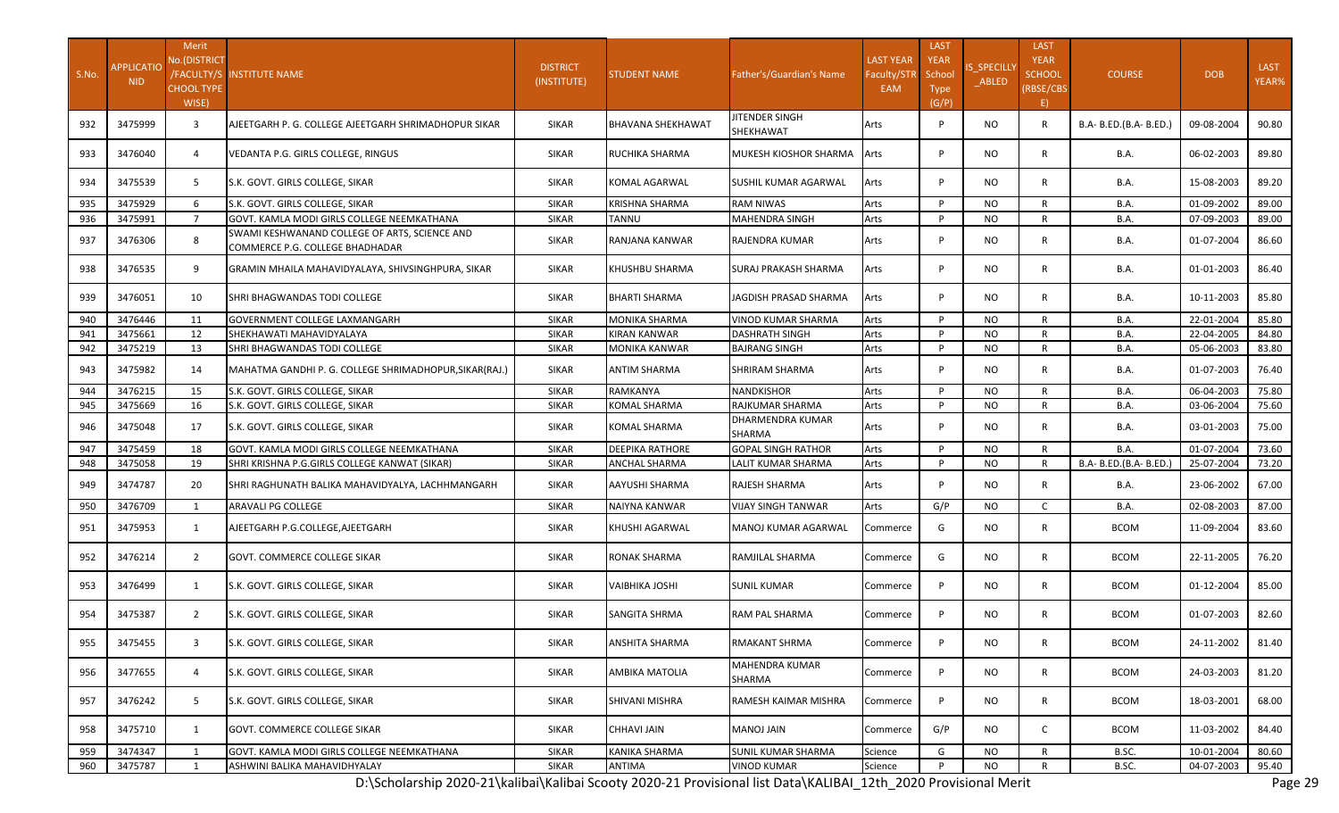| S.No. | APPLICATIO NID | Merit No.(DISTRICT /FACULTY/S CHOOL TYPE WISE) | INSTITUTE NAME | DISTRICT (INSTITUTE) | STUDENT NAME | Father's/Guardian's Name | LAST YEAR Faculty/STR EAM | LAST YEAR School Type (G/P) | IS_SPECILLY_ABLED | LAST YEAR SCHOOL (RBSE/CBSE) | COURSE | DOB | LAST YEAR% |
|---|---|---|---|---|---|---|---|---|---|---|---|---|---|
| 932 | 3475999 | 3 | AJEETGARH P. G. COLLEGE AJEETGARH SHRIMADHOPUR SIKAR | SIKAR | BHAVANA SHEKHAWAT | JITENDER SINGH SHEKHAWAT | Arts | P | NO | R | B.A- B.ED.(B.A- B.ED.) | 09-08-2004 | 90.80 |
| 933 | 3476040 | 4 | VEDANTA P.G. GIRLS COLLEGE, RINGUS | SIKAR | RUCHIKA SHARMA | MUKESH KIOSHOR SHARMA | Arts | P | NO | R | B.A. | 06-02-2003 | 89.80 |
| 934 | 3475539 | 5 | S.K. GOVT. GIRLS COLLEGE, SIKAR | SIKAR | KOMAL AGARWAL | SUSHIL KUMAR AGARWAL | Arts | P | NO | R | B.A. | 15-08-2003 | 89.20 |
| 935 | 3475929 | 6 | S.K. GOVT. GIRLS COLLEGE, SIKAR | SIKAR | KRISHNA SHARMA | RAM NIWAS | Arts | P | NO | R | B.A. | 01-09-2002 | 89.00 |
| 936 | 3475991 | 7 | GOVT. KAMLA MODI GIRLS COLLEGE NEEMKATHANA | SIKAR | TANNU | MAHENDRA SINGH | Arts | P | NO | R | B.A. | 07-09-2003 | 89.00 |
| 937 | 3476306 | 8 | SWAMI KESHWANAND COLLEGE OF ARTS, SCIENCE AND COMMERCE P.G. COLLEGE BHADHADAR | SIKAR | RANJANA KANWAR | RAJENDRA KUMAR | Arts | P | NO | R | B.A. | 01-07-2004 | 86.60 |
| 938 | 3476535 | 9 | GRAMIN MHAILA MAHAVIDYALAYA, SHIVSINGHPURA, SIKAR | SIKAR | KHUSHBU SHARMA | SURAJ PRAKASH SHARMA | Arts | P | NO | R | B.A. | 01-01-2003 | 86.40 |
| 939 | 3476051 | 10 | SHRI BHAGWANDAS TODI COLLEGE | SIKAR | BHARTI SHARMA | JAGDISH PRASAD SHARMA | Arts | P | NO | R | B.A. | 10-11-2003 | 85.80 |
| 940 | 3476446 | 11 | GOVERNMENT COLLEGE LAXMANGARH | SIKAR | MONIKA SHARMA | VINOD KUMAR SHARMA | Arts | P | NO | R | B.A. | 22-01-2004 | 85.80 |
| 941 | 3475661 | 12 | SHEKHAWATI MAHAVIDYALAYA | SIKAR | KIRAN KANWAR | DASHRATH SINGH | Arts | P | NO | R | B.A. | 22-04-2005 | 84.80 |
| 942 | 3475219 | 13 | SHRI BHAGWANDAS TODI COLLEGE | SIKAR | MONIKA KANWAR | BAJRANG SINGH | Arts | P | NO | R | B.A. | 05-06-2003 | 83.80 |
| 943 | 3475982 | 14 | MAHATMA GANDHI P. G. COLLEGE SHRIMADHOPUR,SIKAR(RAJ.) | SIKAR | ANTIM SHARMA | SHRIRAM SHARMA | Arts | P | NO | R | B.A. | 01-07-2003 | 76.40 |
| 944 | 3476215 | 15 | S.K. GOVT. GIRLS COLLEGE, SIKAR | SIKAR | RAMKANYA | NANDKISHOR | Arts | P | NO | R | B.A. | 06-04-2003 | 75.80 |
| 945 | 3475669 | 16 | S.K. GOVT. GIRLS COLLEGE, SIKAR | SIKAR | KOMAL SHARMA | RAJKUMAR SHARMA | Arts | P | NO | R | B.A. | 03-06-2004 | 75.60 |
| 946 | 3475048 | 17 | S.K. GOVT. GIRLS COLLEGE, SIKAR | SIKAR | KOMAL SHARMA | DHARMENDRA KUMAR SHARMA | Arts | P | NO | R | B.A. | 03-01-2003 | 75.00 |
| 947 | 3475459 | 18 | GOVT. KAMLA MODI GIRLS COLLEGE NEEMKATHANA | SIKAR | DEEPIKA RATHORE | GOPAL SINGH RATHOR | Arts | P | NO | R | B.A. | 01-07-2004 | 73.60 |
| 948 | 3475058 | 19 | SHRI KRISHNA P.G.GIRLS COLLEGE KANWAT (SIKAR) | SIKAR | ANCHAL SHARMA | LALIT KUMAR SHARMA | Arts | P | NO | R | B.A- B.ED.(B.A- B.ED.) | 25-07-2004 | 73.20 |
| 949 | 3474787 | 20 | SHRI RAGHUNATH BALIKA MAHAVIDYALYA, LACHHMANGARH | SIKAR | AAYUSHI SHARMA | RAJESH SHARMA | Arts | P | NO | R | B.A. | 23-06-2002 | 67.00 |
| 950 | 3476709 | 1 | ARAVALI PG COLLEGE | SIKAR | NAIYNA KANWAR | VIJAY SINGH TANWAR | Arts | G/P | NO | C | B.A. | 02-08-2003 | 87.00 |
| 951 | 3475953 | 1 | AJEETGARH P.G.COLLEGE,AJEETGARH | SIKAR | KHUSHI AGARWAL | MANOJ KUMAR AGARWAL | Commerce | G | NO | R | BCOM | 11-09-2004 | 83.60 |
| 952 | 3476214 | 2 | GOVT. COMMERCE COLLEGE SIKAR | SIKAR | RONAK SHARMA | RAMJILAL SHARMA | Commerce | G | NO | R | BCOM | 22-11-2005 | 76.20 |
| 953 | 3476499 | 1 | S.K. GOVT. GIRLS COLLEGE, SIKAR | SIKAR | VAIBHIKA JOSHI | SUNIL KUMAR | Commerce | P | NO | R | BCOM | 01-12-2004 | 85.00 |
| 954 | 3475387 | 2 | S.K. GOVT. GIRLS COLLEGE, SIKAR | SIKAR | SANGITA SHRMA | RAM PAL SHARMA | Commerce | P | NO | R | BCOM | 01-07-2003 | 82.60 |
| 955 | 3475455 | 3 | S.K. GOVT. GIRLS COLLEGE, SIKAR | SIKAR | ANSHITA SHARMA | RMAKANT SHRMA | Commerce | P | NO | R | BCOM | 24-11-2002 | 81.40 |
| 956 | 3477655 | 4 | S.K. GOVT. GIRLS COLLEGE, SIKAR | SIKAR | AMBIKA MATOLIA | MAHENDRA KUMAR SHARMA | Commerce | P | NO | R | BCOM | 24-03-2003 | 81.20 |
| 957 | 3476242 | 5 | S.K. GOVT. GIRLS COLLEGE, SIKAR | SIKAR | SHIVANI MISHRA | RAMESH KAIMAR MISHRA | Commerce | P | NO | R | BCOM | 18-03-2001 | 68.00 |
| 958 | 3475710 | 1 | GOVT. COMMERCE COLLEGE SIKAR | SIKAR | CHHAVI JAIN | MANOJ JAIN | Commerce | G/P | NO | C | BCOM | 11-03-2002 | 84.40 |
| 959 | 3474347 | 1 | GOVT. KAMLA MODI GIRLS COLLEGE NEEMKATHANA | SIKAR | KANIKA SHARMA | SUNIL KUMAR SHARMA | Science | G | NO | R | B.SC. | 10-01-2004 | 80.60 |
| 960 | 3475787 | 1 | ASHWINI BALIKA MAHAVIDHYALAY | SIKAR | ANTIMA | VINOD KUMAR | Science | P | NO | R | B.SC. | 04-07-2003 | 95.40 |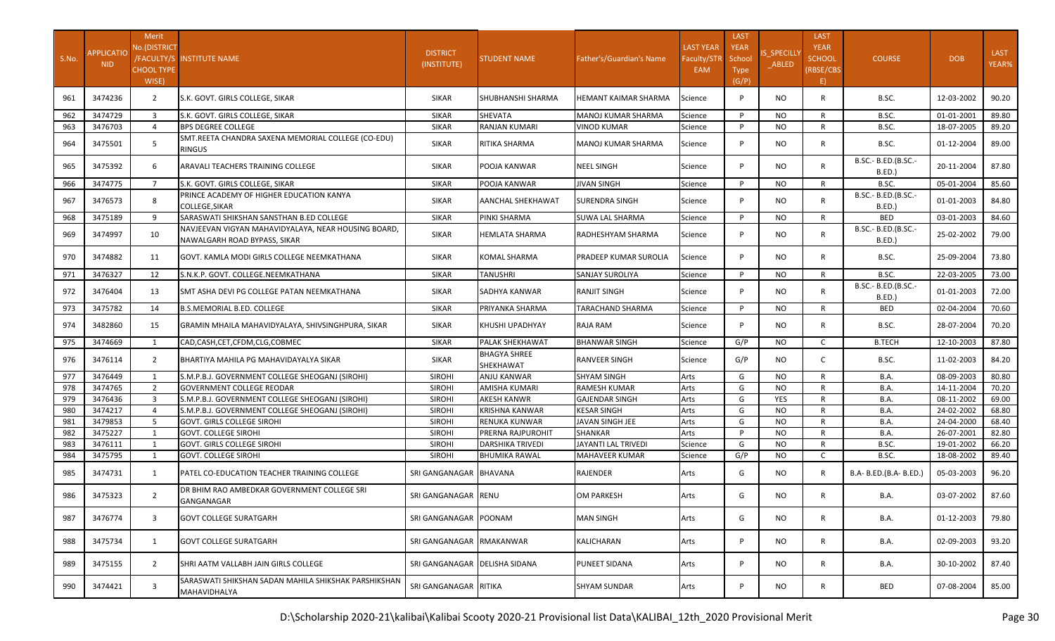| S.No. | APPLICATION NID | Merit No.(DISTRICT /FACULTY/SCHOOL TYPE WISE) | INSTITUTE NAME | DISTRICT (INSTITUTE) | STUDENT NAME | Father's/Guardian's Name | LAST YEAR Faculty/STREAM | LAST YEAR School Type (G/P) | IS_SPECILLY_ABLED | LAST YEAR SCHOOL (RBSE/CBSE) | COURSE | DOB | LAST YEAR% |
|---|---|---|---|---|---|---|---|---|---|---|---|---|---|
| 961 | 3474236 | 2 | S.K. GOVT. GIRLS COLLEGE, SIKAR | SIKAR | SHUBHANSHI SHARMA | HEMANT KAIMAR SHARMA | Science | P | NO | R | B.SC. | 12-03-2002 | 90.20 |
| 962 | 3474729 | 3 | S.K. GOVT. GIRLS COLLEGE, SIKAR | SIKAR | SHEVATA | MANOJ KUMAR SHARMA | Science | P | NO | R | B.SC. | 01-01-2001 | 89.80 |
| 963 | 3476703 | 4 | BPS DEGREE COLLEGE | SIKAR | RANJAN KUMARI | VINOD KUMAR | Science | P | NO | R | B.SC. | 18-07-2005 | 89.20 |
| 964 | 3475501 | 5 | SMT.REETA CHANDRA SAXENA MEMORIAL COLLEGE (CO-EDU) RINGUS | SIKAR | RITIKA SHARMA | MANOJ KUMAR SHARMA | Science | P | NO | R | B.SC. | 01-12-2004 | 89.00 |
| 965 | 3475392 | 6 | ARAVALI TEACHERS TRAINING COLLEGE | SIKAR | POOJA KANWAR | NEEL SINGH | Science | P | NO | R | B.SC.- B.ED.(B.SC.-B.ED.) | 20-11-2004 | 87.80 |
| 966 | 3474775 | 7 | S.K. GOVT. GIRLS COLLEGE, SIKAR | SIKAR | POOJA KANWAR | JIVAN SINGH | Science | P | NO | R | B.SC. | 05-01-2004 | 85.60 |
| 967 | 3476573 | 8 | PRINCE ACADEMY OF HIGHER EDUCATION KANYA COLLEGE,SIKAR | SIKAR | AANCHAL SHEKHAWAT | SURENDRA SINGH | Science | P | NO | R | B.SC.- B.ED.(B.SC.-B.ED.) | 01-01-2003 | 84.80 |
| 968 | 3475189 | 9 | SARASWATI SHIKSHAN SANSTHAN B.ED COLLEGE | SIKAR | PINKI SHARMA | SUWA LAL SHARMA | Science | P | NO | R | BED | 03-01-2003 | 84.60 |
| 969 | 3474997 | 10 | NAVJEEVAN VIGYAN MAHAVIDYALAYA, NEAR HOUSING BOARD, NAWALGARH ROAD BYPASS, SIKAR | SIKAR | HEMLATA SHARMA | RADHESHYAM SHARMA | Science | P | NO | R | B.SC.- B.ED.(B.SC.-B.ED.) | 25-02-2002 | 79.00 |
| 970 | 3474882 | 11 | GOVT. KAMLA MODI GIRLS COLLEGE NEEMKATHANA | SIKAR | KOMAL SHARMA | PRADEEP KUMAR SUROLIA | Science | P | NO | R | B.SC. | 25-09-2004 | 73.80 |
| 971 | 3476327 | 12 | S.N.K.P. GOVT. COLLEGE.NEEMKATHANA | SIKAR | TANUSHRI | SANJAY SUROLIYA | Science | P | NO | R | B.SC. | 22-03-2005 | 73.00 |
| 972 | 3476404 | 13 | SMT ASHA DEVI PG COLLEGE PATAN NEEMKATHANA | SIKAR | SADHYA KANWAR | RANJIT SINGH | Science | P | NO | R | B.SC.- B.ED.(B.SC.-B.ED.) | 01-01-2003 | 72.00 |
| 973 | 3475782 | 14 | B.S.MEMORIAL B.ED. COLLEGE | SIKAR | PRIYANKA SHARMA | TARACHAND SHARMA | Science | P | NO | R | BED | 02-04-2004 | 70.60 |
| 974 | 3482860 | 15 | GRAMIN MHAILA MAHAVIDYALAYA, SHIVSINGHPURA, SIKAR | SIKAR | KHUSHI UPADHYAY | RAJA RAM | Science | P | NO | R | B.SC. | 28-07-2004 | 70.20 |
| 975 | 3474669 | 1 | CAD,CASH,CET,CFDM,CLG,COBMEC | SIKAR | PALAK SHEKHAWAT | BHANWAR SINGH | Science | G/P | NO | C | B.TECH | 12-10-2003 | 87.80 |
| 976 | 3476114 | 2 | BHARTIYA MAHILA PG MAHAVIDAYALYA SIKAR | SIKAR | BHAGYA SHREE SHEKHAWAT | RANVEER SINGH | Science | G/P | NO | C | B.SC. | 11-02-2003 | 84.20 |
| 977 | 3476449 | 1 | S.M.P.B.J. GOVERNMENT COLLEGE SHEOGANJ (SIROHI) | SIROHI | ANJU KANWAR | SHYAM SINGH | Arts | G | NO | R | B.A. | 08-09-2003 | 80.80 |
| 978 | 3474765 | 2 | GOVERNMENT COLLEGE REODAR | SIROHI | AMISHA KUMARI | RAMESH KUMAR | Arts | G | NO | R | B.A. | 14-11-2004 | 70.20 |
| 979 | 3476436 | 3 | S.M.P.B.J. GOVERNMENT COLLEGE SHEOGANJ (SIROHI) | SIROHI | AKESH KANWR | GAJENDAR SINGH | Arts | G | YES | R | B.A. | 08-11-2002 | 69.00 |
| 980 | 3474217 | 4 | S.M.P.B.J. GOVERNMENT COLLEGE SHEOGANJ (SIROHI) | SIROHI | KRISHNA KANWAR | KESAR SINGH | Arts | G | NO | R | B.A. | 24-02-2002 | 68.80 |
| 981 | 3479853 | 5 | GOVT. GIRLS COLLEGE SIROHI | SIROHI | RENUKA KUNWAR | JAVAN SINGH JEE | Arts | G | NO | R | B.A. | 24-04-2000 | 68.40 |
| 982 | 3475227 | 1 | GOVT. COLLEGE SIROHI | SIROHI | PRERNA RAJPUROHIT | SHANKAR | Arts | P | NO | R | B.A. | 26-07-2001 | 82.80 |
| 983 | 3476111 | 1 | GOVT. GIRLS COLLEGE SIROHI | SIROHI | DARSHIKA TRIVEDI | JAYANTI LAL TRIVEDI | Science | G | NO | R | B.SC. | 19-01-2002 | 66.20 |
| 984 | 3475795 | 1 | GOVT. COLLEGE SIROHI | SIROHI | BHUMIKA RAWAL | MAHAVEER KUMAR | Science | G/P | NO | C | B.SC. | 18-08-2002 | 89.40 |
| 985 | 3474731 | 1 | PATEL CO-EDUCATION TEACHER TRAINING COLLEGE | SRI GANGANAGAR | BHAVANA | RAJENDER | Arts | G | NO | R | B.A- B.ED.(B.A- B.ED.) | 05-03-2003 | 96.20 |
| 986 | 3475323 | 2 | DR BHIM RAO AMBEDKAR GOVERNMENT COLLEGE SRI GANGANAGAR | SRI GANGANAGAR | RENU | OM PARKESH | Arts | G | NO | R | B.A. | 03-07-2002 | 87.60 |
| 987 | 3476774 | 3 | GOVT COLLEGE SURATGARH | SRI GANGANAGAR | POONAM | MAN SINGH | Arts | G | NO | R | B.A. | 01-12-2003 | 79.80 |
| 988 | 3475734 | 1 | GOVT COLLEGE SURATGARH | SRI GANGANAGAR | RMAKANWAR | KALICHARAN | Arts | P | NO | R | B.A. | 02-09-2003 | 93.20 |
| 989 | 3475155 | 2 | SHRI AATM VALLABH JAIN GIRLS COLLEGE | SRI GANGANAGAR | DELISHA SIDANA | PUNEET SIDANA | Arts | P | NO | R | B.A. | 30-10-2002 | 87.40 |
| 990 | 3474421 | 3 | SARASWATI SHIKSHAN SADAN MAHILA SHIKSHAK PARSHIKSHAN MAHAVIDHALYA | SRI GANGANAGAR | RITIKA | SHYAM SUNDAR | Arts | P | NO | R | BED | 07-08-2004 | 85.00 |

D:\Scholarship 2020-21\kalibai\Kalibai Scooty 2020-21 Provisional list Data\KALIBAI_12th_2020 Provisional Merit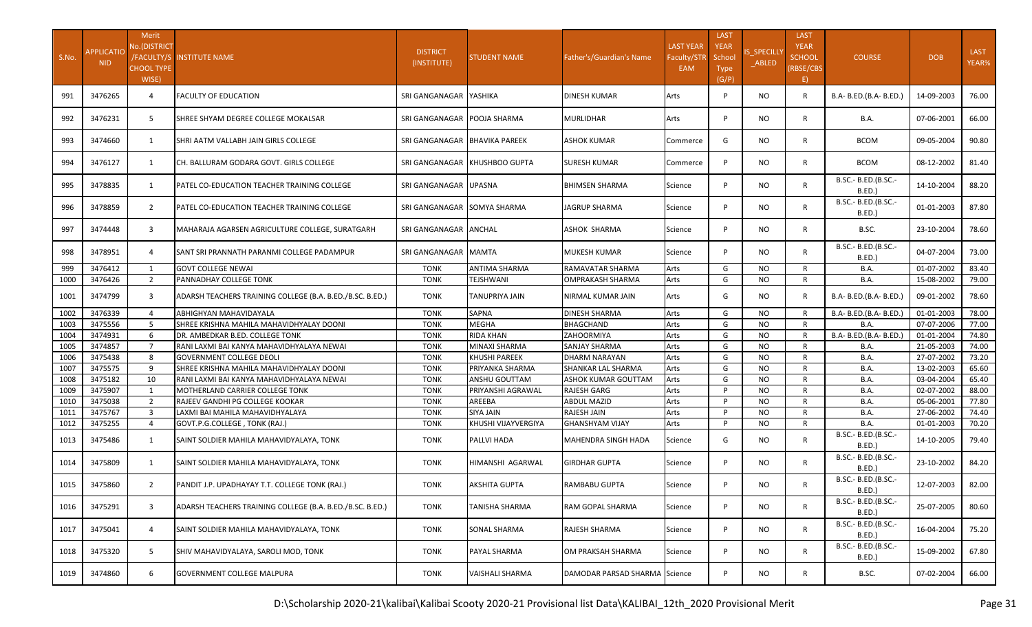| S.No. | APPLICATIONID | Merit No.(DISTRICT/FACULTY/SCHOOL TYPE WISE) | INSTITUTE NAME | DISTRICT (INSTITUTE) | STUDENT NAME | Father's/Guardian's Name | LAST YEAR Faculty/STREAM | LAST YEAR School Type (G/P) | IS_SPECILLY_ABLED | LAST YEAR SCHOOL (RBSE/CBSE) | COURSE | DOB | LAST YEAR% |
|---|---|---|---|---|---|---|---|---|---|---|---|---|---|
| 991 | 3476265 | 4 | FACULTY OF EDUCATION | SRI GANGANAGAR | YASHIKA | DINESH KUMAR | Arts | P | NO | R | B.A- B.ED.(B.A- B.ED.) | 14-09-2003 | 76.00 |
| 992 | 3476231 | 5 | SHREE SHYAM DEGREE COLLEGE MOKALSAR | SRI GANGANAGAR | POOJA SHARMA | MURLIDHAR | Arts | P | NO | R | B.A. | 07-06-2001 | 66.00 |
| 993 | 3474660 | 1 | SHRI AATM VALLABH JAIN GIRLS COLLEGE | SRI GANGANAGAR | BHAVIKA PAREEK | ASHOK KUMAR | Commerce | G | NO | R | BCOM | 09-05-2004 | 90.80 |
| 994 | 3476127 | 1 | CH. BALLURAM GODARA GOVT. GIRLS COLLEGE | SRI GANGANAGAR | KHUSHBOO GUPTA | SURESH KUMAR | Commerce | P | NO | R | BCOM | 08-12-2002 | 81.40 |
| 995 | 3478835 | 1 | PATEL CO-EDUCATION TEACHER TRAINING COLLEGE | SRI GANGANAGAR | UPASNA | BHIMSEN SHARMA | Science | P | NO | R | B.SC.- B.ED.(B.SC.-B.ED.) | 14-10-2004 | 88.20 |
| 996 | 3478859 | 2 | PATEL CO-EDUCATION TEACHER TRAINING COLLEGE | SRI GANGANAGAR | SOMYA SHARMA | JAGRUP SHARMA | Science | P | NO | R | B.SC.- B.ED.(B.SC.-B.ED.) | 01-01-2003 | 87.80 |
| 997 | 3474448 | 3 | MAHARAJA AGARSEN AGRICULTURE COLLEGE, SURATGARH | SRI GANGANAGAR | ANCHAL | ASHOK SHARMA | Science | P | NO | R | B.SC. | 23-10-2004 | 78.60 |
| 998 | 3478951 | 4 | SANT SRI PRANNATH PARANMI COLLEGE PADAMPUR | SRI GANGANAGAR | MAMTA | MUKESH KUMAR | Science | P | NO | R | B.SC.- B.ED.(B.SC.-B.ED.) | 04-07-2004 | 73.00 |
| 999 | 3476412 | 1 | GOVT COLLEGE NEWAI | TONK | ANTIMA SHARMA | RAMAVATAR SHARMA | Arts | G | NO | R | B.A. | 01-07-2002 | 83.40 |
| 1000 | 3476426 | 2 | PANNADHAY COLLEGE TONK | TONK | TEJSHWANI | OMPRAKASH SHARMA | Arts | G | NO | R | B.A. | 15-08-2002 | 79.00 |
| 1001 | 3474799 | 3 | ADARSH TEACHERS TRAINING COLLEGE (B.A. B.ED./B.SC. B.ED.) | TONK | TANUPRIYA JAIN | NIRMAL KUMAR JAIN | Arts | G | NO | R | B.A- B.ED.(B.A- B.ED.) | 09-01-2002 | 78.60 |
| 1002 | 3476339 | 4 | ABHIGHYAN MAHAVIDAYALA | TONK | SAPNA | DINESH SHARMA | Arts | G | NO | R | B.A- B.ED.(B.A- B.ED.) | 01-01-2003 | 78.00 |
| 1003 | 3475556 | 5 | SHREE KRISHNA MAHILA MAHAVIDHYALAY DOONI | TONK | MEGHA | BHAGCHAND | Arts | G | NO | R | B.A. | 07-07-2006 | 77.00 |
| 1004 | 3474931 | 6 | DR. AMBEDKAR B.ED. COLLEGE TONK | TONK | RIDA KHAN | ZAHOORMIYA | Arts | G | NO | R | B.A- B.ED.(B.A- B.ED.) | 01-01-2004 | 74.80 |
| 1005 | 3474857 | 7 | RANI LAXMI BAI KANYA MAHAVIDHYALAYA NEWAI | TONK | MINAXI SHARMA | SANJAY SHARMA | Arts | G | NO | R | B.A. | 21-05-2003 | 74.00 |
| 1006 | 3475438 | 8 | GOVERNMENT COLLEGE DEOLI | TONK | KHUSHI PAREEK | DHARM NARAYAN | Arts | G | NO | R | B.A. | 27-07-2002 | 73.20 |
| 1007 | 3475575 | 9 | SHREE KRISHNA MAHILA MAHAVIDHYALAY DOONI | TONK | PRIYANKA SHARMA | SHANKAR LAL SHARMA | Arts | G | NO | R | B.A. | 13-02-2003 | 65.60 |
| 1008 | 3475182 | 10 | RANI LAXMI BAI KANYA MAHAVIDHYALAYA NEWAI | TONK | ANSHU GOUTTAM | ASHOK KUMAR GOUTTAM | Arts | G | NO | R | B.A. | 03-04-2004 | 65.40 |
| 1009 | 3475907 | 1 | MOTHERLAND CARRIER COLLEGE TONK | TONK | PRIYANSHI AGRAWAL | RAJESH GARG | Arts | P | NO | R | B.A. | 02-07-2002 | 88.00 |
| 1010 | 3475038 | 2 | RAJEEV GANDHI PG COLLEGE KOOKAR | TONK | AREEBA | ABDUL MAZID | Arts | P | NO | R | B.A. | 05-06-2001 | 77.80 |
| 1011 | 3475767 | 3 | LAXMI BAI MAHILA MAHAVIDHYALAYA | TONK | SIYA JAIN | RAJESH JAIN | Arts | P | NO | R | B.A. | 27-06-2002 | 74.40 |
| 1012 | 3475255 | 4 | GOVT.P.G.COLLEGE , TONK (RAJ.) | TONK | KHUSHI VIJAYVERGIYA | GHANSHYAM VIJAY | Arts | P | NO | R | B.A. | 01-01-2003 | 70.20 |
| 1013 | 3475486 | 1 | SAINT SOLDIER MAHILA MAHAVIDYALAYA, TONK | TONK | PALLVI HADA | MAHENDRA SINGH HADA | Science | G | NO | R | B.SC.- B.ED.(B.SC.-B.ED.) | 14-10-2005 | 79.40 |
| 1014 | 3475809 | 1 | SAINT SOLDIER MAHILA MAHAVIDYALAYA, TONK | TONK | HIMANSHI AGARWAL | GIRDHAR GUPTA | Science | P | NO | R | B.SC.- B.ED.(B.SC.-B.ED.) | 23-10-2002 | 84.20 |
| 1015 | 3475860 | 2 | PANDIT J.P. UPADHAYAY T.T. COLLEGE TONK (RAJ.) | TONK | AKSHITA GUPTA | RAMBABU GUPTA | Science | P | NO | R | B.SC.- B.ED.(B.SC.-B.ED.) | 12-07-2003 | 82.00 |
| 1016 | 3475291 | 3 | ADARSH TEACHERS TRAINING COLLEGE (B.A. B.ED./B.SC. B.ED.) | TONK | TANISHA SHARMA | RAM GOPAL SHARMA | Science | P | NO | R | B.SC.- B.ED.(B.SC.-B.ED.) | 25-07-2005 | 80.60 |
| 1017 | 3475041 | 4 | SAINT SOLDIER MAHILA MAHAVIDYALAYA, TONK | TONK | SONAL SHARMA | RAJESH SHARMA | Science | P | NO | R | B.SC.- B.ED.(B.SC.-B.ED.) | 16-04-2004 | 75.20 |
| 1018 | 3475320 | 5 | SHIV MAHAVIDYALAYA, SAROLI MOD, TONK | TONK | PAYAL SHARMA | OM PRAKSAH SHARMA | Science | P | NO | R | B.SC.- B.ED.(B.SC.-B.ED.) | 15-09-2002 | 67.80 |
| 1019 | 3474860 | 6 | GOVERNMENT COLLEGE MALPURA | TONK | VAISHALI SHARMA | DAMODAR PARSAD SHARMA | Science | P | NO | R | B.SC. | 07-02-2004 | 66.00 |

D:\Scholarship 2020-21\kalibai\Kalibai Scooty 2020-21 Provisional list Data\KALIBAI_12th_2020 Provisional Merit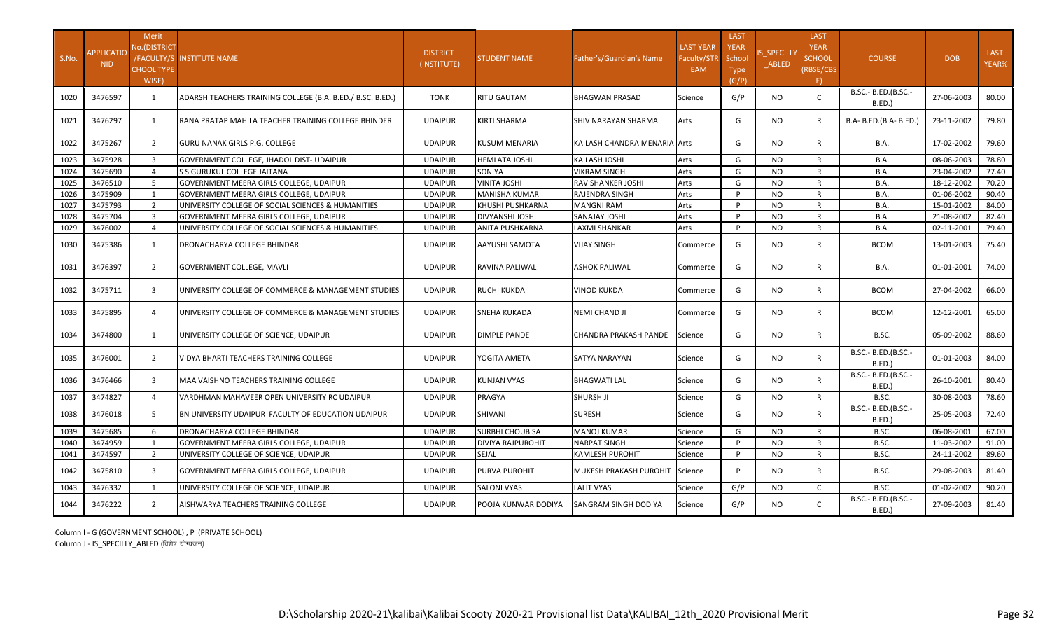| S.No. | APPLICATIONID | Merit No.(DISTRICT /FACULTY/SCHOOL TYPE WISE) | INSTITUTE NAME | DISTRICT (INSTITUTE) | STUDENT NAME | Father's/Guardian's Name | LAST YEAR Faculty/STREAM | LAST YEAR School Type (G/P) | IS_SPECILLY_ABLED | LAST YEAR SCHOOL (RBSE/CBSE) | COURSE | DOB | LAST YEAR% |
|---|---|---|---|---|---|---|---|---|---|---|---|---|---|
| 1020 | 3476597 | 1 | ADARSH TEACHERS TRAINING COLLEGE (B.A. B.ED./ B.SC. B.ED.) | TONK | RITU GAUTAM | BHAGWAN PRASAD | Science | G/P | NO | C | B.SC.- B.ED.(B.SC.- B.ED.) | 27-06-2003 | 80.00 |
| 1021 | 3476297 | 1 | RANA PRATAP MAHILA TEACHER TRAINING COLLEGE BHINDER | UDAIPUR | KIRTI SHARMA | SHIV NARAYAN SHARMA | Arts | G | NO | R | B.A- B.ED.(B.A- B.ED.) | 23-11-2002 | 79.80 |
| 1022 | 3475267 | 2 | GURU NANAK GIRLS P.G. COLLEGE | UDAIPUR | KUSUM MENARIA | KAILASH CHANDRA MENARIA | Arts | G | NO | R | B.A. | 17-02-2002 | 79.60 |
| 1023 | 3475928 | 3 | GOVERNMENT COLLEGE, JHADOL DIST- UDAIPUR | UDAIPUR | HEMLATA JOSHI | KAILASH JOSHI | Arts | G | NO | R | B.A. | 08-06-2003 | 78.80 |
| 1024 | 3475690 | 4 | S S GURUKUL COLLEGE JAITANA | UDAIPUR | SONIYA | VIKRAM SINGH | Arts | G | NO | R | B.A. | 23-04-2002 | 77.40 |
| 1025 | 3476510 | 5 | GOVERNMENT MEERA GIRLS COLLEGE, UDAIPUR | UDAIPUR | VINITA JOSHI | RAVISHANKER JOSHI | Arts | G | NO | R | B.A. | 18-12-2002 | 70.20 |
| 1026 | 3475909 | 1 | GOVERNMENT MEERA GIRLS COLLEGE, UDAIPUR | UDAIPUR | MANISHA KUMARI | RAJENDRA SINGH | Arts | P | NO | R | B.A. | 01-06-2002 | 90.40 |
| 1027 | 3475793 | 2 | UNIVERSITY COLLEGE OF SOCIAL SCIENCES & HUMANITIES | UDAIPUR | KHUSHI PUSHKARNA | MANGNI RAM | Arts | P | NO | R | B.A. | 15-01-2002 | 84.00 |
| 1028 | 3475704 | 3 | GOVERNMENT MEERA GIRLS COLLEGE, UDAIPUR | UDAIPUR | DIVYANSHI JOSHI | SANAJAY JOSHI | Arts | P | NO | R | B.A. | 21-08-2002 | 82.40 |
| 1029 | 3476002 | 4 | UNIVERSITY COLLEGE OF SOCIAL SCIENCES & HUMANITIES | UDAIPUR | ANITA PUSHKARNA | LAXMI SHANKAR | Arts | P | NO | R | B.A. | 02-11-2001 | 79.40 |
| 1030 | 3475386 | 1 | DRONACHARYA COLLEGE BHINDAR | UDAIPUR | AAYUSHI SAMOTA | VIJAY SINGH | Commerce | G | NO | R | BCOM | 13-01-2003 | 75.40 |
| 1031 | 3476397 | 2 | GOVERNMENT COLLEGE, MAVLI | UDAIPUR | RAVINA PALIWAL | ASHOK PALIWAL | Commerce | G | NO | R | B.A. | 01-01-2001 | 74.00 |
| 1032 | 3475711 | 3 | UNIVERSITY COLLEGE OF COMMERCE & MANAGEMENT STUDIES | UDAIPUR | RUCHI KUKDA | VINOD KUKDA | Commerce | G | NO | R | BCOM | 27-04-2002 | 66.00 |
| 1033 | 3475895 | 4 | UNIVERSITY COLLEGE OF COMMERCE & MANAGEMENT STUDIES | UDAIPUR | SNEHA KUKADA | NEMI CHAND JI | Commerce | G | NO | R | BCOM | 12-12-2001 | 65.00 |
| 1034 | 3474800 | 1 | UNIVERSITY COLLEGE OF SCIENCE, UDAIPUR | UDAIPUR | DIMPLE PANDE | CHANDRA PRAKASH PANDE | Science | G | NO | R | B.SC. | 05-09-2002 | 88.60 |
| 1035 | 3476001 | 2 | VIDYA BHARTI TEACHERS TRAINING COLLEGE | UDAIPUR | YOGITA AMETA | SATYA NARAYAN | Science | G | NO | R | B.SC.- B.ED.(B.SC.- B.ED.) | 01-01-2003 | 84.00 |
| 1036 | 3476466 | 3 | MAA VAISHNO TEACHERS TRAINING COLLEGE | UDAIPUR | KUNJAN VYAS | BHAGWATI LAL | Science | G | NO | R | B.SC.- B.ED.(B.SC.- B.ED.) | 26-10-2001 | 80.40 |
| 1037 | 3474827 | 4 | VARDHMAN MAHAVEER OPEN UNIVERSITY RC UDAIPUR | UDAIPUR | PRAGYA | SHURSH JI | Science | G | NO | R | B.SC. | 30-08-2003 | 78.60 |
| 1038 | 3476018 | 5 | BN UNIVERSITY UDAIPUR FACULTY OF EDUCATION UDAIPUR | UDAIPUR | SHIVANI | SURESH | Science | G | NO | R | B.SC.- B.ED.(B.SC.- B.ED.) | 25-05-2003 | 72.40 |
| 1039 | 3475685 | 6 | DRONACHARYA COLLEGE BHINDAR | UDAIPUR | SURBHI CHOUBISA | MANOJ KUMAR | Science | G | NO | R | B.SC. | 06-08-2001 | 67.00 |
| 1040 | 3474959 | 1 | GOVERNMENT MEERA GIRLS COLLEGE, UDAIPUR | UDAIPUR | DIVIYA RAJPUROHIT | NARPAT SINGH | Science | P | NO | R | B.SC. | 11-03-2002 | 91.00 |
| 1041 | 3474597 | 2 | UNIVERSITY COLLEGE OF SCIENCE, UDAIPUR | UDAIPUR | SEJAL | KAMLESH PUROHIT | Science | P | NO | R | B.SC. | 24-11-2002 | 89.60 |
| 1042 | 3475810 | 3 | GOVERNMENT MEERA GIRLS COLLEGE, UDAIPUR | UDAIPUR | PURVA PUROHIT | MUKESH PRAKASH PUROHIT | Science | P | NO | R | B.SC. | 29-08-2003 | 81.40 |
| 1043 | 3476332 | 1 | UNIVERSITY COLLEGE OF SCIENCE, UDAIPUR | UDAIPUR | SALONI VYAS | LALIT VYAS | Science | G/P | NO | C | B.SC. | 01-02-2002 | 90.20 |
| 1044 | 3476222 | 2 | AISHWARYA TEACHERS TRAINING COLLEGE | UDAIPUR | POOJA KUNWAR DODIYA | SANGRAM SINGH DODIYA | Science | G/P | NO | C | B.SC.- B.ED.(B.SC.- B.ED.) | 27-09-2003 | 81.40 |

Column I - G (GOVERNMENT SCHOOL) , P (PRIVATE SCHOOL)
Column J - IS_SPECILLY_ABLED (विशेष योग्यजन)